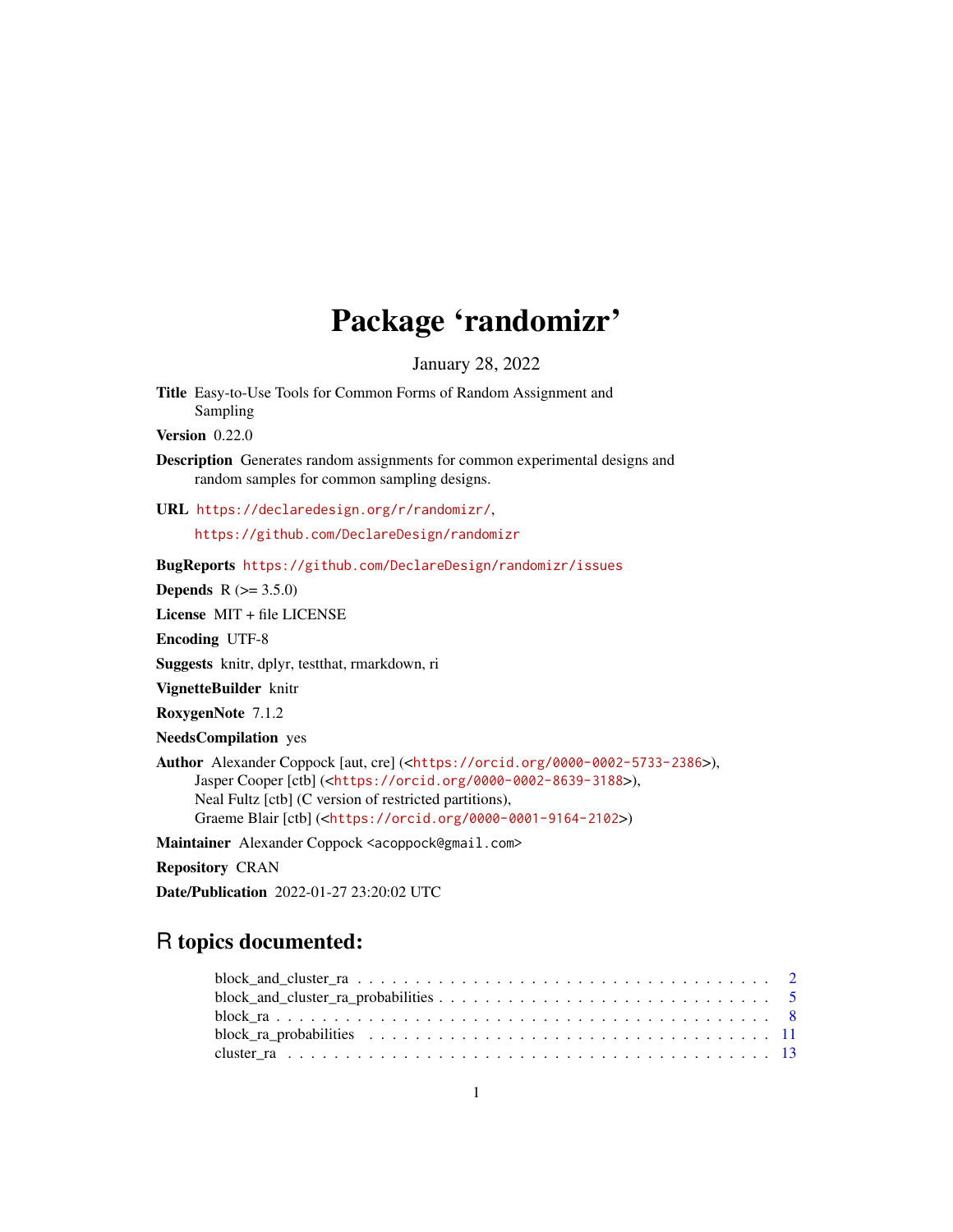# Package 'randomizr'

January 28, 2022

**Title** Easy-to-Use Tools for Common Forms of Random Assignment and Sampling

**Version** 0.22.0

**Description** Generates random assignments for common experimental designs and random samples for common sampling designs.

**URL** https://declaredesign.org/r/randomizr/,

https://github.com/DeclareDesign/randomizr

**BugReports** https://github.com/DeclareDesign/randomizr/issues

**Depends** R (>= 3.5.0)

**License** MIT + file LICENSE

**Encoding** UTF-8

**Suggests** knitr, dplyr, testthat, rmarkdown, ri

**VignetteBuilder** knitr

**RoxygenNote** 7.1.2

**NeedsCompilation** yes

**Author** Alexander Coppock [aut, cre] (<https://orcid.org/0000-0002-5733-2386>), Jasper Cooper [ctb] (<https://orcid.org/0000-0002-8639-3188>), Neal Fultz [ctb] (C version of restricted partitions), Graeme Blair [ctb] (<https://orcid.org/0000-0001-9164-2102>)

**Maintainer** Alexander Coppock <acoppock@gmail.com>

**Repository** CRAN

**Date/Publication** 2022-01-27 23:20:02 UTC

## R topics documented:

block_and_cluster_ra . . . . . . . . . . . . . . . . . . . . . . . . . . . . . . . . . . . 2
block_and_cluster_ra_probabilities . . . . . . . . . . . . . . . . . . . . . . . . . . . 5
block_ra . . . . . . . . . . . . . . . . . . . . . . . . . . . . . . . . . . . . . . . . . 8
block_ra_probabilities . . . . . . . . . . . . . . . . . . . . . . . . . . . . . . . . . . 11
cluster_ra . . . . . . . . . . . . . . . . . . . . . . . . . . . . . . . . . . . . . . . . . 13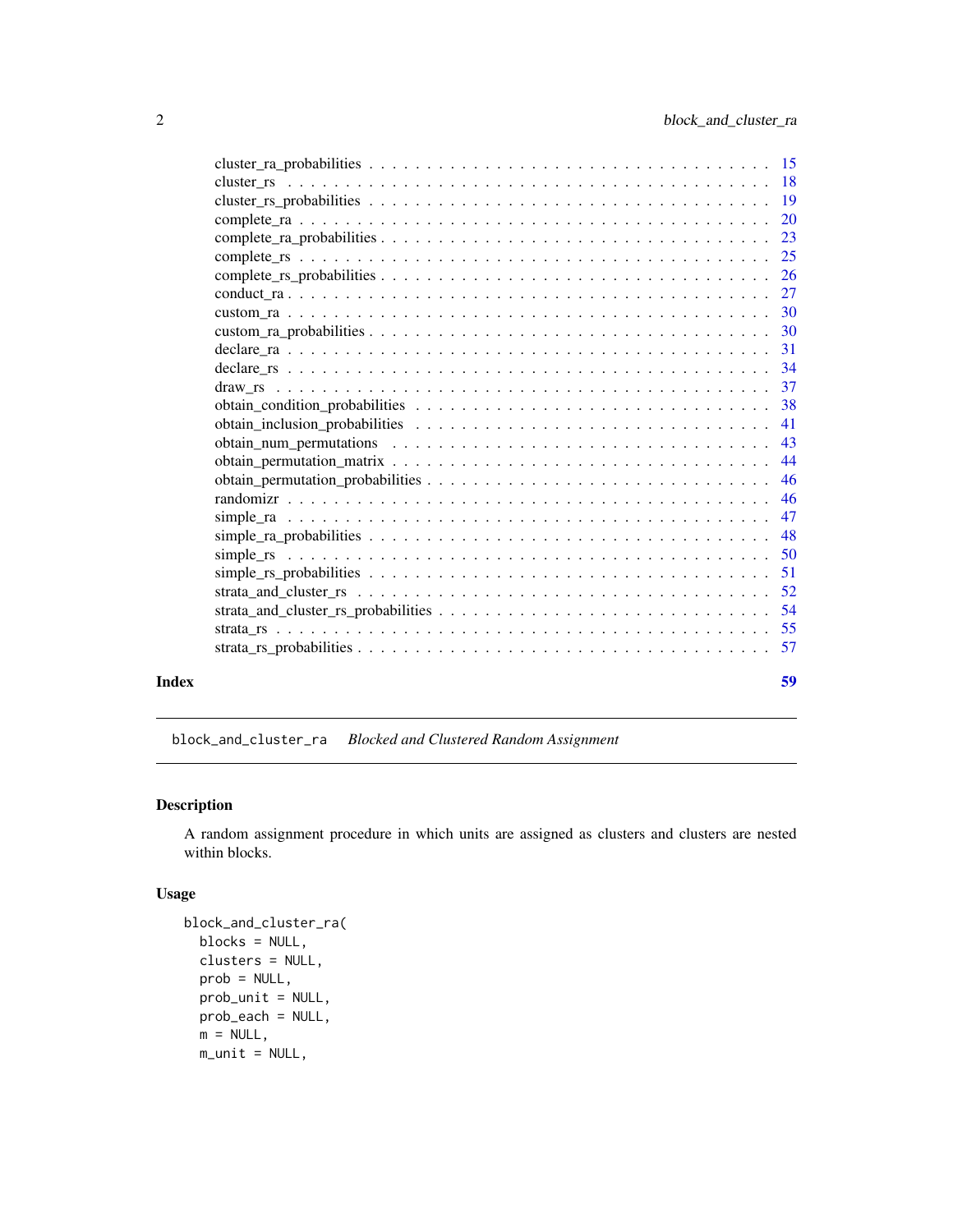| | |
|---|---|
| cluster_ra_probabilities | 15 |
| cluster_rs | 18 |
| cluster_rs_probabilities | 19 |
| complete_ra | 20 |
| complete_ra_probabilities | 23 |
| complete_rs | 25 |
| complete_rs_probabilities | 26 |
| conduct_ra | 27 |
| custom_ra | 30 |
| custom_ra_probabilities | 30 |
| declare_ra | 31 |
| declare_rs | 34 |
| draw_rs | 37 |
| obtain_condition_probabilities | 38 |
| obtain_inclusion_probabilities | 41 |
| obtain_num_permutations | 43 |
| obtain_permutation_matrix | 44 |
| obtain_permutation_probabilities | 46 |
| randomizr | 46 |
| simple_ra | 47 |
| simple_ra_probabilities | 48 |
| simple_rs | 50 |
| simple_rs_probabilities | 51 |
| strata_and_cluster_rs | 52 |
| strata_and_cluster_rs_probabilities | 54 |
| strata_rs | 55 |
| strata_rs_probabilities | 57 |

**Index** 59

---

`block_and_cluster_ra` *Blocked and Clustered Random Assignment*

---

## Description

A random assignment procedure in which units are assigned as clusters and clusters are nested within blocks.

## Usage

```
block_and_cluster_ra(
  blocks = NULL,
  clusters = NULL,
  prob = NULL,
  prob_unit = NULL,
  prob_each = NULL,
  m = NULL,
  m_unit = NULL,
```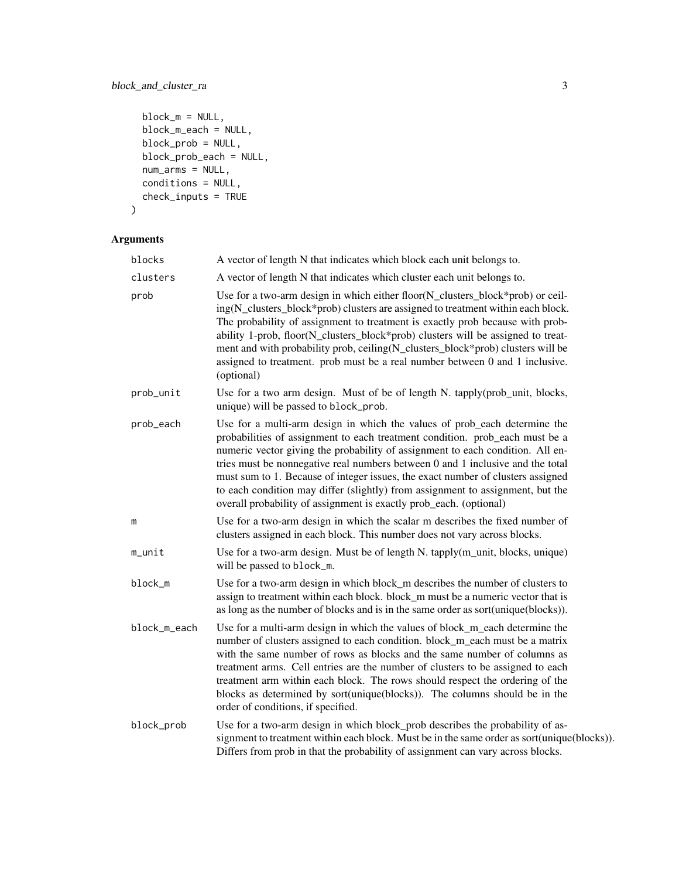```
  block_m = NULL,
  block_m_each = NULL,
  block_prob = NULL,
  block_prob_each = NULL,
  num_arms = NULL,
  conditions = NULL,
  check_inputs = TRUE
)
```

## Arguments

| | |
|---|---|
| blocks | A vector of length N that indicates which block each unit belongs to. |
| clusters | A vector of length N that indicates which cluster each unit belongs to. |
| prob | Use for a two-arm design in which either floor(N_clusters_block*prob) or ceiling(N_clusters_block*prob) clusters are assigned to treatment within each block. The probability of assignment to treatment is exactly prob because with probability 1-prob, floor(N_clusters_block*prob) clusters will be assigned to treatment and with probability prob, ceiling(N_clusters_block*prob) clusters will be assigned to treatment. prob must be a real number between 0 and 1 inclusive. (optional) |
| prob_unit | Use for a two arm design. Must of be of length N. tapply(prob_unit, blocks, unique) will be passed to `block_prob`. |
| prob_each | Use for a multi-arm design in which the values of prob_each determine the probabilities of assignment to each treatment condition. prob_each must be a numeric vector giving the probability of assignment to each condition. All entries must be nonnegative real numbers between 0 and 1 inclusive and the total must sum to 1. Because of integer issues, the exact number of clusters assigned to each condition may differ (slightly) from assignment to assignment, but the overall probability of assignment is exactly prob_each. (optional) |
| m | Use for a two-arm design in which the scalar m describes the fixed number of clusters assigned in each block. This number does not vary across blocks. |
| m_unit | Use for a two-arm design. Must be of length N. tapply(m_unit, blocks, unique) will be passed to `block_m`. |
| block_m | Use for a two-arm design in which block_m describes the number of clusters to assign to treatment within each block. block_m must be a numeric vector that is as long as the number of blocks and is in the same order as sort(unique(blocks)). |
| block_m_each | Use for a multi-arm design in which the values of block_m_each determine the number of clusters assigned to each condition. block_m_each must be a matrix with the same number of rows as blocks and the same number of columns as treatment arms. Cell entries are the number of clusters to be assigned to each treatment arm within each block. The rows should respect the ordering of the blocks as determined by sort(unique(blocks)). The columns should be in the order of conditions, if specified. |
| block_prob | Use for a two-arm design in which block_prob describes the probability of assignment to treatment within each block. Must be in the same order as sort(unique(blocks)). Differs from prob in that the probability of assignment can vary across blocks. |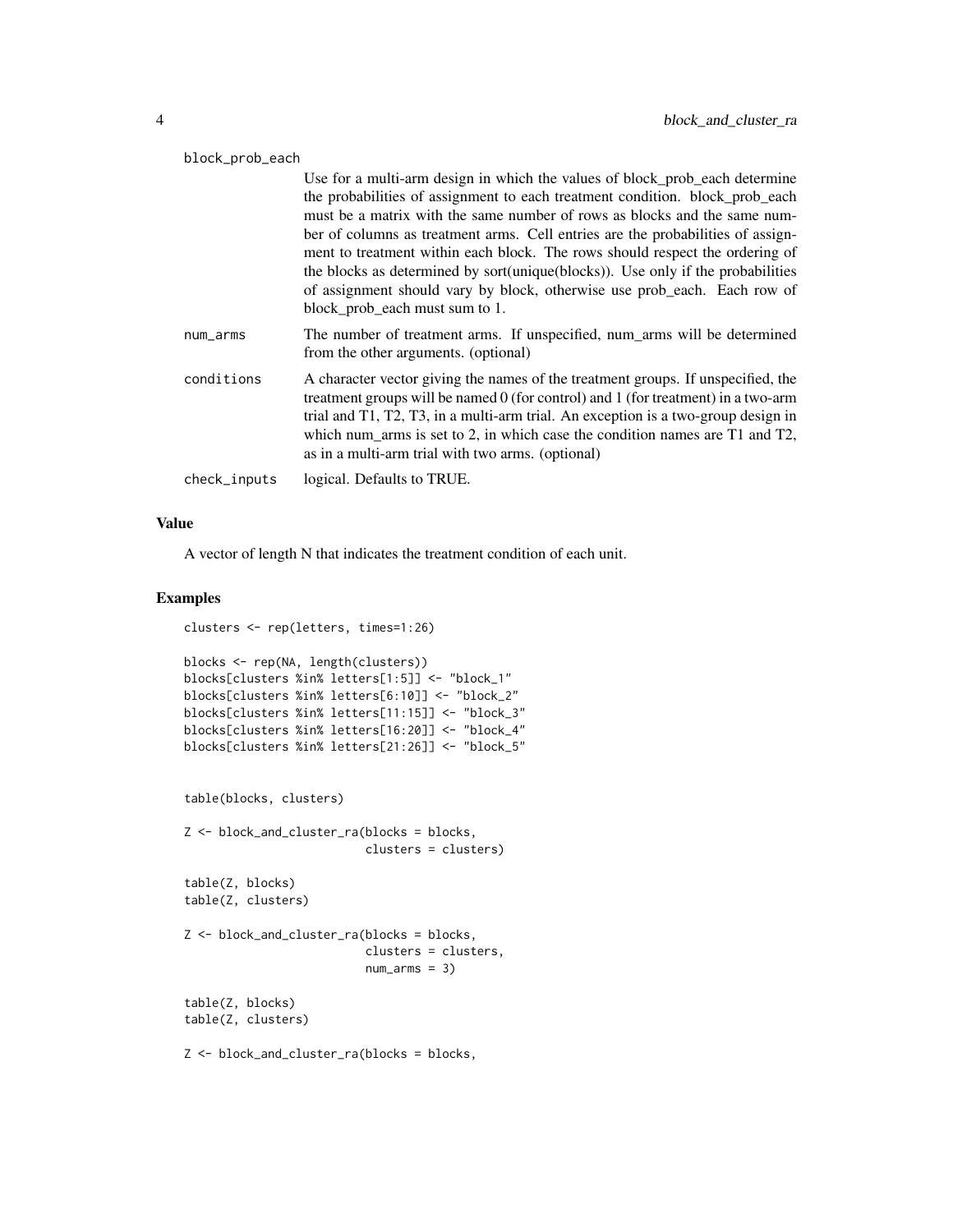block_prob_each
: Use for a multi-arm design in which the values of block_prob_each determine the probabilities of assignment to each treatment condition. block_prob_each must be a matrix with the same number of rows as blocks and the same number of columns as treatment arms. Cell entries are the probabilities of assignment to treatment within each block. The rows should respect the ordering of the blocks as determined by sort(unique(blocks)). Use only if the probabilities of assignment should vary by block, otherwise use prob_each. Each row of block_prob_each must sum to 1.

num_arms
: The number of treatment arms. If unspecified, num_arms will be determined from the other arguments. (optional)

conditions
: A character vector giving the names of the treatment groups. If unspecified, the treatment groups will be named 0 (for control) and 1 (for treatment) in a two-arm trial and T1, T2, T3, in a multi-arm trial. An exception is a two-group design in which num_arms is set to 2, in which case the condition names are T1 and T2, as in a multi-arm trial with two arms. (optional)

check_inputs
: logical. Defaults to TRUE.

## Value

A vector of length N that indicates the treatment condition of each unit.

## Examples

```
clusters <- rep(letters, times=1:26)

blocks <- rep(NA, length(clusters))
blocks[clusters %in% letters[1:5]] <- "block_1"
blocks[clusters %in% letters[6:10]] <- "block_2"
blocks[clusters %in% letters[11:15]] <- "block_3"
blocks[clusters %in% letters[16:20]] <- "block_4"
blocks[clusters %in% letters[21:26]] <- "block_5"


table(blocks, clusters)

Z <- block_and_cluster_ra(blocks = blocks,
                          clusters = clusters)

table(Z, blocks)
table(Z, clusters)

Z <- block_and_cluster_ra(blocks = blocks,
                          clusters = clusters,
                          num_arms = 3)

table(Z, blocks)
table(Z, clusters)

Z <- block_and_cluster_ra(blocks = blocks,
```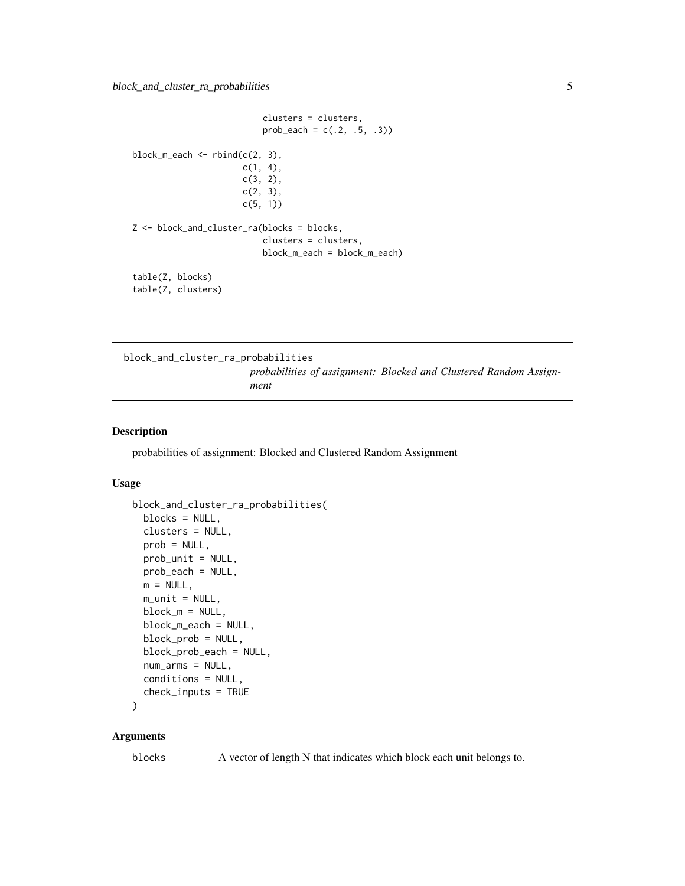```
                           clusters = clusters,
                           prob_each = c(.2, .5, .3))

block_m_each <- rbind(c(2, 3),
                      c(1, 4),
                      c(3, 2),
                      c(2, 3),
                      c(5, 1))

Z <- block_and_cluster_ra(blocks = blocks,
                           clusters = clusters,
                           block_m_each = block_m_each)

table(Z, blocks)
table(Z, clusters)
```

---

## block_and_cluster_ra_probabilities

*probabilities of assignment: Blocked and Clustered Random Assignment*

---

### Description

probabilities of assignment: Blocked and Clustered Random Assignment

### Usage

```
block_and_cluster_ra_probabilities(
  blocks = NULL,
  clusters = NULL,
  prob = NULL,
  prob_unit = NULL,
  prob_each = NULL,
  m = NULL,
  m_unit = NULL,
  block_m = NULL,
  block_m_each = NULL,
  block_prob = NULL,
  block_prob_each = NULL,
  num_arms = NULL,
  conditions = NULL,
  check_inputs = TRUE
)
```

### Arguments

| | |
|---|---|
| blocks | A vector of length N that indicates which block each unit belongs to. |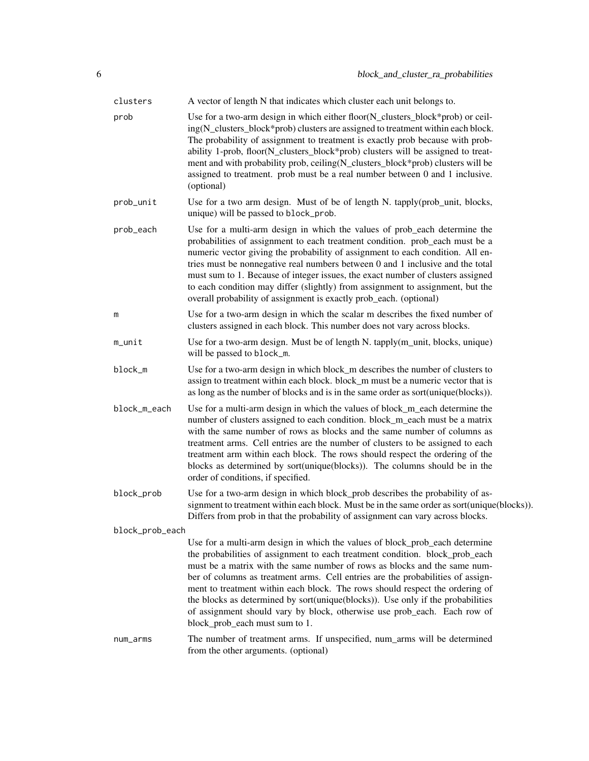| Argument | Description |
| --- | --- |
| clusters | A vector of length N that indicates which cluster each unit belongs to. |
| prob | Use for a two-arm design in which either floor(N_clusters_block*prob) or ceiling(N_clusters_block*prob) clusters are assigned to treatment within each block. The probability of assignment to treatment is exactly prob because with probability 1-prob, floor(N_clusters_block*prob) clusters will be assigned to treatment and with probability prob, ceiling(N_clusters_block*prob) clusters will be assigned to treatment. prob must be a real number between 0 and 1 inclusive. (optional) |
| prob_unit | Use for a two arm design. Must of be of length N. tapply(prob_unit, blocks, unique) will be passed to `block_prob`. |
| prob_each | Use for a multi-arm design in which the values of prob_each determine the probabilities of assignment to each treatment condition. prob_each must be a numeric vector giving the probability of assignment to each condition. All entries must be nonnegative real numbers between 0 and 1 inclusive and the total must sum to 1. Because of integer issues, the exact number of clusters assigned to each condition may differ (slightly) from assignment to assignment, but the overall probability of assignment is exactly prob_each. (optional) |
| m | Use for a two-arm design in which the scalar m describes the fixed number of clusters assigned in each block. This number does not vary across blocks. |
| m_unit | Use for a two-arm design. Must be of length N. tapply(m_unit, blocks, unique) will be passed to `block_m`. |
| block_m | Use for a two-arm design in which block_m describes the number of clusters to assign to treatment within each block. block_m must be a numeric vector that is as long as the number of blocks and is in the same order as sort(unique(blocks)). |
| block_m_each | Use for a multi-arm design in which the values of block_m_each determine the number of clusters assigned to each condition. block_m_each must be a matrix with the same number of rows as blocks and the same number of columns as treatment arms. Cell entries are the number of clusters to be assigned to each treatment arm within each block. The rows should respect the ordering of the blocks as determined by sort(unique(blocks)). The columns should be in the order of conditions, if specified. |
| block_prob | Use for a two-arm design in which block_prob describes the probability of assignment to treatment within each block. Must be in the same order as sort(unique(blocks)). Differs from prob in that the probability of assignment can vary across blocks. |
| block_prob_each | Use for a multi-arm design in which the values of block_prob_each determine the probabilities of assignment to each treatment condition. block_prob_each must be a matrix with the same number of rows as blocks and the same number of columns as treatment arms. Cell entries are the probabilities of assignment to treatment within each block. The rows should respect the ordering of the blocks as determined by sort(unique(blocks)). Use only if the probabilities of assignment should vary by block, otherwise use prob_each. Each row of block_prob_each must sum to 1. |
| num_arms | The number of treatment arms. If unspecified, num_arms will be determined from the other arguments. (optional) |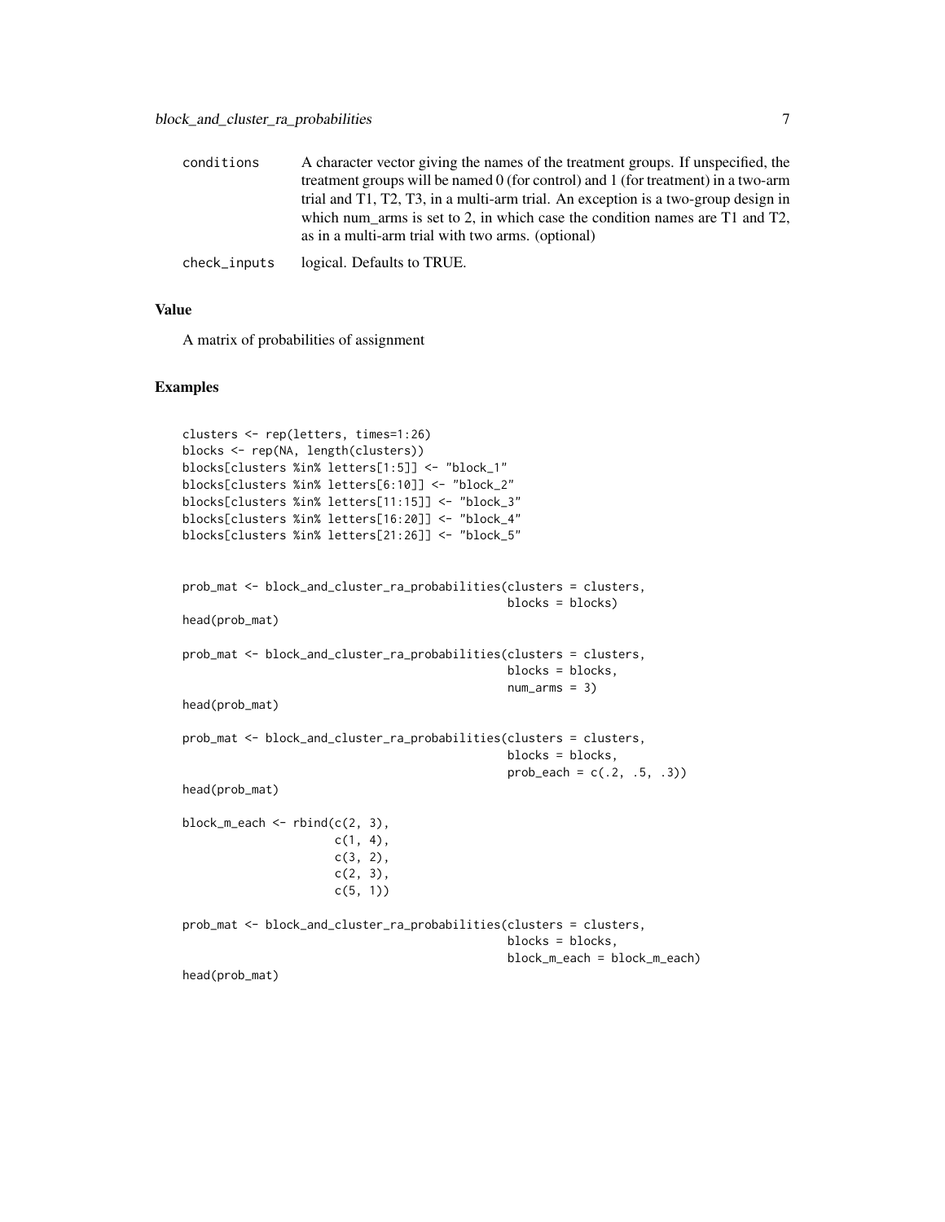| | |
|---|---|
| conditions | A character vector giving the names of the treatment groups. If unspecified, the treatment groups will be named 0 (for control) and 1 (for treatment) in a two-arm trial and T1, T2, T3, in a multi-arm trial. An exception is a two-group design in which num_arms is set to 2, in which case the condition names are T1 and T2, as in a multi-arm trial with two arms. (optional) |
| check_inputs | logical. Defaults to TRUE. |

## Value

A matrix of probabilities of assignment

## Examples

```
clusters <- rep(letters, times=1:26)
blocks <- rep(NA, length(clusters))
blocks[clusters %in% letters[1:5]] <- "block_1"
blocks[clusters %in% letters[6:10]] <- "block_2"
blocks[clusters %in% letters[11:15]] <- "block_3"
blocks[clusters %in% letters[16:20]] <- "block_4"
blocks[clusters %in% letters[21:26]] <- "block_5"


prob_mat <- block_and_cluster_ra_probabilities(clusters = clusters,
                                               blocks = blocks)
head(prob_mat)

prob_mat <- block_and_cluster_ra_probabilities(clusters = clusters,
                                               blocks = blocks,
                                               num_arms = 3)
head(prob_mat)

prob_mat <- block_and_cluster_ra_probabilities(clusters = clusters,
                                               blocks = blocks,
                                               prob_each = c(.2, .5, .3))
head(prob_mat)

block_m_each <- rbind(c(2, 3),
                      c(1, 4),
                      c(3, 2),
                      c(2, 3),
                      c(5, 1))

prob_mat <- block_and_cluster_ra_probabilities(clusters = clusters,
                                               blocks = blocks,
                                               block_m_each = block_m_each)
head(prob_mat)
```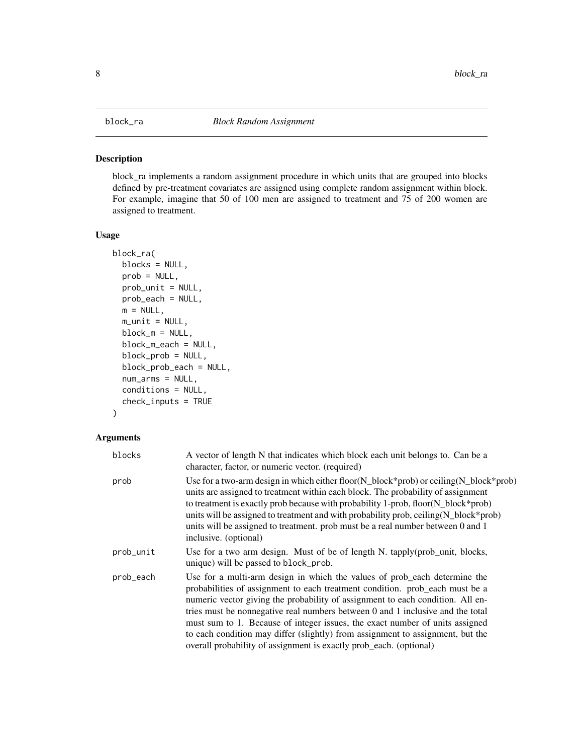# block_ra — *Block Random Assignment*

## Description

block_ra implements a random assignment procedure in which units that are grouped into blocks defined by pre-treatment covariates are assigned using complete random assignment within block. For example, imagine that 50 of 100 men are assigned to treatment and 75 of 200 women are assigned to treatment.

## Usage

```
block_ra(
  blocks = NULL,
  prob = NULL,
  prob_unit = NULL,
  prob_each = NULL,
  m = NULL,
  m_unit = NULL,
  block_m = NULL,
  block_m_each = NULL,
  block_prob = NULL,
  block_prob_each = NULL,
  num_arms = NULL,
  conditions = NULL,
  check_inputs = TRUE
)
```

## Arguments

| | |
|---|---|
| `blocks` | A vector of length N that indicates which block each unit belongs to. Can be a character, factor, or numeric vector. (required) |
| `prob` | Use for a two-arm design in which either floor(N_block*prob) or ceiling(N_block*prob) units are assigned to treatment within each block. The probability of assignment to treatment is exactly prob because with probability 1-prob, floor(N_block*prob) units will be assigned to treatment and with probability prob, ceiling(N_block*prob) units will be assigned to treatment. prob must be a real number between 0 and 1 inclusive. (optional) |
| `prob_unit` | Use for a two arm design. Must of be of length N. tapply(prob_unit, blocks, unique) will be passed to `block_prob`. |
| `prob_each` | Use for a multi-arm design in which the values of prob_each determine the probabilities of assignment to each treatment condition. prob_each must be a numeric vector giving the probability of assignment to each condition. All entries must be nonnegative real numbers between 0 and 1 inclusive and the total must sum to 1. Because of integer issues, the exact number of units assigned to each condition may differ (slightly) from assignment to assignment, but the overall probability of assignment is exactly prob_each. (optional) |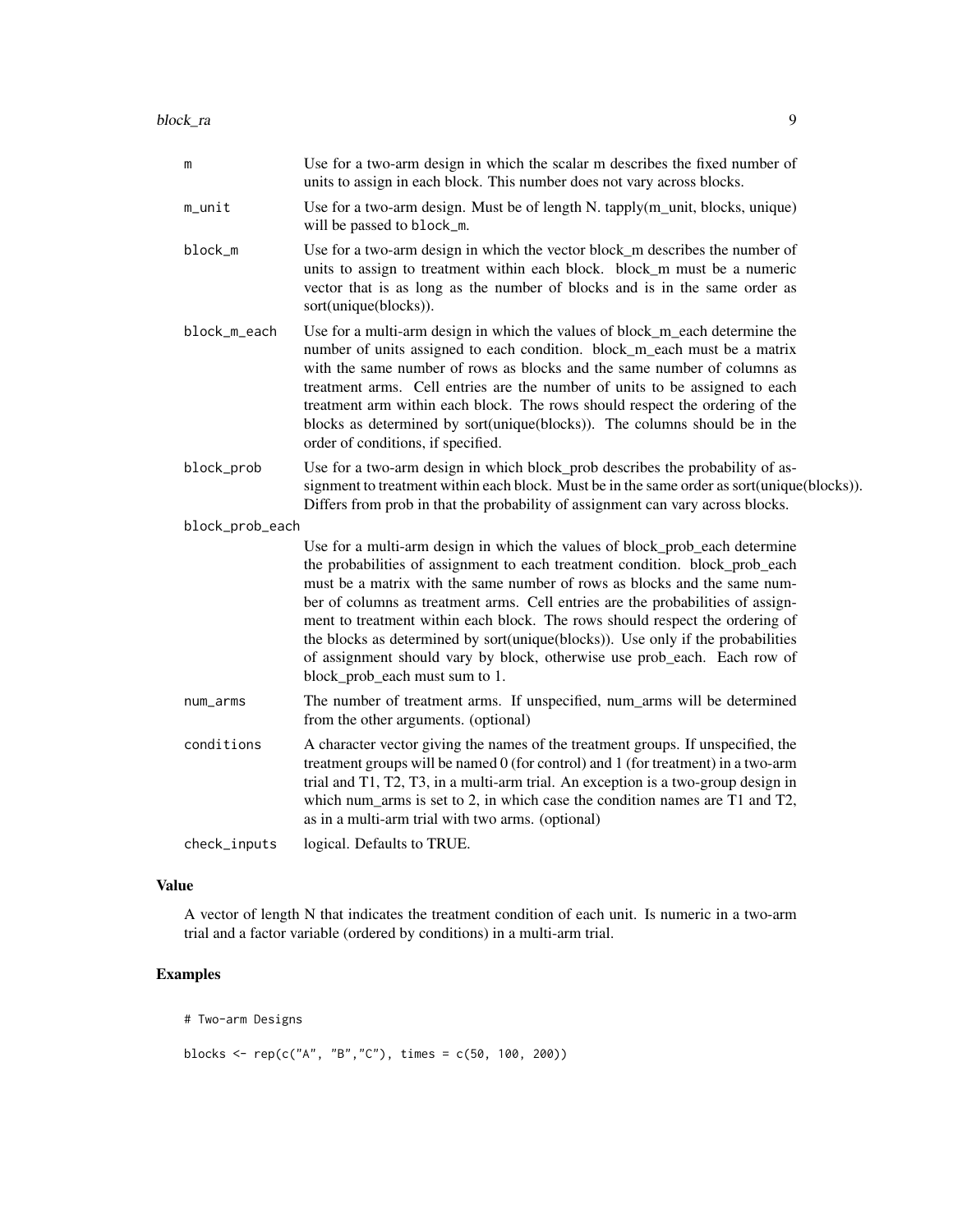| | |
|---|---|
| m | Use for a two-arm design in which the scalar m describes the fixed number of units to assign in each block. This number does not vary across blocks. |
| m_unit | Use for a two-arm design. Must be of length N. tapply(m_unit, blocks, unique) will be passed to block_m. |
| block_m | Use for a two-arm design in which the vector block_m describes the number of units to assign to treatment within each block. block_m must be a numeric vector that is as long as the number of blocks and is in the same order as sort(unique(blocks)). |
| block_m_each | Use for a multi-arm design in which the values of block_m_each determine the number of units assigned to each condition. block_m_each must be a matrix with the same number of rows as blocks and the same number of columns as treatment arms. Cell entries are the number of units to be assigned to each treatment arm within each block. The rows should respect the ordering of the blocks as determined by sort(unique(blocks)). The columns should be in the order of conditions, if specified. |
| block_prob | Use for a two-arm design in which block_prob describes the probability of assignment to treatment within each block. Must be in the same order as sort(unique(blocks)). Differs from prob in that the probability of assignment can vary across blocks. |
| block_prob_each | Use for a multi-arm design in which the values of block_prob_each determine the probabilities of assignment to each treatment condition. block_prob_each must be a matrix with the same number of rows as blocks and the same number of columns as treatment arms. Cell entries are the probabilities of assignment to treatment within each block. The rows should respect the ordering of the blocks as determined by sort(unique(blocks)). Use only if the probabilities of assignment should vary by block, otherwise use prob_each. Each row of block_prob_each must sum to 1. |
| num_arms | The number of treatment arms. If unspecified, num_arms will be determined from the other arguments. (optional) |
| conditions | A character vector giving the names of the treatment groups. If unspecified, the treatment groups will be named 0 (for control) and 1 (for treatment) in a two-arm trial and T1, T2, T3, in a multi-arm trial. An exception is a two-group design in which num_arms is set to 2, in which case the condition names are T1 and T2, as in a multi-arm trial with two arms. (optional) |
| check_inputs | logical. Defaults to TRUE. |

## Value

A vector of length N that indicates the treatment condition of each unit. Is numeric in a two-arm trial and a factor variable (ordered by conditions) in a multi-arm trial.

## Examples

```
# Two-arm Designs

blocks <- rep(c("A", "B","C"), times = c(50, 100, 200))
```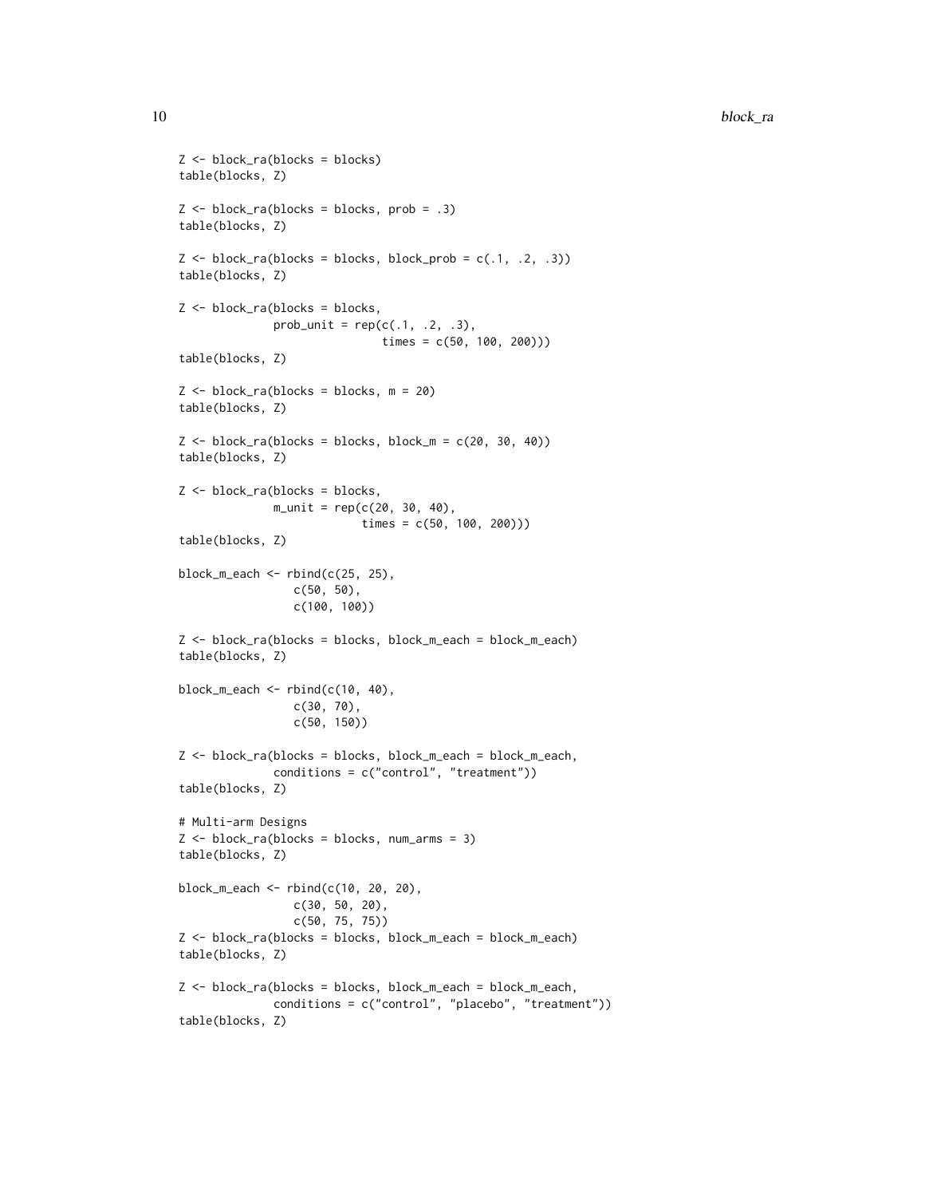```
Z <- block_ra(blocks = blocks)
table(blocks, Z)

Z <- block_ra(blocks = blocks, prob = .3)
table(blocks, Z)

Z <- block_ra(blocks = blocks, block_prob = c(.1, .2, .3))
table(blocks, Z)

Z <- block_ra(blocks = blocks,
              prob_unit = rep(c(.1, .2, .3),
                              times = c(50, 100, 200)))
table(blocks, Z)

Z <- block_ra(blocks = blocks, m = 20)
table(blocks, Z)

Z <- block_ra(blocks = blocks, block_m = c(20, 30, 40))
table(blocks, Z)

Z <- block_ra(blocks = blocks,
              m_unit = rep(c(20, 30, 40),
                           times = c(50, 100, 200)))
table(blocks, Z)

block_m_each <- rbind(c(25, 25),
                 c(50, 50),
                 c(100, 100))

Z <- block_ra(blocks = blocks, block_m_each = block_m_each)
table(blocks, Z)

block_m_each <- rbind(c(10, 40),
                 c(30, 70),
                 c(50, 150))

Z <- block_ra(blocks = blocks, block_m_each = block_m_each,
              conditions = c("control", "treatment"))
table(blocks, Z)

# Multi-arm Designs
Z <- block_ra(blocks = blocks, num_arms = 3)
table(blocks, Z)

block_m_each <- rbind(c(10, 20, 20),
                 c(30, 50, 20),
                 c(50, 75, 75))
Z <- block_ra(blocks = blocks, block_m_each = block_m_each)
table(blocks, Z)

Z <- block_ra(blocks = blocks, block_m_each = block_m_each,
              conditions = c("control", "placebo", "treatment"))
table(blocks, Z)
```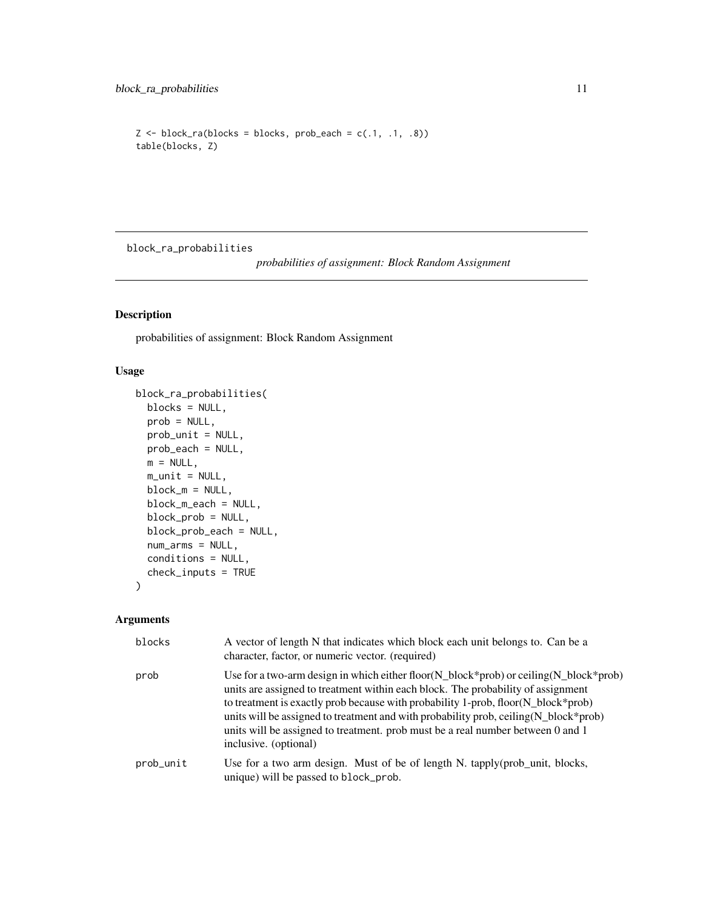```
Z <- block_ra(blocks = blocks, prob_each = c(.1, .1, .8))
table(blocks, Z)
```

---

block_ra_probabilities &nbsp;&nbsp;&nbsp;&nbsp; *probabilities of assignment: Block Random Assignment*

---

## Description

probabilities of assignment: Block Random Assignment

## Usage

```
block_ra_probabilities(
  blocks = NULL,
  prob = NULL,
  prob_unit = NULL,
  prob_each = NULL,
  m = NULL,
  m_unit = NULL,
  block_m = NULL,
  block_m_each = NULL,
  block_prob = NULL,
  block_prob_each = NULL,
  num_arms = NULL,
  conditions = NULL,
  check_inputs = TRUE
)
```

## Arguments

| | |
|---|---|
| blocks | A vector of length N that indicates which block each unit belongs to. Can be a character, factor, or numeric vector. (required) |
| prob | Use for a two-arm design in which either floor(N_block*prob) or ceiling(N_block*prob) units are assigned to treatment within each block. The probability of assignment to treatment is exactly prob because with probability 1-prob, floor(N_block*prob) units will be assigned to treatment and with probability prob, ceiling(N_block*prob) units will be assigned to treatment. prob must be a real number between 0 and 1 inclusive. (optional) |
| prob_unit | Use for a two arm design. Must of be of length N. tapply(prob_unit, blocks, unique) will be passed to `block_prob`. |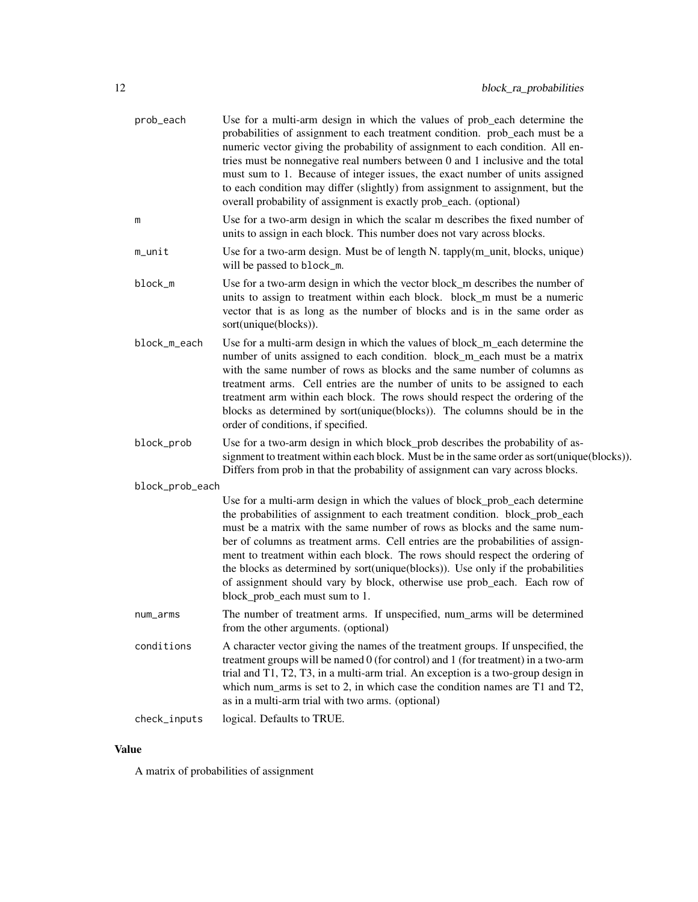| | |
|---|---|
| `prob_each` | Use for a multi-arm design in which the values of prob_each determine the probabilities of assignment to each treatment condition. prob_each must be a numeric vector giving the probability of assignment to each condition. All entries must be nonnegative real numbers between 0 and 1 inclusive and the total must sum to 1. Because of integer issues, the exact number of units assigned to each condition may differ (slightly) from assignment to assignment, but the overall probability of assignment is exactly prob_each. (optional) |
| `m` | Use for a two-arm design in which the scalar m describes the fixed number of units to assign in each block. This number does not vary across blocks. |
| `m_unit` | Use for a two-arm design. Must be of length N. tapply(m_unit, blocks, unique) will be passed to `block_m`. |
| `block_m` | Use for a two-arm design in which the vector block_m describes the number of units to assign to treatment within each block. block_m must be a numeric vector that is as long as the number of blocks and is in the same order as sort(unique(blocks)). |
| `block_m_each` | Use for a multi-arm design in which the values of block_m_each determine the number of units assigned to each condition. block_m_each must be a matrix with the same number of rows as blocks and the same number of columns as treatment arms. Cell entries are the number of units to be assigned to each treatment arm within each block. The rows should respect the ordering of the blocks as determined by sort(unique(blocks)). The columns should be in the order of conditions, if specified. |
| `block_prob` | Use for a two-arm design in which block_prob describes the probability of assignment to treatment within each block. Must be in the same order as sort(unique(blocks)). Differs from prob in that the probability of assignment can vary across blocks. |
| `block_prob_each` | Use for a multi-arm design in which the values of block_prob_each determine the probabilities of assignment to each treatment condition. block_prob_each must be a matrix with the same number of rows as blocks and the same number of columns as treatment arms. Cell entries are the probabilities of assignment to treatment within each block. The rows should respect the ordering of the blocks as determined by sort(unique(blocks)). Use only if the probabilities of assignment should vary by block, otherwise use prob_each. Each row of block_prob_each must sum to 1. |
| `num_arms` | The number of treatment arms. If unspecified, num_arms will be determined from the other arguments. (optional) |
| `conditions` | A character vector giving the names of the treatment groups. If unspecified, the treatment groups will be named 0 (for control) and 1 (for treatment) in a two-arm trial and T1, T2, T3, in a multi-arm trial. An exception is a two-group design in which num_arms is set to 2, in which case the condition names are T1 and T2, as in a multi-arm trial with two arms. (optional) |
| `check_inputs` | logical. Defaults to TRUE. |

## Value

A matrix of probabilities of assignment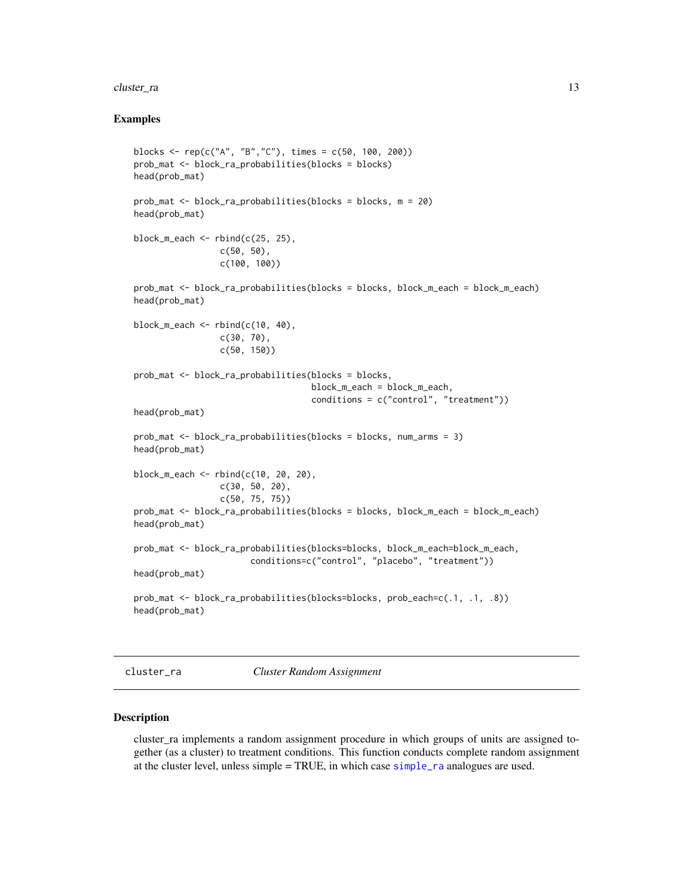## Examples

```
blocks <- rep(c("A", "B","C"), times = c(50, 100, 200))
prob_mat <- block_ra_probabilities(blocks = blocks)
head(prob_mat)

prob_mat <- block_ra_probabilities(blocks = blocks, m = 20)
head(prob_mat)

block_m_each <- rbind(c(25, 25),
                 c(50, 50),
                 c(100, 100))

prob_mat <- block_ra_probabilities(blocks = blocks, block_m_each = block_m_each)
head(prob_mat)

block_m_each <- rbind(c(10, 40),
                 c(30, 70),
                 c(50, 150))

prob_mat <- block_ra_probabilities(blocks = blocks,
                                   block_m_each = block_m_each,
                                   conditions = c("control", "treatment"))
head(prob_mat)

prob_mat <- block_ra_probabilities(blocks = blocks, num_arms = 3)
head(prob_mat)

block_m_each <- rbind(c(10, 20, 20),
                 c(30, 50, 20),
                 c(50, 75, 75))
prob_mat <- block_ra_probabilities(blocks = blocks, block_m_each = block_m_each)
head(prob_mat)

prob_mat <- block_ra_probabilities(blocks=blocks, block_m_each=block_m_each,
                       conditions=c("control", "placebo", "treatment"))
head(prob_mat)

prob_mat <- block_ra_probabilities(blocks=blocks, prob_each=c(.1, .1, .8))
head(prob_mat)
```

---

# cluster_ra    *Cluster Random Assignment*

---

## Description

cluster_ra implements a random assignment procedure in which groups of units are assigned together (as a cluster) to treatment conditions. This function conducts complete random assignment at the cluster level, unless simple = TRUE, in which case simple_ra analogues are used.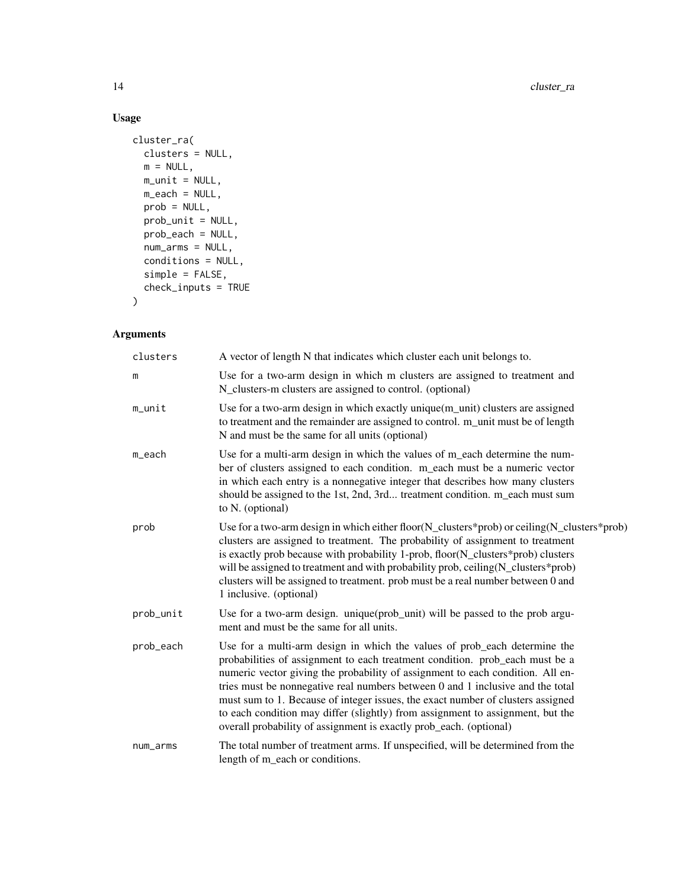## Usage

```
cluster_ra(
  clusters = NULL,
  m = NULL,
  m_unit = NULL,
  m_each = NULL,
  prob = NULL,
  prob_unit = NULL,
  prob_each = NULL,
  num_arms = NULL,
  conditions = NULL,
  simple = FALSE,
  check_inputs = TRUE
)
```

## Arguments

| | |
|---|---|
| clusters | A vector of length N that indicates which cluster each unit belongs to. |
| m | Use for a two-arm design in which m clusters are assigned to treatment and N_clusters-m clusters are assigned to control. (optional) |
| m_unit | Use for a two-arm design in which exactly unique(m_unit) clusters are assigned to treatment and the remainder are assigned to control. m_unit must be of length N and must be the same for all units (optional) |
| m_each | Use for a multi-arm design in which the values of m_each determine the number of clusters assigned to each condition. m_each must be a numeric vector in which each entry is a nonnegative integer that describes how many clusters should be assigned to the 1st, 2nd, 3rd... treatment condition. m_each must sum to N. (optional) |
| prob | Use for a two-arm design in which either floor(N_clusters*prob) or ceiling(N_clusters*prob) clusters are assigned to treatment. The probability of assignment to treatment is exactly prob because with probability 1-prob, floor(N_clusters*prob) clusters will be assigned to treatment and with probability prob, ceiling(N_clusters*prob) clusters will be assigned to treatment. prob must be a real number between 0 and 1 inclusive. (optional) |
| prob_unit | Use for a two-arm design. unique(prob_unit) will be passed to the prob argument and must be the same for all units. |
| prob_each | Use for a multi-arm design in which the values of prob_each determine the probabilities of assignment to each treatment condition. prob_each must be a numeric vector giving the probability of assignment to each condition. All entries must be nonnegative real numbers between 0 and 1 inclusive and the total must sum to 1. Because of integer issues, the exact number of clusters assigned to each condition may differ (slightly) from assignment to assignment, but the overall probability of assignment is exactly prob_each. (optional) |
| num_arms | The total number of treatment arms. If unspecified, will be determined from the length of m_each or conditions. |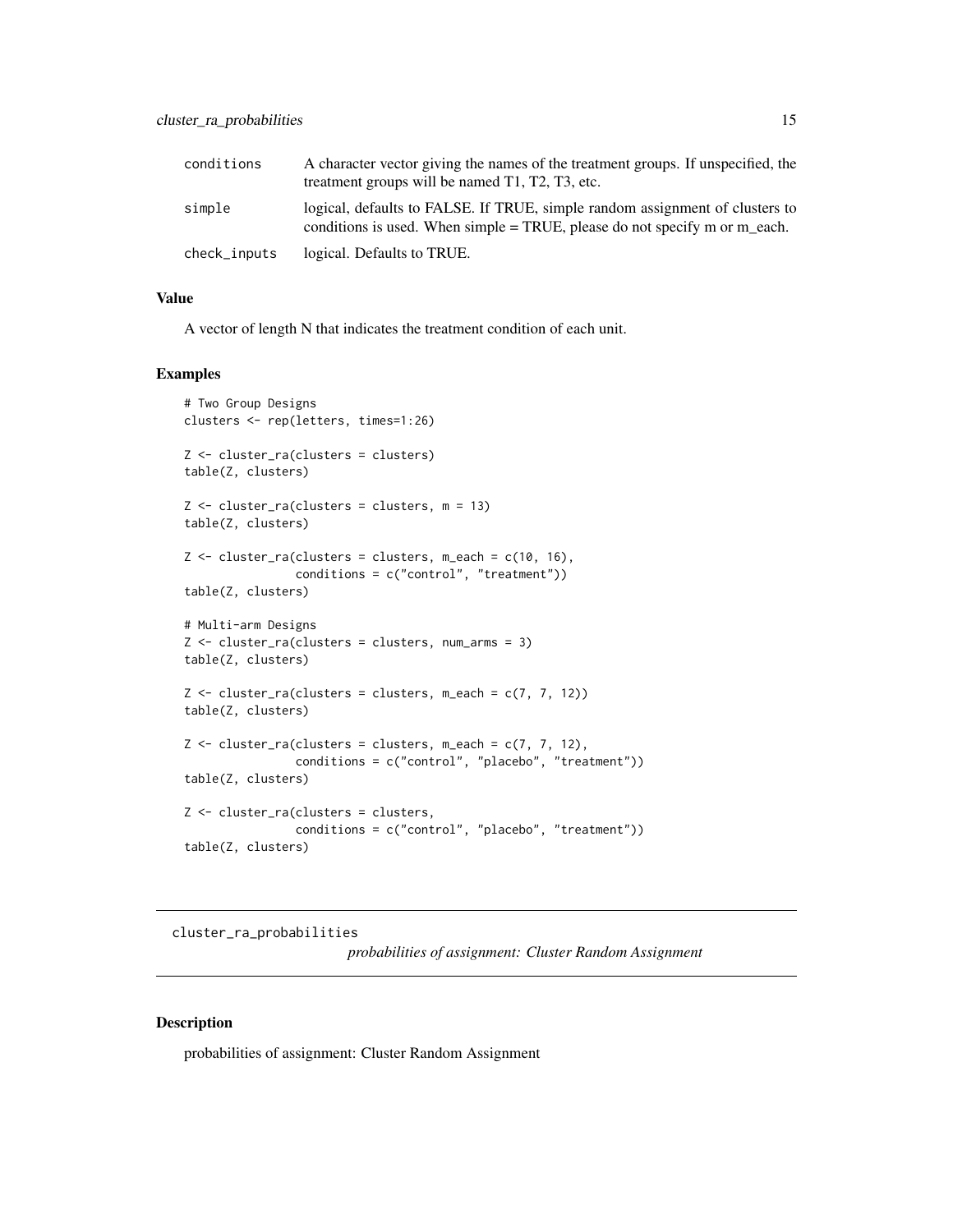| | |
|---|---|
| conditions | A character vector giving the names of the treatment groups. If unspecified, the treatment groups will be named T1, T2, T3, etc. |
| simple | logical, defaults to FALSE. If TRUE, simple random assignment of clusters to conditions is used. When simple = TRUE, please do not specify m or m_each. |
| check_inputs | logical. Defaults to TRUE. |

### Value

A vector of length N that indicates the treatment condition of each unit.

### Examples

```
# Two Group Designs
clusters <- rep(letters, times=1:26)

Z <- cluster_ra(clusters = clusters)
table(Z, clusters)

Z <- cluster_ra(clusters = clusters, m = 13)
table(Z, clusters)

Z <- cluster_ra(clusters = clusters, m_each = c(10, 16),
                conditions = c("control", "treatment"))
table(Z, clusters)

# Multi-arm Designs
Z <- cluster_ra(clusters = clusters, num_arms = 3)
table(Z, clusters)

Z <- cluster_ra(clusters = clusters, m_each = c(7, 7, 12))
table(Z, clusters)

Z <- cluster_ra(clusters = clusters, m_each = c(7, 7, 12),
                conditions = c("control", "placebo", "treatment"))
table(Z, clusters)

Z <- cluster_ra(clusters = clusters,
                conditions = c("control", "placebo", "treatment"))
table(Z, clusters)
```

---

## cluster_ra_probabilities *probabilities of assignment: Cluster Random Assignment*

---

### Description

probabilities of assignment: Cluster Random Assignment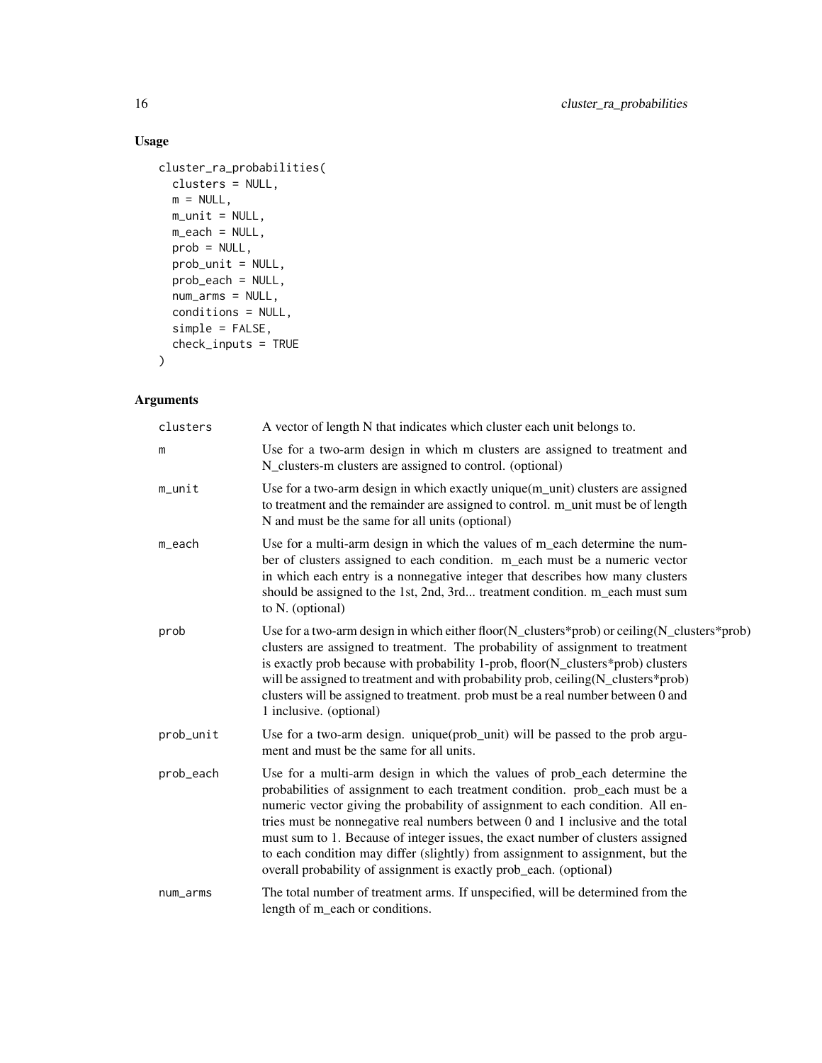## Usage

```
cluster_ra_probabilities(
  clusters = NULL,
  m = NULL,
  m_unit = NULL,
  m_each = NULL,
  prob = NULL,
  prob_unit = NULL,
  prob_each = NULL,
  num_arms = NULL,
  conditions = NULL,
  simple = FALSE,
  check_inputs = TRUE
)
```

## Arguments

| Argument | Description |
| --- | --- |
| clusters | A vector of length N that indicates which cluster each unit belongs to. |
| m | Use for a two-arm design in which m clusters are assigned to treatment and N_clusters-m clusters are assigned to control. (optional) |
| m_unit | Use for a two-arm design in which exactly unique(m_unit) clusters are assigned to treatment and the remainder are assigned to control. m_unit must be of length N and must be the same for all units (optional) |
| m_each | Use for a multi-arm design in which the values of m_each determine the number of clusters assigned to each condition. m_each must be a numeric vector in which each entry is a nonnegative integer that describes how many clusters should be assigned to the 1st, 2nd, 3rd... treatment condition. m_each must sum to N. (optional) |
| prob | Use for a two-arm design in which either floor(N_clusters*prob) or ceiling(N_clusters*prob) clusters are assigned to treatment. The probability of assignment to treatment is exactly prob because with probability 1-prob, floor(N_clusters*prob) clusters will be assigned to treatment and with probability prob, ceiling(N_clusters*prob) clusters will be assigned to treatment. prob must be a real number between 0 and 1 inclusive. (optional) |
| prob_unit | Use for a two-arm design. unique(prob_unit) will be passed to the prob argument and must be the same for all units. |
| prob_each | Use for a multi-arm design in which the values of prob_each determine the probabilities of assignment to each treatment condition. prob_each must be a numeric vector giving the probability of assignment to each condition. All entries must be nonnegative real numbers between 0 and 1 inclusive and the total must sum to 1. Because of integer issues, the exact number of clusters assigned to each condition may differ (slightly) from assignment to assignment, but the overall probability of assignment is exactly prob_each. (optional) |
| num_arms | The total number of treatment arms. If unspecified, will be determined from the length of m_each or conditions. |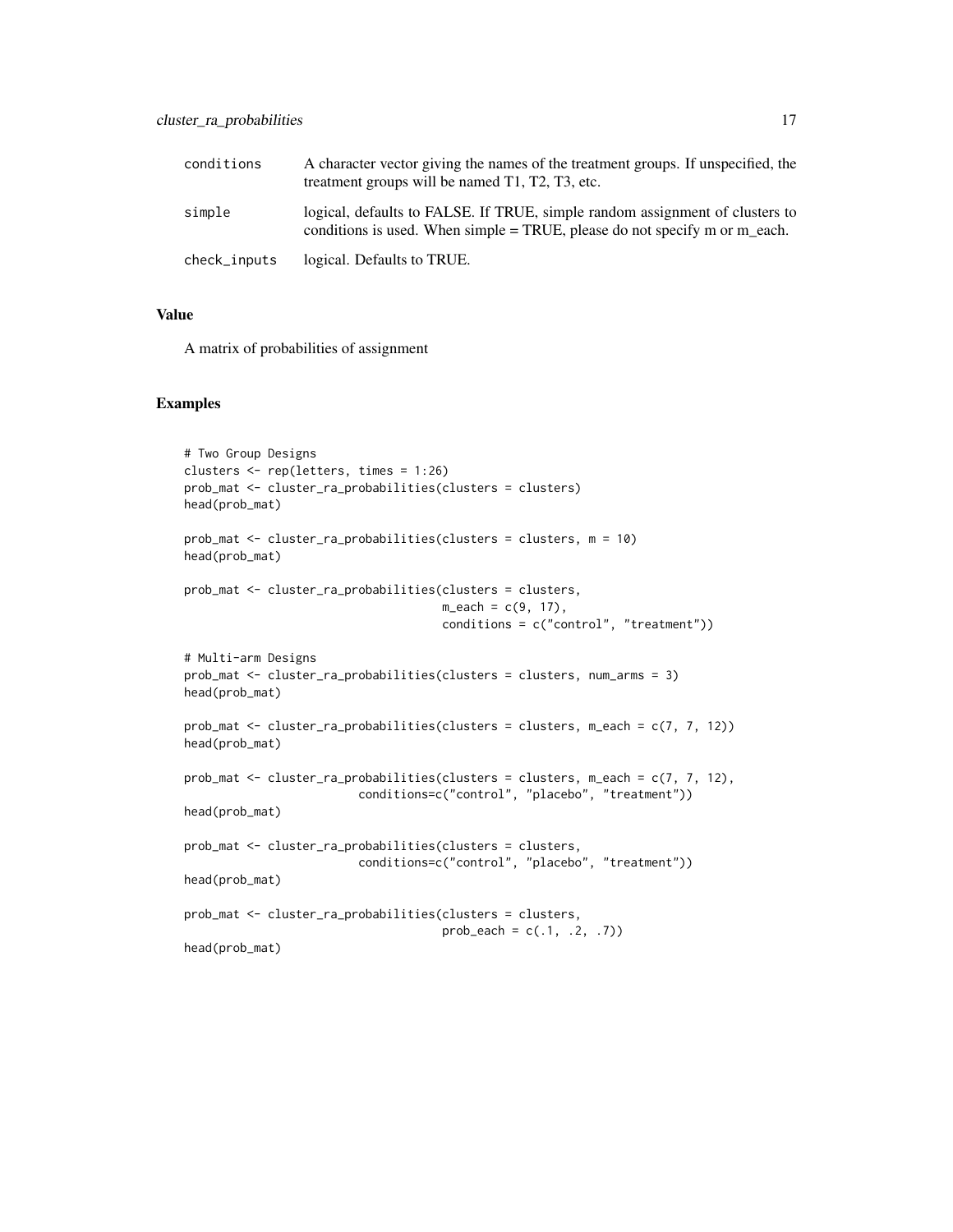| | |
|---|---|
| conditions | A character vector giving the names of the treatment groups. If unspecified, the treatment groups will be named T1, T2, T3, etc. |
| simple | logical, defaults to FALSE. If TRUE, simple random assignment of clusters to conditions is used. When simple = TRUE, please do not specify m or m_each. |
| check_inputs | logical. Defaults to TRUE. |

## Value

A matrix of probabilities of assignment

## Examples

```
# Two Group Designs
clusters <- rep(letters, times = 1:26)
prob_mat <- cluster_ra_probabilities(clusters = clusters)
head(prob_mat)

prob_mat <- cluster_ra_probabilities(clusters = clusters, m = 10)
head(prob_mat)

prob_mat <- cluster_ra_probabilities(clusters = clusters,
                                     m_each = c(9, 17),
                                     conditions = c("control", "treatment"))

# Multi-arm Designs
prob_mat <- cluster_ra_probabilities(clusters = clusters, num_arms = 3)
head(prob_mat)

prob_mat <- cluster_ra_probabilities(clusters = clusters, m_each = c(7, 7, 12))
head(prob_mat)

prob_mat <- cluster_ra_probabilities(clusters = clusters, m_each = c(7, 7, 12),
                         conditions=c("control", "placebo", "treatment"))
head(prob_mat)

prob_mat <- cluster_ra_probabilities(clusters = clusters,
                         conditions=c("control", "placebo", "treatment"))
head(prob_mat)

prob_mat <- cluster_ra_probabilities(clusters = clusters,
                                     prob_each = c(.1, .2, .7))
head(prob_mat)
```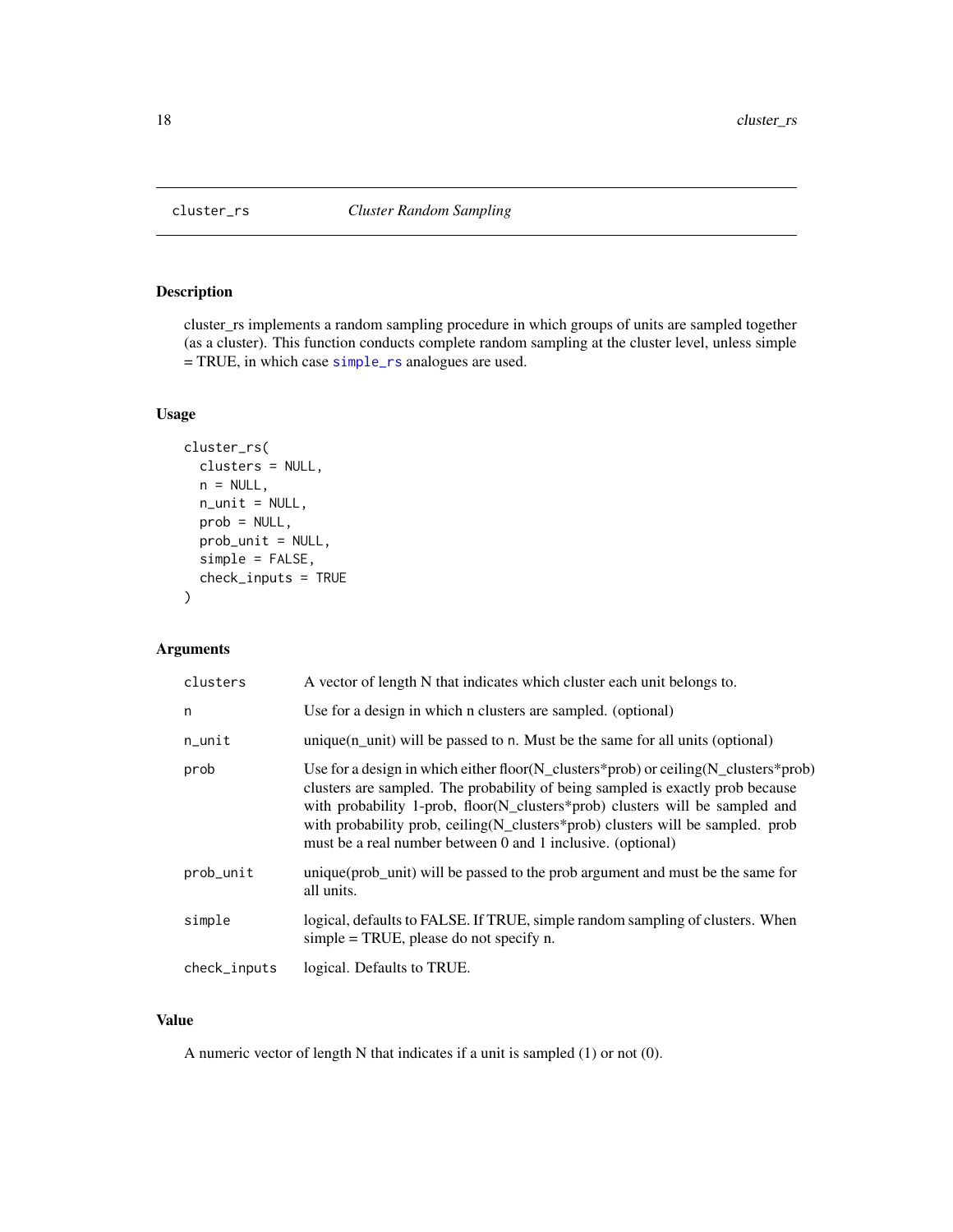# cluster_rs — *Cluster Random Sampling*

## Description

cluster_rs implements a random sampling procedure in which groups of units are sampled together (as a cluster). This function conducts complete random sampling at the cluster level, unless simple = TRUE, in which case simple_rs analogues are used.

## Usage

```
cluster_rs(
  clusters = NULL,
  n = NULL,
  n_unit = NULL,
  prob = NULL,
  prob_unit = NULL,
  simple = FALSE,
  check_inputs = TRUE
)
```

## Arguments

| Argument | Description |
|---|---|
| clusters | A vector of length N that indicates which cluster each unit belongs to. |
| n | Use for a design in which n clusters are sampled. (optional) |
| n_unit | unique(n_unit) will be passed to n. Must be the same for all units (optional) |
| prob | Use for a design in which either floor(N_clusters*prob) or ceiling(N_clusters*prob) clusters are sampled. The probability of being sampled is exactly prob because with probability 1-prob, floor(N_clusters*prob) clusters will be sampled and with probability prob, ceiling(N_clusters*prob) clusters will be sampled. prob must be a real number between 0 and 1 inclusive. (optional) |
| prob_unit | unique(prob_unit) will be passed to the prob argument and must be the same for all units. |
| simple | logical, defaults to FALSE. If TRUE, simple random sampling of clusters. When simple = TRUE, please do not specify n. |
| check_inputs | logical. Defaults to TRUE. |

## Value

A numeric vector of length N that indicates if a unit is sampled (1) or not (0).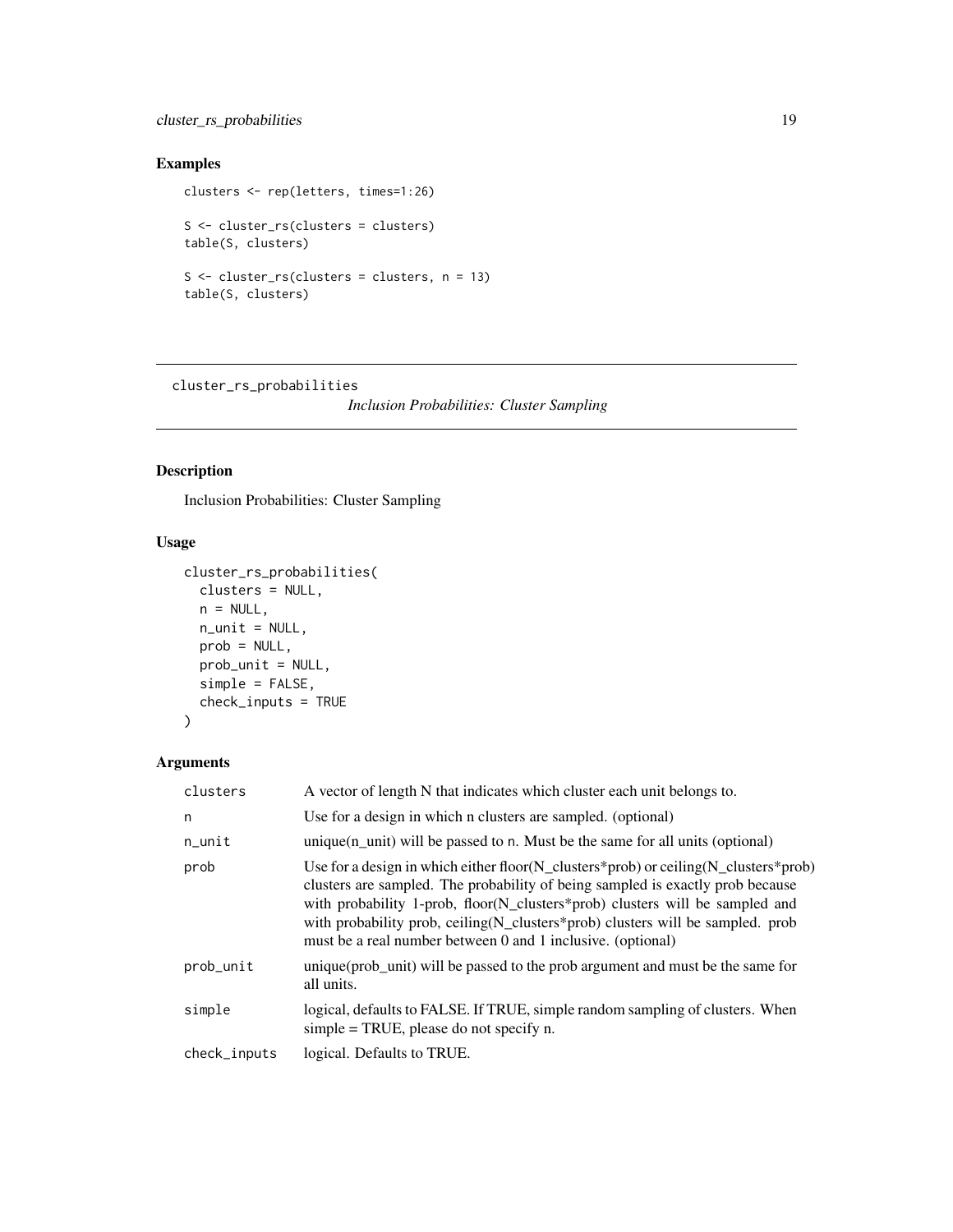### Examples

```
clusters <- rep(letters, times=1:26)

S <- cluster_rs(clusters = clusters)
table(S, clusters)

S <- cluster_rs(clusters = clusters, n = 13)
table(S, clusters)
```

---

## cluster_rs_probabilities    *Inclusion Probabilities: Cluster Sampling*

---

### Description

Inclusion Probabilities: Cluster Sampling

### Usage

```
cluster_rs_probabilities(
  clusters = NULL,
  n = NULL,
  n_unit = NULL,
  prob = NULL,
  prob_unit = NULL,
  simple = FALSE,
  check_inputs = TRUE
)
```

### Arguments

| | |
|---|---|
| clusters | A vector of length N that indicates which cluster each unit belongs to. |
| n | Use for a design in which n clusters are sampled. (optional) |
| n_unit | unique(n_unit) will be passed to n. Must be the same for all units (optional) |
| prob | Use for a design in which either floor(N_clusters*prob) or ceiling(N_clusters*prob) clusters are sampled. The probability of being sampled is exactly prob because with probability 1-prob, floor(N_clusters*prob) clusters will be sampled and with probability prob, ceiling(N_clusters*prob) clusters will be sampled. prob must be a real number between 0 and 1 inclusive. (optional) |
| prob_unit | unique(prob_unit) will be passed to the prob argument and must be the same for all units. |
| simple | logical, defaults to FALSE. If TRUE, simple random sampling of clusters. When simple = TRUE, please do not specify n. |
| check_inputs | logical. Defaults to TRUE. |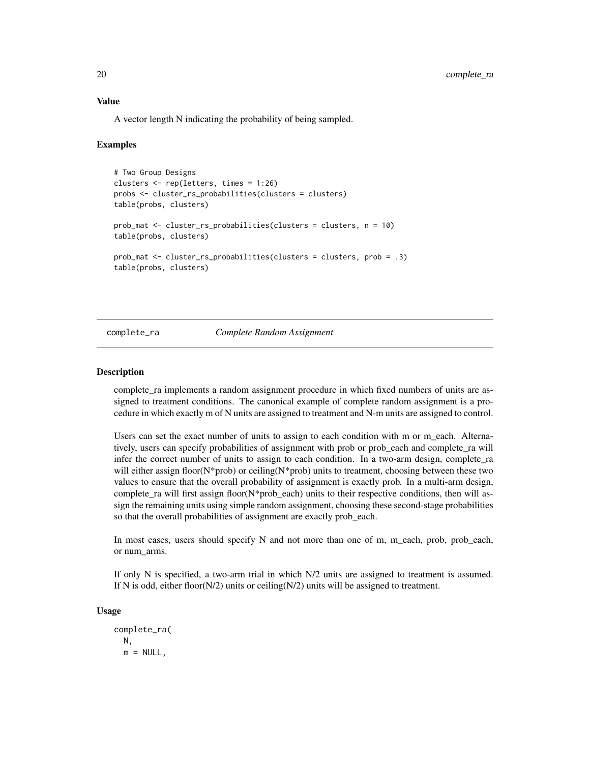### Value

A vector length N indicating the probability of being sampled.

### Examples

```
# Two Group Designs
clusters <- rep(letters, times = 1:26)
probs <- cluster_rs_probabilities(clusters = clusters)
table(probs, clusters)

prob_mat <- cluster_rs_probabilities(clusters = clusters, n = 10)
table(probs, clusters)

prob_mat <- cluster_rs_probabilities(clusters = clusters, prob = .3)
table(probs, clusters)
```

---

## complete_ra — *Complete Random Assignment*

### Description

complete_ra implements a random assignment procedure in which fixed numbers of units are assigned to treatment conditions. The canonical example of complete random assignment is a procedure in which exactly m of N units are assigned to treatment and N-m units are assigned to control.

Users can set the exact number of units to assign to each condition with m or m_each. Alternatively, users can specify probabilities of assignment with prob or prob_each and complete_ra will infer the correct number of units to assign to each condition. In a two-arm design, complete_ra will either assign floor(N*prob) or ceiling(N*prob) units to treatment, choosing between these two values to ensure that the overall probability of assignment is exactly prob. In a multi-arm design, complete_ra will first assign floor(N*prob_each) units to their respective conditions, then will assign the remaining units using simple random assignment, choosing these second-stage probabilities so that the overall probabilities of assignment are exactly prob_each.

In most cases, users should specify N and not more than one of m, m_each, prob, prob_each, or num_arms.

If only N is specified, a two-arm trial in which N/2 units are assigned to treatment is assumed. If N is odd, either floor(N/2) units or ceiling(N/2) units will be assigned to treatment.

### Usage

```
complete_ra(
  N,
  m = NULL,
```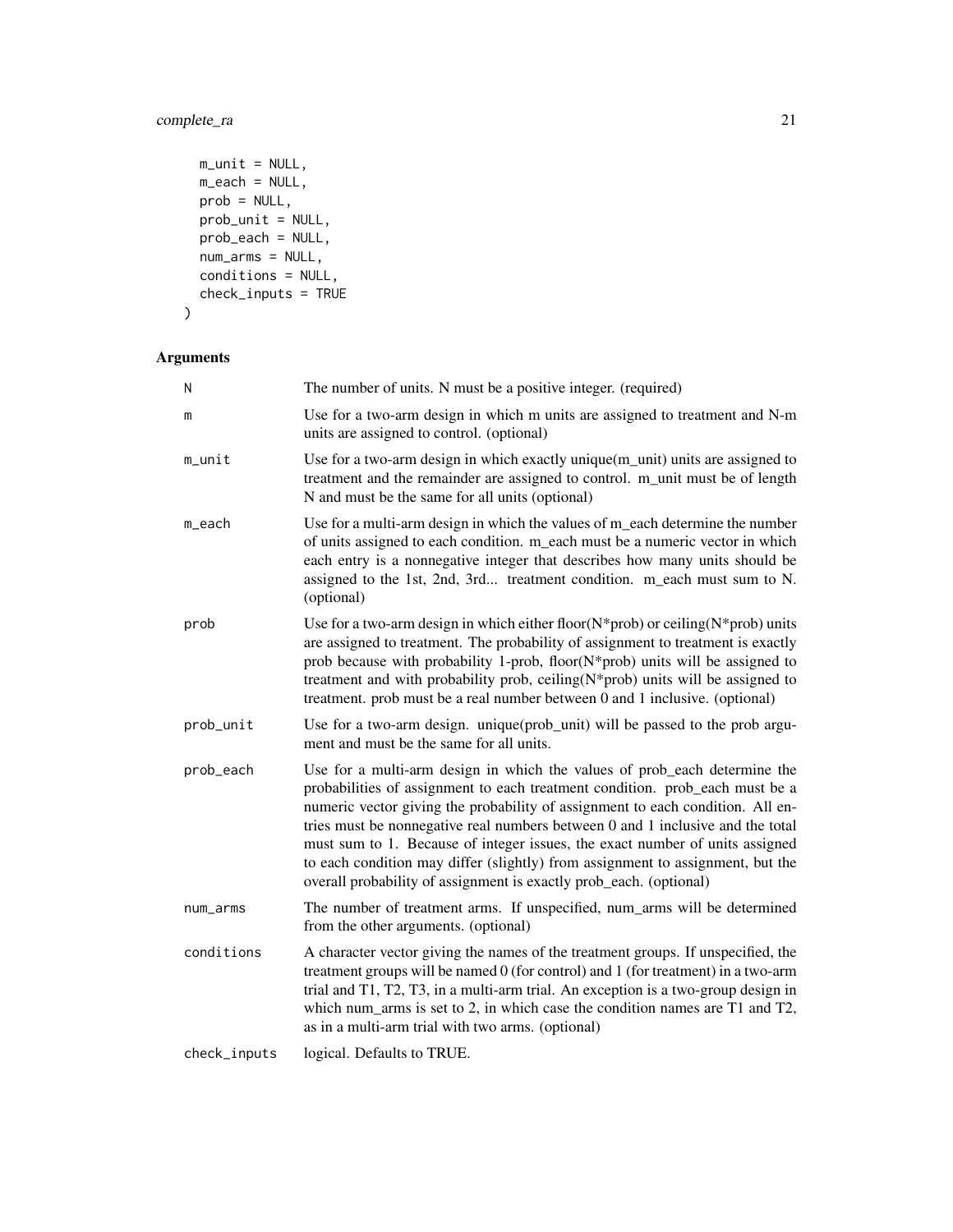```
  m_unit = NULL,
  m_each = NULL,
  prob = NULL,
  prob_unit = NULL,
  prob_each = NULL,
  num_arms = NULL,
  conditions = NULL,
  check_inputs = TRUE
)
```

## Arguments

| | |
|---|---|
| `N` | The number of units. N must be a positive integer. (required) |
| `m` | Use for a two-arm design in which m units are assigned to treatment and N-m units are assigned to control. (optional) |
| `m_unit` | Use for a two-arm design in which exactly unique(m_unit) units are assigned to treatment and the remainder are assigned to control. m_unit must be of length N and must be the same for all units (optional) |
| `m_each` | Use for a multi-arm design in which the values of m_each determine the number of units assigned to each condition. m_each must be a numeric vector in which each entry is a nonnegative integer that describes how many units should be assigned to the 1st, 2nd, 3rd... treatment condition. m_each must sum to N. (optional) |
| `prob` | Use for a two-arm design in which either floor(N*prob) or ceiling(N*prob) units are assigned to treatment. The probability of assignment to treatment is exactly prob because with probability 1-prob, floor(N*prob) units will be assigned to treatment and with probability prob, ceiling(N*prob) units will be assigned to treatment. prob must be a real number between 0 and 1 inclusive. (optional) |
| `prob_unit` | Use for a two-arm design. unique(prob_unit) will be passed to the prob argument and must be the same for all units. |
| `prob_each` | Use for a multi-arm design in which the values of prob_each determine the probabilities of assignment to each treatment condition. prob_each must be a numeric vector giving the probability of assignment to each condition. All entries must be nonnegative real numbers between 0 and 1 inclusive and the total must sum to 1. Because of integer issues, the exact number of units assigned to each condition may differ (slightly) from assignment to assignment, but the overall probability of assignment is exactly prob_each. (optional) |
| `num_arms` | The number of treatment arms. If unspecified, num_arms will be determined from the other arguments. (optional) |
| `conditions` | A character vector giving the names of the treatment groups. If unspecified, the treatment groups will be named 0 (for control) and 1 (for treatment) in a two-arm trial and T1, T2, T3, in a multi-arm trial. An exception is a two-group design in which num_arms is set to 2, in which case the condition names are T1 and T2, as in a multi-arm trial with two arms. (optional) |
| `check_inputs` | logical. Defaults to TRUE. |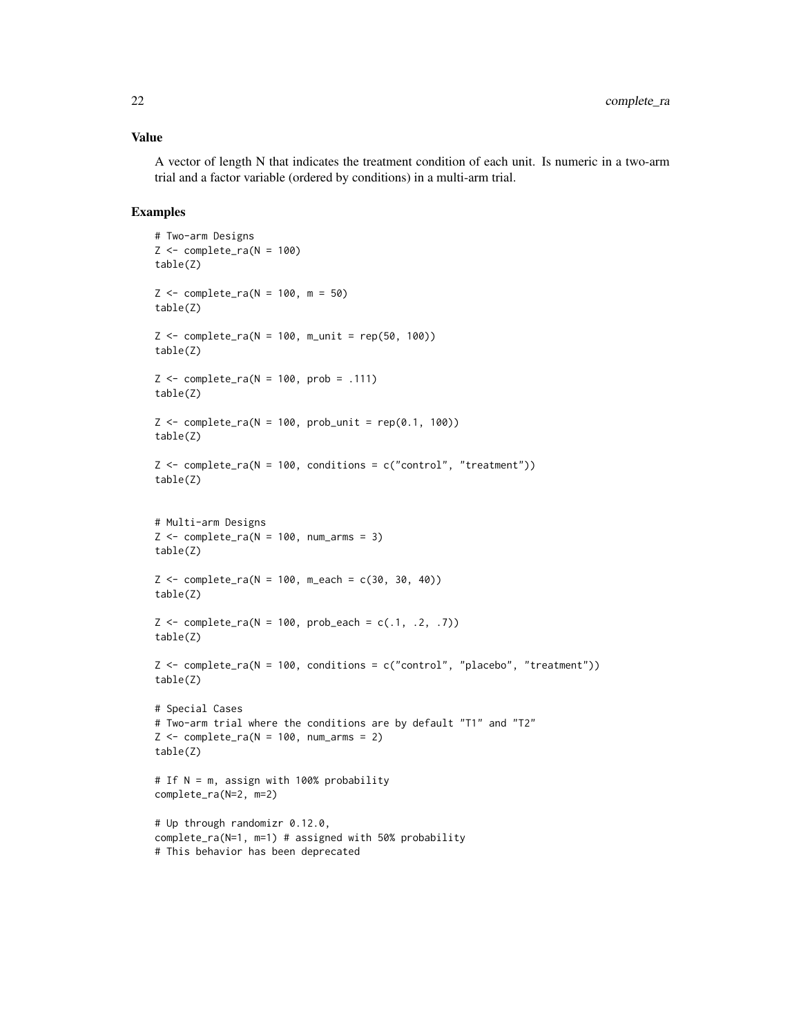## Value

A vector of length N that indicates the treatment condition of each unit. Is numeric in a two-arm trial and a factor variable (ordered by conditions) in a multi-arm trial.

## Examples

```
# Two-arm Designs
Z <- complete_ra(N = 100)
table(Z)

Z <- complete_ra(N = 100, m = 50)
table(Z)

Z <- complete_ra(N = 100, m_unit = rep(50, 100))
table(Z)

Z <- complete_ra(N = 100, prob = .111)
table(Z)

Z <- complete_ra(N = 100, prob_unit = rep(0.1, 100))
table(Z)

Z <- complete_ra(N = 100, conditions = c("control", "treatment"))
table(Z)


# Multi-arm Designs
Z <- complete_ra(N = 100, num_arms = 3)
table(Z)

Z <- complete_ra(N = 100, m_each = c(30, 30, 40))
table(Z)

Z <- complete_ra(N = 100, prob_each = c(.1, .2, .7))
table(Z)

Z <- complete_ra(N = 100, conditions = c("control", "placebo", "treatment"))
table(Z)

# Special Cases
# Two-arm trial where the conditions are by default "T1" and "T2"
Z <- complete_ra(N = 100, num_arms = 2)
table(Z)

# If N = m, assign with 100% probability
complete_ra(N=2, m=2)

# Up through randomizr 0.12.0,
complete_ra(N=1, m=1) # assigned with 50% probability
# This behavior has been deprecated
```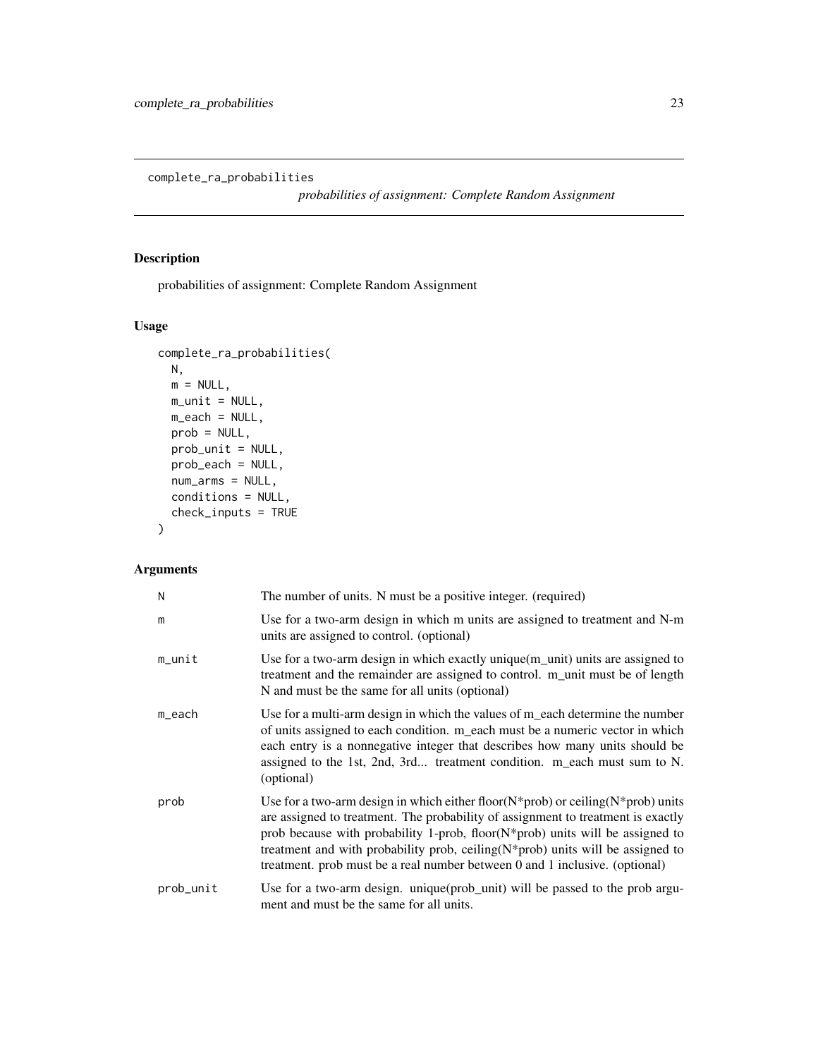`complete_ra_probabilities` *probabilities of assignment: Complete Random Assignment*

## Description

probabilities of assignment: Complete Random Assignment

## Usage

```
complete_ra_probabilities(
  N,
  m = NULL,
  m_unit = NULL,
  m_each = NULL,
  prob = NULL,
  prob_unit = NULL,
  prob_each = NULL,
  num_arms = NULL,
  conditions = NULL,
  check_inputs = TRUE
)
```

## Arguments

| | |
|---|---|
| N | The number of units. N must be a positive integer. (required) |
| m | Use for a two-arm design in which m units are assigned to treatment and N-m units are assigned to control. (optional) |
| m_unit | Use for a two-arm design in which exactly unique(m_unit) units are assigned to treatment and the remainder are assigned to control. m_unit must be of length N and must be the same for all units (optional) |
| m_each | Use for a multi-arm design in which the values of m_each determine the number of units assigned to each condition. m_each must be a numeric vector in which each entry is a nonnegative integer that describes how many units should be assigned to the 1st, 2nd, 3rd... treatment condition. m_each must sum to N. (optional) |
| prob | Use for a two-arm design in which either floor(N*prob) or ceiling(N*prob) units are assigned to treatment. The probability of assignment to treatment is exactly prob because with probability 1-prob, floor(N*prob) units will be assigned to treatment and with probability prob, ceiling(N*prob) units will be assigned to treatment. prob must be a real number between 0 and 1 inclusive. (optional) |
| prob_unit | Use for a two-arm design. unique(prob_unit) will be passed to the prob argument and must be the same for all units. |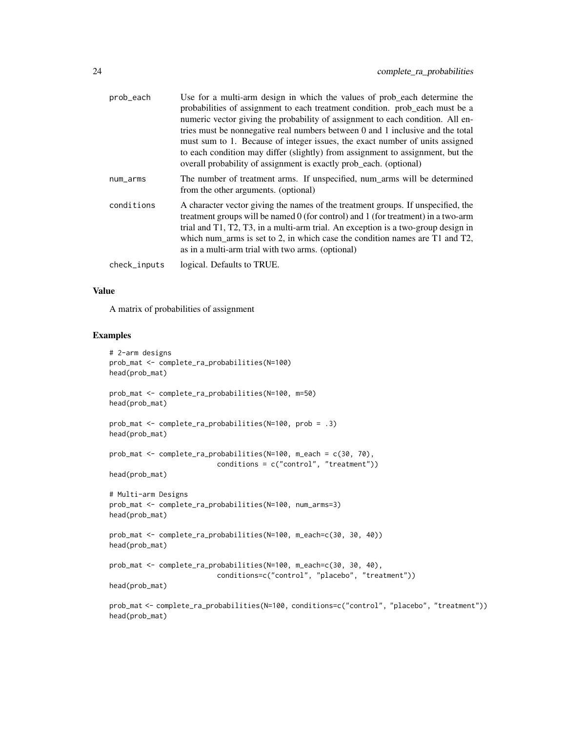| | |
|---|---|
| prob_each | Use for a multi-arm design in which the values of prob_each determine the probabilities of assignment to each treatment condition. prob_each must be a numeric vector giving the probability of assignment to each condition. All entries must be nonnegative real numbers between 0 and 1 inclusive and the total must sum to 1. Because of integer issues, the exact number of units assigned to each condition may differ (slightly) from assignment to assignment, but the overall probability of assignment is exactly prob_each. (optional) |
| num_arms | The number of treatment arms. If unspecified, num_arms will be determined from the other arguments. (optional) |
| conditions | A character vector giving the names of the treatment groups. If unspecified, the treatment groups will be named 0 (for control) and 1 (for treatment) in a two-arm trial and T1, T2, T3, in a multi-arm trial. An exception is a two-group design in which num_arms is set to 2, in which case the condition names are T1 and T2, as in a multi-arm trial with two arms. (optional) |
| check_inputs | logical. Defaults to TRUE. |

### Value

A matrix of probabilities of assignment

### Examples

```
# 2-arm designs
prob_mat <- complete_ra_probabilities(N=100)
head(prob_mat)

prob_mat <- complete_ra_probabilities(N=100, m=50)
head(prob_mat)

prob_mat <- complete_ra_probabilities(N=100, prob = .3)
head(prob_mat)

prob_mat <- complete_ra_probabilities(N=100, m_each = c(30, 70),
                          conditions = c("control", "treatment"))
head(prob_mat)

# Multi-arm Designs
prob_mat <- complete_ra_probabilities(N=100, num_arms=3)
head(prob_mat)

prob_mat <- complete_ra_probabilities(N=100, m_each=c(30, 30, 40))
head(prob_mat)

prob_mat <- complete_ra_probabilities(N=100, m_each=c(30, 30, 40),
                          conditions=c("control", "placebo", "treatment"))
head(prob_mat)

prob_mat <- complete_ra_probabilities(N=100, conditions=c("control", "placebo", "treatment"))
head(prob_mat)
```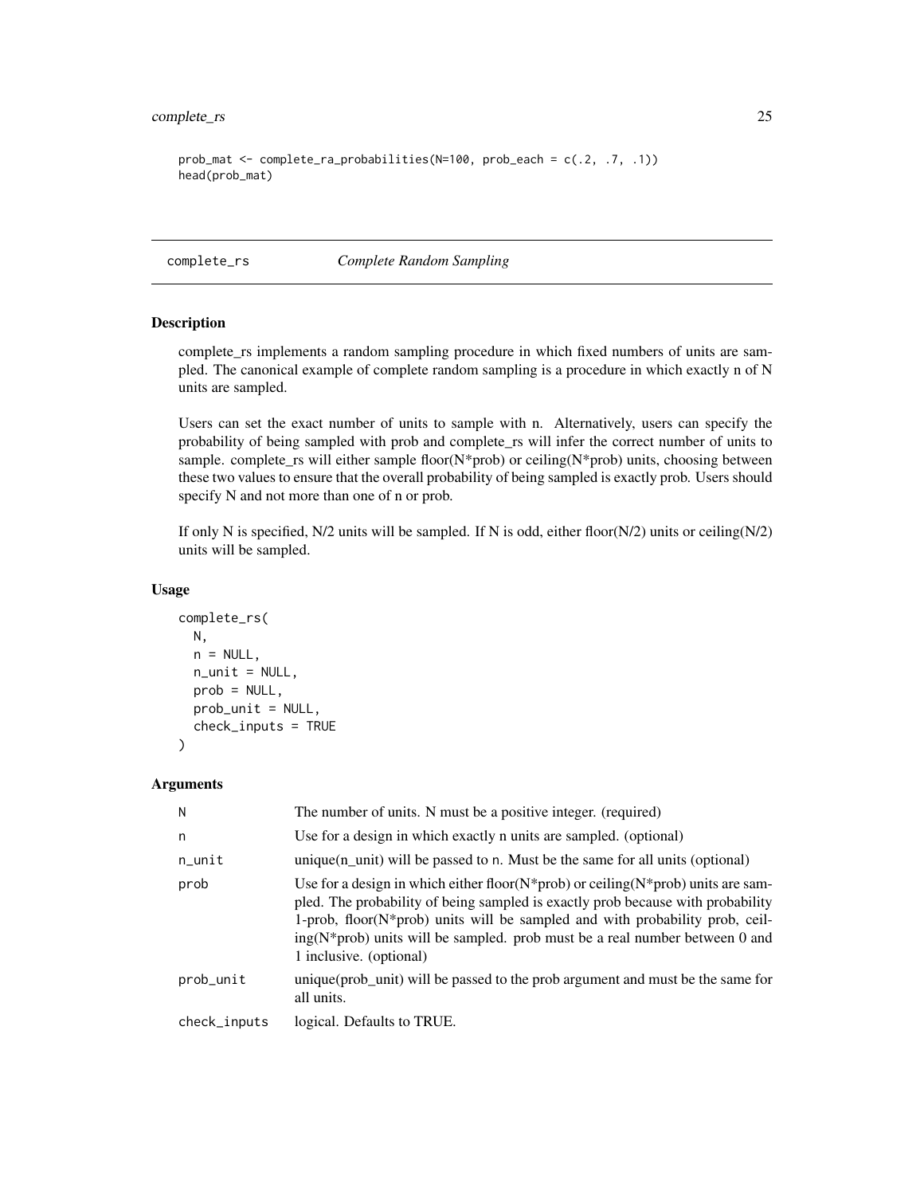```
prob_mat <- complete_ra_probabilities(N=100, prob_each = c(.2, .7, .1))
head(prob_mat)
```

## complete_rs — *Complete Random Sampling*

### Description

complete_rs implements a random sampling procedure in which fixed numbers of units are sampled. The canonical example of complete random sampling is a procedure in which exactly n of N units are sampled.

Users can set the exact number of units to sample with n. Alternatively, users can specify the probability of being sampled with prob and complete_rs will infer the correct number of units to sample. complete_rs will either sample floor(N*prob) or ceiling(N*prob) units, choosing between these two values to ensure that the overall probability of being sampled is exactly prob. Users should specify N and not more than one of n or prob.

If only N is specified, N/2 units will be sampled. If N is odd, either floor(N/2) units or ceiling(N/2) units will be sampled.

### Usage

```
complete_rs(
  N,
  n = NULL,
  n_unit = NULL,
  prob = NULL,
  prob_unit = NULL,
  check_inputs = TRUE
)
```

### Arguments

| Argument | Description |
|---|---|
| `N` | The number of units. N must be a positive integer. (required) |
| `n` | Use for a design in which exactly n units are sampled. (optional) |
| `n_unit` | unique(n_unit) will be passed to n. Must be the same for all units (optional) |
| `prob` | Use for a design in which either floor(N*prob) or ceiling(N*prob) units are sampled. The probability of being sampled is exactly prob because with probability 1-prob, floor(N*prob) units will be sampled and with probability prob, ceiling(N*prob) units will be sampled. prob must be a real number between 0 and 1 inclusive. (optional) |
| `prob_unit` | unique(prob_unit) will be passed to the prob argument and must be the same for all units. |
| `check_inputs` | logical. Defaults to TRUE. |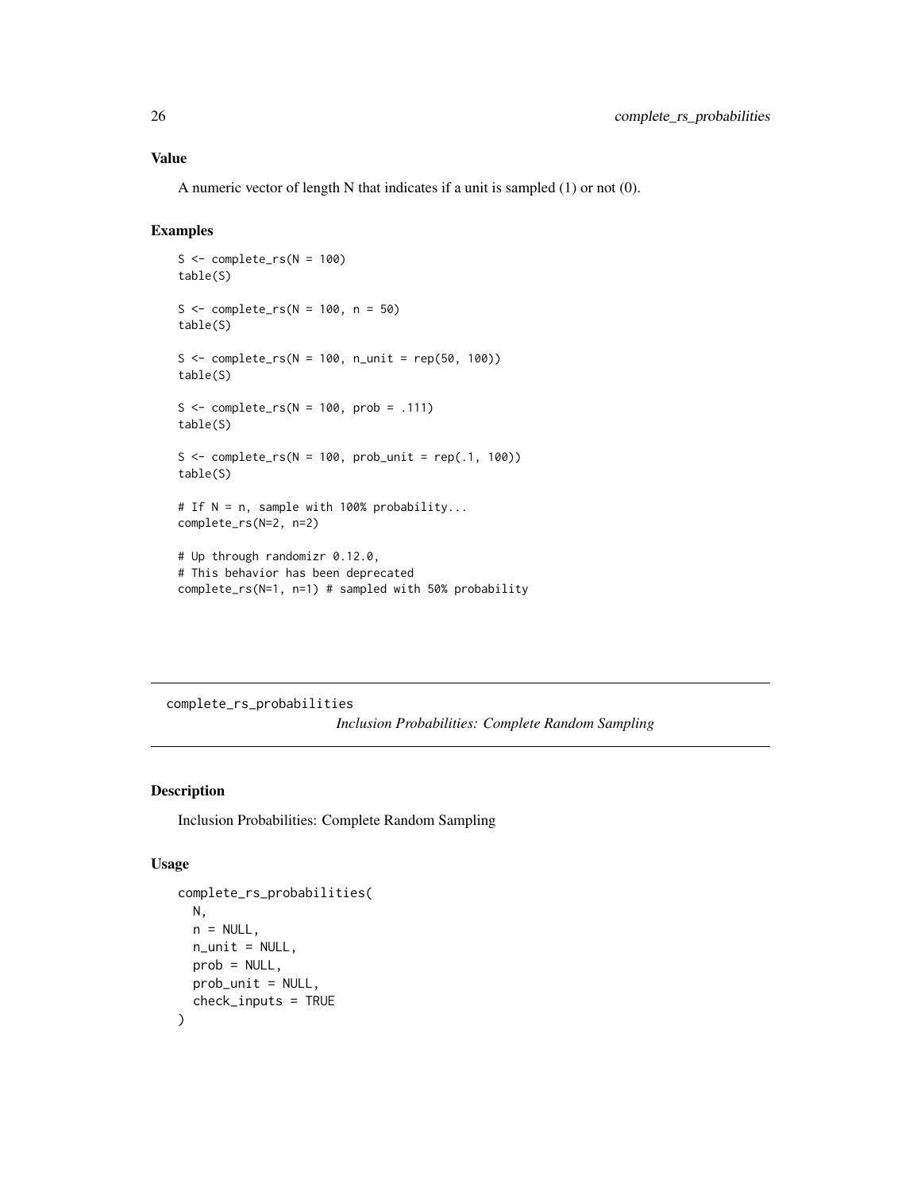## Value

A numeric vector of length N that indicates if a unit is sampled (1) or not (0).

## Examples

```
S <- complete_rs(N = 100)
table(S)

S <- complete_rs(N = 100, n = 50)
table(S)

S <- complete_rs(N = 100, n_unit = rep(50, 100))
table(S)

S <- complete_rs(N = 100, prob = .111)
table(S)

S <- complete_rs(N = 100, prob_unit = rep(.1, 100))
table(S)

# If N = n, sample with 100% probability...
complete_rs(N=2, n=2)

# Up through randomizr 0.12.0,
# This behavior has been deprecated
complete_rs(N=1, n=1) # sampled with 50% probability
```

---

# complete_rs_probabilities

*Inclusion Probabilities: Complete Random Sampling*

---

## Description

Inclusion Probabilities: Complete Random Sampling

## Usage

```
complete_rs_probabilities(
  N,
  n = NULL,
  n_unit = NULL,
  prob = NULL,
  prob_unit = NULL,
  check_inputs = TRUE
)
```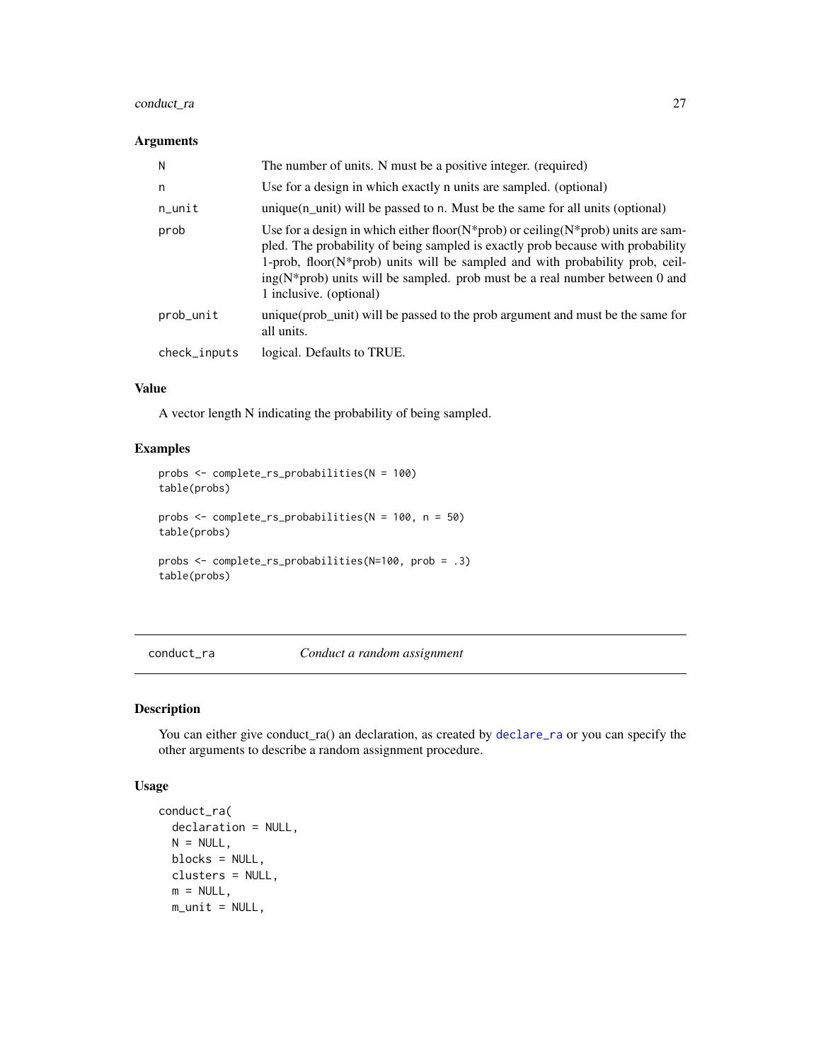### Arguments

| | |
|---|---|
| N | The number of units. N must be a positive integer. (required) |
| n | Use for a design in which exactly n units are sampled. (optional) |
| n_unit | unique(n_unit) will be passed to n. Must be the same for all units (optional) |
| prob | Use for a design in which either floor(N*prob) or ceiling(N*prob) units are sampled. The probability of being sampled is exactly prob because with probability 1-prob, floor(N*prob) units will be sampled and with probability prob, ceiling(N*prob) units will be sampled. prob must be a real number between 0 and 1 inclusive. (optional) |
| prob_unit | unique(prob_unit) will be passed to the prob argument and must be the same for all units. |
| check_inputs | logical. Defaults to TRUE. |

### Value

A vector length N indicating the probability of being sampled.

### Examples

```
probs <- complete_rs_probabilities(N = 100)
table(probs)

probs <- complete_rs_probabilities(N = 100, n = 50)
table(probs)

probs <- complete_rs_probabilities(N=100, prob = .3)
table(probs)
```

## conduct_ra — *Conduct a random assignment*

### Description

You can either give conduct_ra() an declaration, as created by declare_ra or you can specify the other arguments to describe a random assignment procedure.

### Usage

```
conduct_ra(
  declaration = NULL,
  N = NULL,
  blocks = NULL,
  clusters = NULL,
  m = NULL,
  m_unit = NULL,
```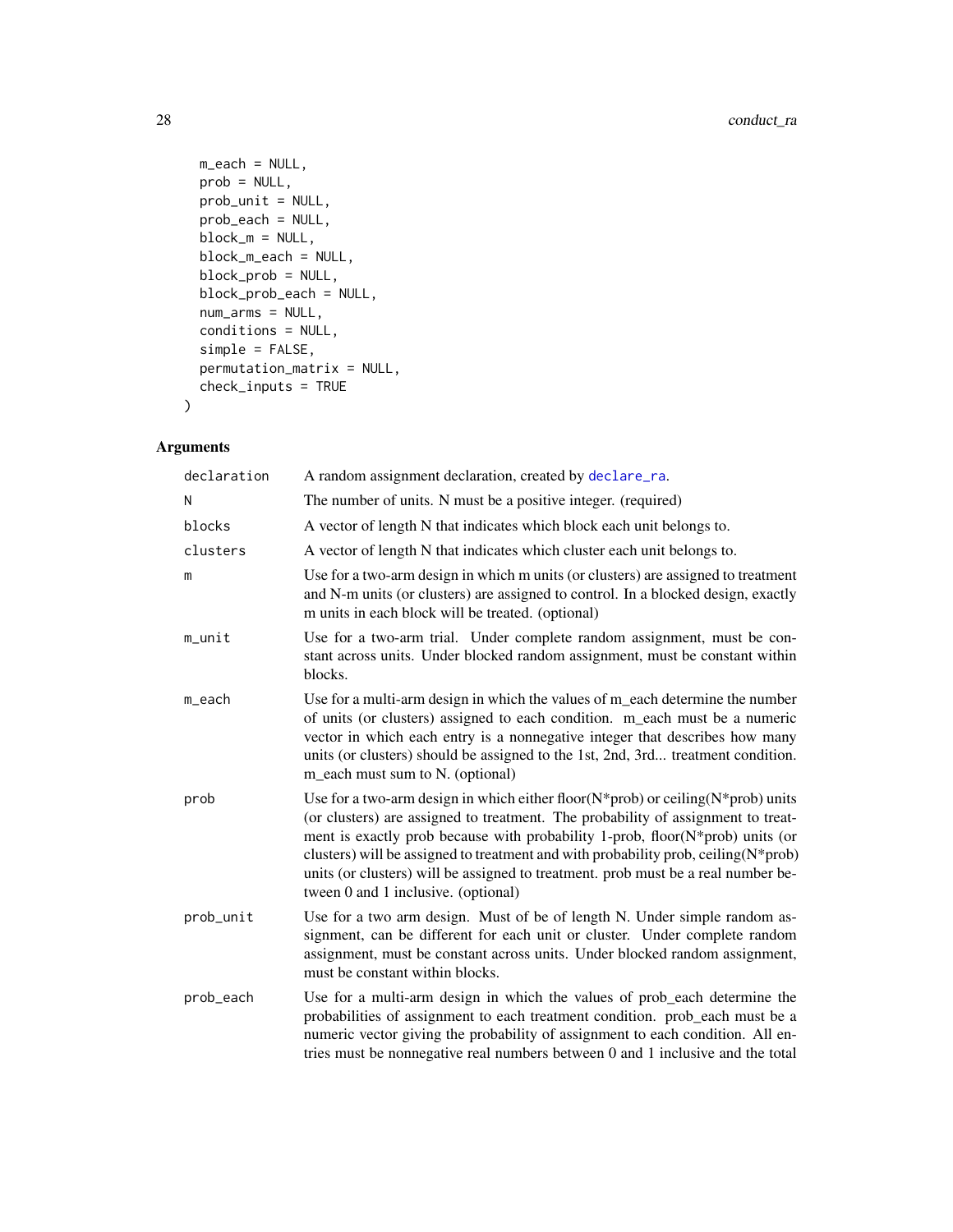```
  m_each = NULL,
  prob = NULL,
  prob_unit = NULL,
  prob_each = NULL,
  block_m = NULL,
  block_m_each = NULL,
  block_prob = NULL,
  block_prob_each = NULL,
  num_arms = NULL,
  conditions = NULL,
  simple = FALSE,
  permutation_matrix = NULL,
  check_inputs = TRUE
)
```

## Arguments

| | |
|---|---|
| declaration | A random assignment declaration, created by declare_ra. |
| N | The number of units. N must be a positive integer. (required) |
| blocks | A vector of length N that indicates which block each unit belongs to. |
| clusters | A vector of length N that indicates which cluster each unit belongs to. |
| m | Use for a two-arm design in which m units (or clusters) are assigned to treatment and N-m units (or clusters) are assigned to control. In a blocked design, exactly m units in each block will be treated. (optional) |
| m_unit | Use for a two-arm trial. Under complete random assignment, must be constant across units. Under blocked random assignment, must be constant within blocks. |
| m_each | Use for a multi-arm design in which the values of m_each determine the number of units (or clusters) assigned to each condition. m_each must be a numeric vector in which each entry is a nonnegative integer that describes how many units (or clusters) should be assigned to the 1st, 2nd, 3rd... treatment condition. m_each must sum to N. (optional) |
| prob | Use for a two-arm design in which either floor(N*prob) or ceiling(N*prob) units (or clusters) are assigned to treatment. The probability of assignment to treatment is exactly prob because with probability 1-prob, floor(N*prob) units (or clusters) will be assigned to treatment and with probability prob, ceiling(N*prob) units (or clusters) will be assigned to treatment. prob must be a real number between 0 and 1 inclusive. (optional) |
| prob_unit | Use for a two arm design. Must of be of length N. Under simple random assignment, can be different for each unit or cluster. Under complete random assignment, must be constant across units. Under blocked random assignment, must be constant within blocks. |
| prob_each | Use for a multi-arm design in which the values of prob_each determine the probabilities of assignment to each treatment condition. prob_each must be a numeric vector giving the probability of assignment to each condition. All entries must be nonnegative real numbers between 0 and 1 inclusive and the total |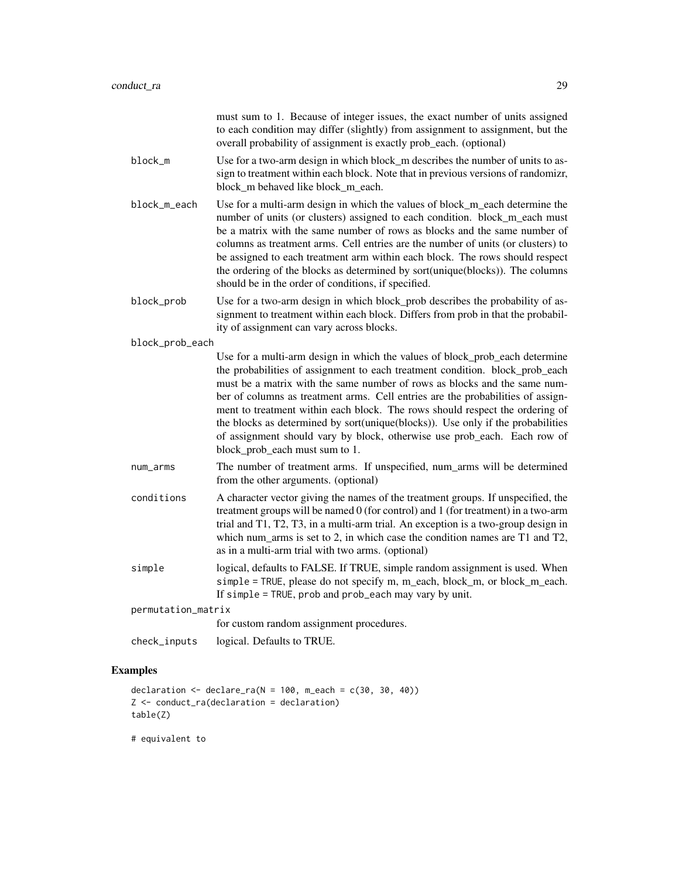must sum to 1. Because of integer issues, the exact number of units assigned to each condition may differ (slightly) from assignment to assignment, but the overall probability of assignment is exactly prob_each. (optional)

block_m
: Use for a two-arm design in which block_m describes the number of units to assign to treatment within each block. Note that in previous versions of randomizr, block_m behaved like block_m_each.

block_m_each
: Use for a multi-arm design in which the values of block_m_each determine the number of units (or clusters) assigned to each condition. block_m_each must be a matrix with the same number of rows as blocks and the same number of columns as treatment arms. Cell entries are the number of units (or clusters) to be assigned to each treatment arm within each block. The rows should respect the ordering of the blocks as determined by sort(unique(blocks)). The columns should be in the order of conditions, if specified.

block_prob
: Use for a two-arm design in which block_prob describes the probability of assignment to treatment within each block. Differs from prob in that the probability of assignment can vary across blocks.

block_prob_each
: Use for a multi-arm design in which the values of block_prob_each determine the probabilities of assignment to each treatment condition. block_prob_each must be a matrix with the same number of rows as blocks and the same number of columns as treatment arms. Cell entries are the probabilities of assignment to treatment within each block. The rows should respect the ordering of the blocks as determined by sort(unique(blocks)). Use only if the probabilities of assignment should vary by block, otherwise use prob_each. Each row of block_prob_each must sum to 1.

num_arms
: The number of treatment arms. If unspecified, num_arms will be determined from the other arguments. (optional)

conditions
: A character vector giving the names of the treatment groups. If unspecified, the treatment groups will be named 0 (for control) and 1 (for treatment) in a two-arm trial and T1, T2, T3, in a multi-arm trial. An exception is a two-group design in which num_arms is set to 2, in which case the condition names are T1 and T2, as in a multi-arm trial with two arms. (optional)

simple
: logical, defaults to FALSE. If TRUE, simple random assignment is used. When `simple = TRUE`, please do not specify m, m_each, block_m, or block_m_each. If `simple = TRUE`, `prob` and `prob_each` may vary by unit.

permutation_matrix
: for custom random assignment procedures.

check_inputs
: logical. Defaults to TRUE.

## Examples

```
declaration <- declare_ra(N = 100, m_each = c(30, 30, 40))
Z <- conduct_ra(declaration = declaration)
table(Z)

# equivalent to
```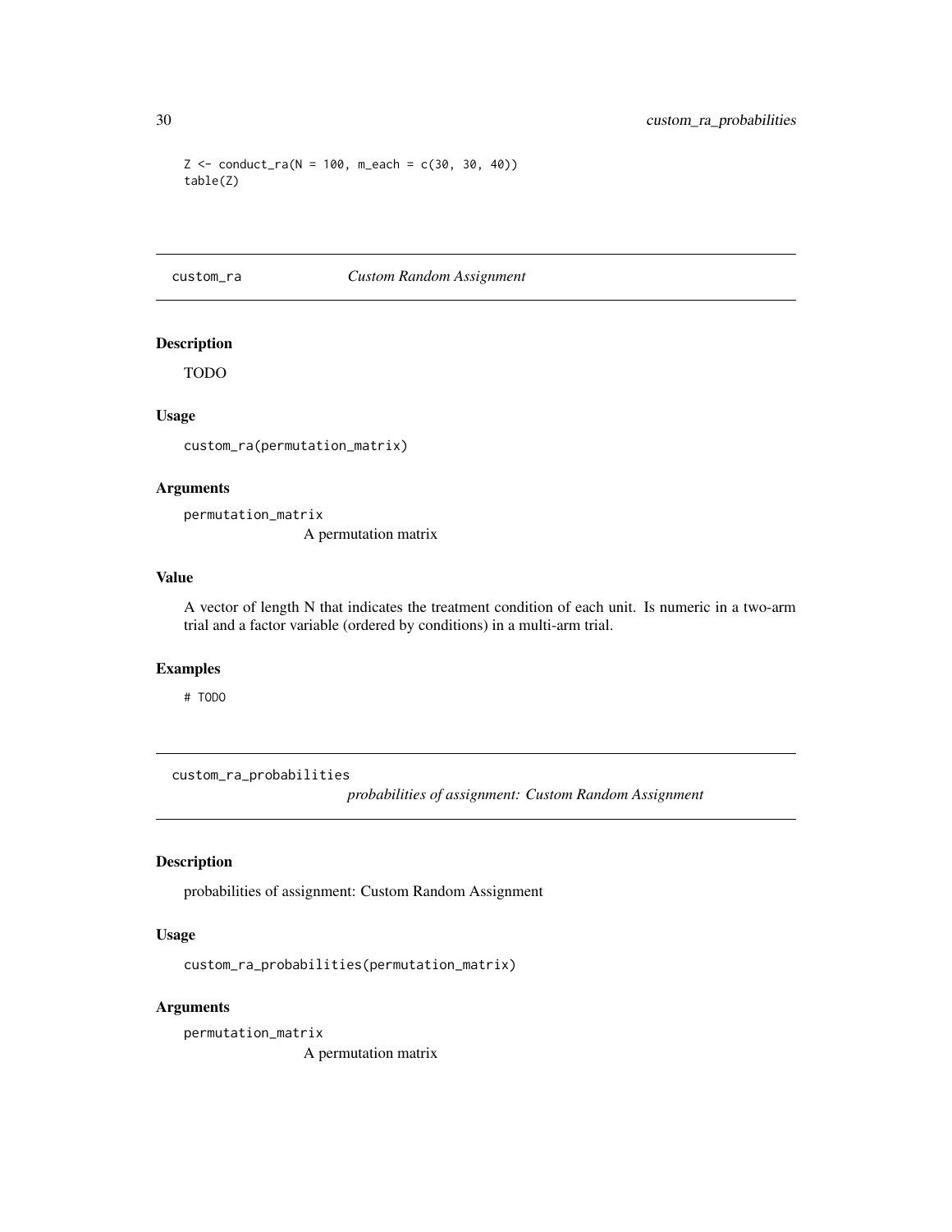```
Z <- conduct_ra(N = 100, m_each = c(30, 30, 40))
table(Z)
```

---

## custom_ra *Custom Random Assignment*

### Description

TODO

### Usage

```
custom_ra(permutation_matrix)
```

### Arguments

`permutation_matrix`
A permutation matrix

### Value

A vector of length N that indicates the treatment condition of each unit. Is numeric in a two-arm trial and a factor variable (ordered by conditions) in a multi-arm trial.

### Examples

```
# TODO
```

---

## custom_ra_probabilities *probabilities of assignment: Custom Random Assignment*

### Description

probabilities of assignment: Custom Random Assignment

### Usage

```
custom_ra_probabilities(permutation_matrix)
```

### Arguments

`permutation_matrix`
A permutation matrix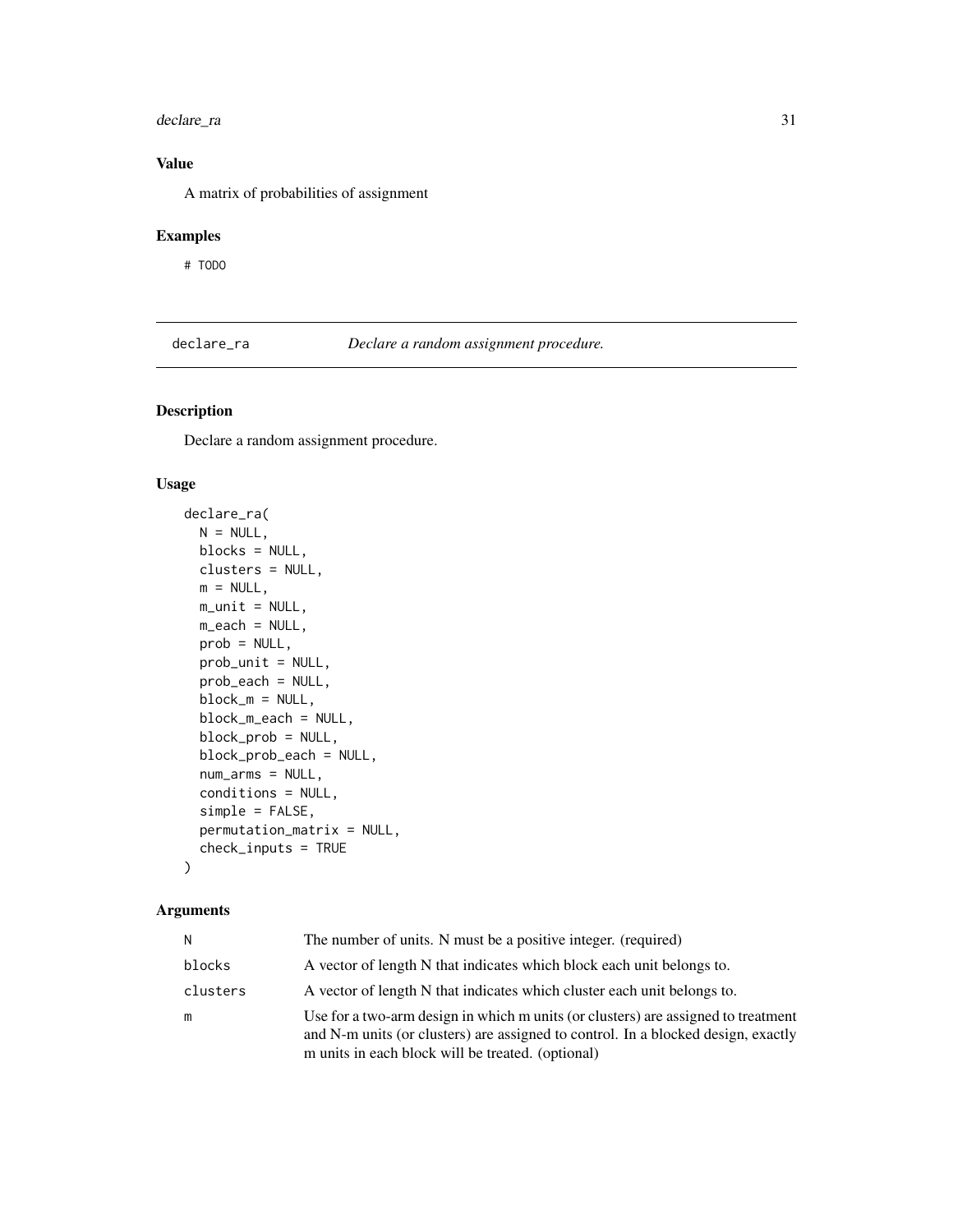### Value

A matrix of probabilities of assignment

### Examples

```
# TODO
```

## declare_ra *Declare a random assignment procedure.*

### Description

Declare a random assignment procedure.

### Usage

```
declare_ra(
  N = NULL,
  blocks = NULL,
  clusters = NULL,
  m = NULL,
  m_unit = NULL,
  m_each = NULL,
  prob = NULL,
  prob_unit = NULL,
  prob_each = NULL,
  block_m = NULL,
  block_m_each = NULL,
  block_prob = NULL,
  block_prob_each = NULL,
  num_arms = NULL,
  conditions = NULL,
  simple = FALSE,
  permutation_matrix = NULL,
  check_inputs = TRUE
)
```

### Arguments

| | |
|---|---|
| N | The number of units. N must be a positive integer. (required) |
| blocks | A vector of length N that indicates which block each unit belongs to. |
| clusters | A vector of length N that indicates which cluster each unit belongs to. |
| m | Use for a two-arm design in which m units (or clusters) are assigned to treatment and N-m units (or clusters) are assigned to control. In a blocked design, exactly m units in each block will be treated. (optional) |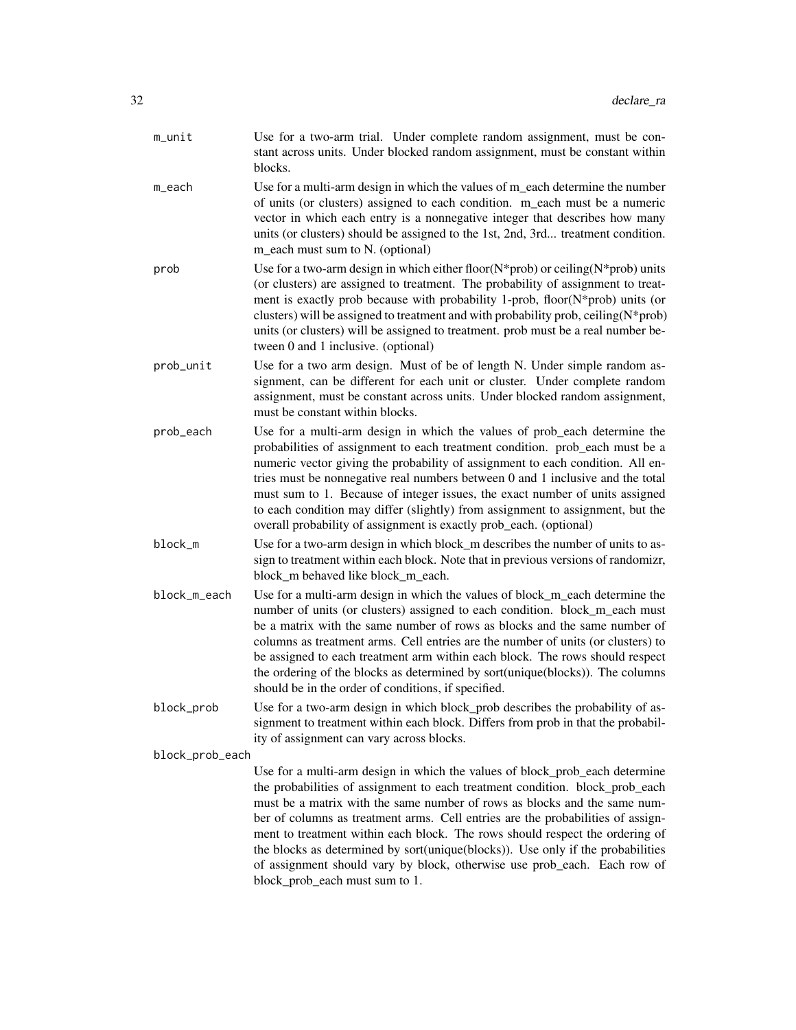| | |
|---|---|
| m_unit | Use for a two-arm trial. Under complete random assignment, must be constant across units. Under blocked random assignment, must be constant within blocks. |
| m_each | Use for a multi-arm design in which the values of m_each determine the number of units (or clusters) assigned to each condition. m_each must be a numeric vector in which each entry is a nonnegative integer that describes how many units (or clusters) should be assigned to the 1st, 2nd, 3rd... treatment condition. m_each must sum to N. (optional) |
| prob | Use for a two-arm design in which either floor(N*prob) or ceiling(N*prob) units (or clusters) are assigned to treatment. The probability of assignment to treatment is exactly prob because with probability 1-prob, floor(N*prob) units (or clusters) will be assigned to treatment and with probability prob, ceiling(N*prob) units (or clusters) will be assigned to treatment. prob must be a real number between 0 and 1 inclusive. (optional) |
| prob_unit | Use for a two arm design. Must of be of length N. Under simple random assignment, can be different for each unit or cluster. Under complete random assignment, must be constant across units. Under blocked random assignment, must be constant within blocks. |
| prob_each | Use for a multi-arm design in which the values of prob_each determine the probabilities of assignment to each treatment condition. prob_each must be a numeric vector giving the probability of assignment to each condition. All entries must be nonnegative real numbers between 0 and 1 inclusive and the total must sum to 1. Because of integer issues, the exact number of units assigned to each condition may differ (slightly) from assignment to assignment, but the overall probability of assignment is exactly prob_each. (optional) |
| block_m | Use for a two-arm design in which block_m describes the number of units to assign to treatment within each block. Note that in previous versions of randomizr, block_m behaved like block_m_each. |
| block_m_each | Use for a multi-arm design in which the values of block_m_each determine the number of units (or clusters) assigned to each condition. block_m_each must be a matrix with the same number of rows as blocks and the same number of columns as treatment arms. Cell entries are the number of units (or clusters) to be assigned to each treatment arm within each block. The rows should respect the ordering of the blocks as determined by sort(unique(blocks)). The columns should be in the order of conditions, if specified. |
| block_prob | Use for a two-arm design in which block_prob describes the probability of assignment to treatment within each block. Differs from prob in that the probability of assignment can vary across blocks. |
| block_prob_each | Use for a multi-arm design in which the values of block_prob_each determine the probabilities of assignment to each treatment condition. block_prob_each must be a matrix with the same number of rows as blocks and the same number of columns as treatment arms. Cell entries are the probabilities of assignment to treatment within each block. The rows should respect the ordering of the blocks as determined by sort(unique(blocks)). Use only if the probabilities of assignment should vary by block, otherwise use prob_each. Each row of block_prob_each must sum to 1. |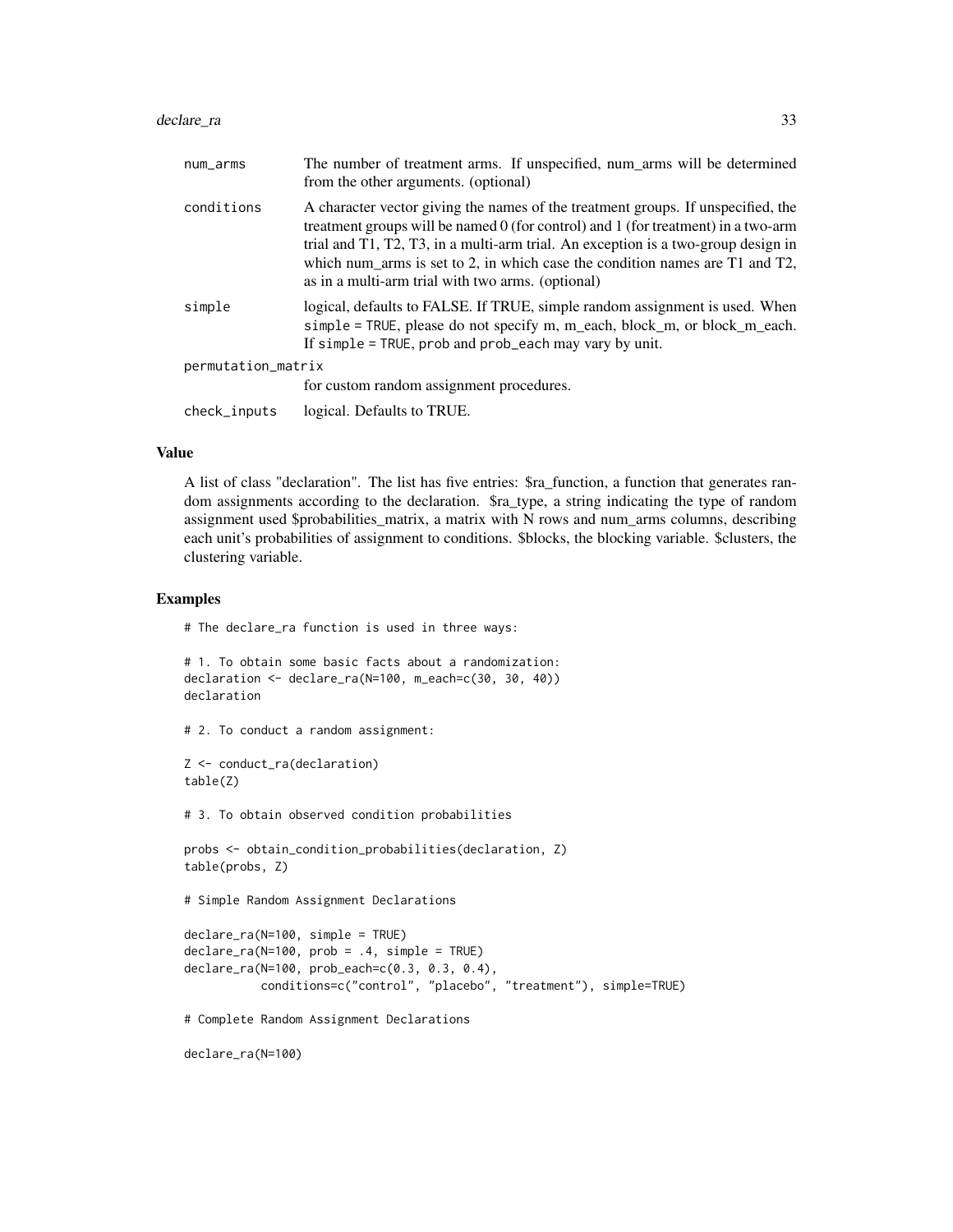| | |
|---|---|
| num_arms | The number of treatment arms. If unspecified, num_arms will be determined from the other arguments. (optional) |
| conditions | A character vector giving the names of the treatment groups. If unspecified, the treatment groups will be named 0 (for control) and 1 (for treatment) in a two-arm trial and T1, T2, T3, in a multi-arm trial. An exception is a two-group design in which num_arms is set to 2, in which case the condition names are T1 and T2, as in a multi-arm trial with two arms. (optional) |
| simple | logical, defaults to FALSE. If TRUE, simple random assignment is used. When `simple = TRUE`, please do not specify m, m_each, block_m, or block_m_each. If `simple = TRUE`, `prob` and `prob_each` may vary by unit. |
| permutation_matrix | for custom random assignment procedures. |
| check_inputs | logical. Defaults to TRUE. |

### Value

A list of class "declaration". The list has five entries: $ra_function, a function that generates random assignments according to the declaration. $ra_type, a string indicating the type of random assignment used $probabilities_matrix, a matrix with N rows and num_arms columns, describing each unit's probabilities of assignment to conditions. $blocks, the blocking variable. $clusters, the clustering variable.

### Examples

```
# The declare_ra function is used in three ways:

# 1. To obtain some basic facts about a randomization:
declaration <- declare_ra(N=100, m_each=c(30, 30, 40))
declaration

# 2. To conduct a random assignment:

Z <- conduct_ra(declaration)
table(Z)

# 3. To obtain observed condition probabilities

probs <- obtain_condition_probabilities(declaration, Z)
table(probs, Z)

# Simple Random Assignment Declarations

declare_ra(N=100, simple = TRUE)
declare_ra(N=100, prob = .4, simple = TRUE)
declare_ra(N=100, prob_each=c(0.3, 0.3, 0.4),
           conditions=c("control", "placebo", "treatment"), simple=TRUE)

# Complete Random Assignment Declarations

declare_ra(N=100)
```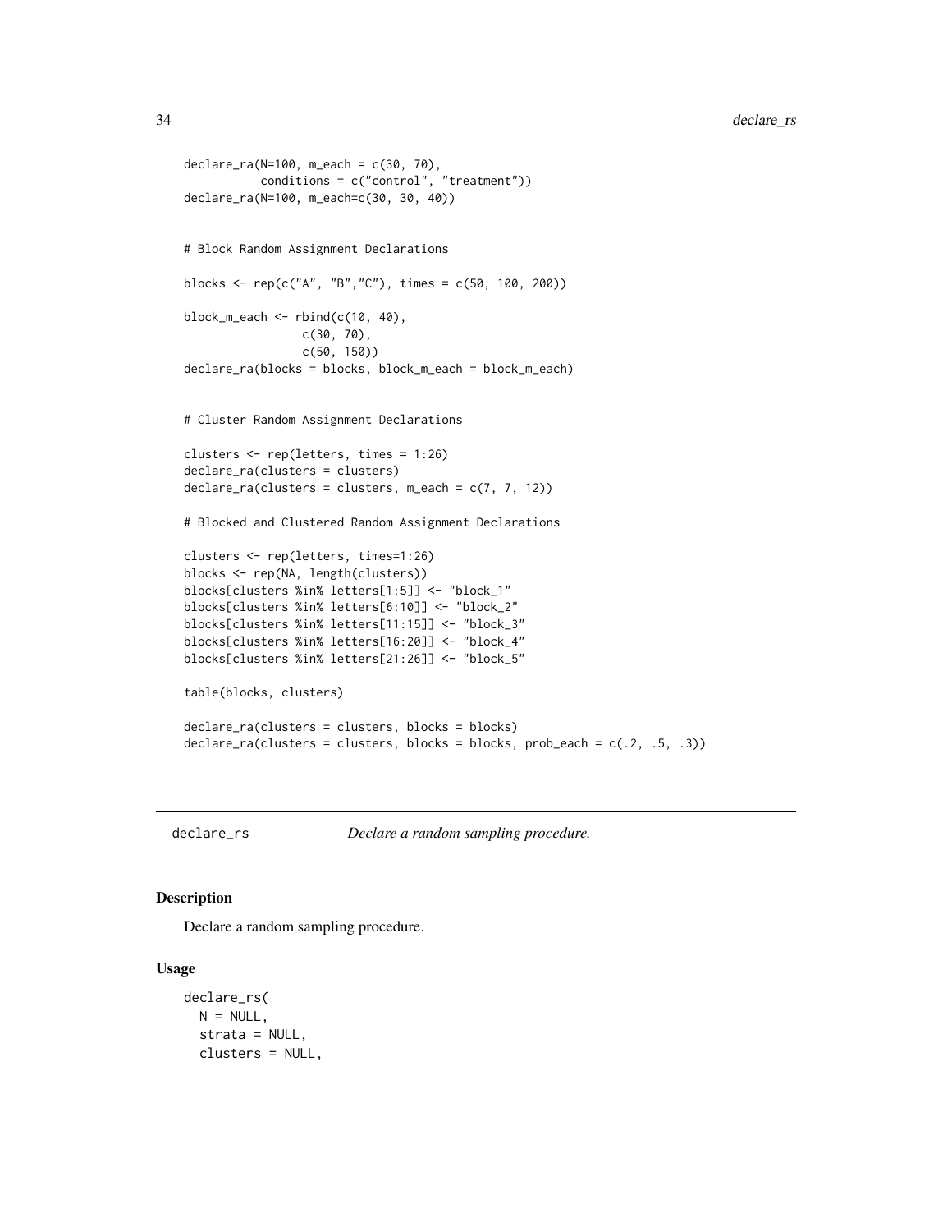```
declare_ra(N=100, m_each = c(30, 70),
           conditions = c("control", "treatment"))
declare_ra(N=100, m_each=c(30, 30, 40))


# Block Random Assignment Declarations

blocks <- rep(c("A", "B","C"), times = c(50, 100, 200))

block_m_each <- rbind(c(10, 40),
                 c(30, 70),
                 c(50, 150))
declare_ra(blocks = blocks, block_m_each = block_m_each)


# Cluster Random Assignment Declarations

clusters <- rep(letters, times = 1:26)
declare_ra(clusters = clusters)
declare_ra(clusters = clusters, m_each = c(7, 7, 12))

# Blocked and Clustered Random Assignment Declarations

clusters <- rep(letters, times=1:26)
blocks <- rep(NA, length(clusters))
blocks[clusters %in% letters[1:5]] <- "block_1"
blocks[clusters %in% letters[6:10]] <- "block_2"
blocks[clusters %in% letters[11:15]] <- "block_3"
blocks[clusters %in% letters[16:20]] <- "block_4"
blocks[clusters %in% letters[21:26]] <- "block_5"

table(blocks, clusters)

declare_ra(clusters = clusters, blocks = blocks)
declare_ra(clusters = clusters, blocks = blocks, prob_each = c(.2, .5, .3))
```

## declare_rs — *Declare a random sampling procedure.*

### Description

Declare a random sampling procedure.

### Usage

```
declare_rs(
  N = NULL,
  strata = NULL,
  clusters = NULL,
```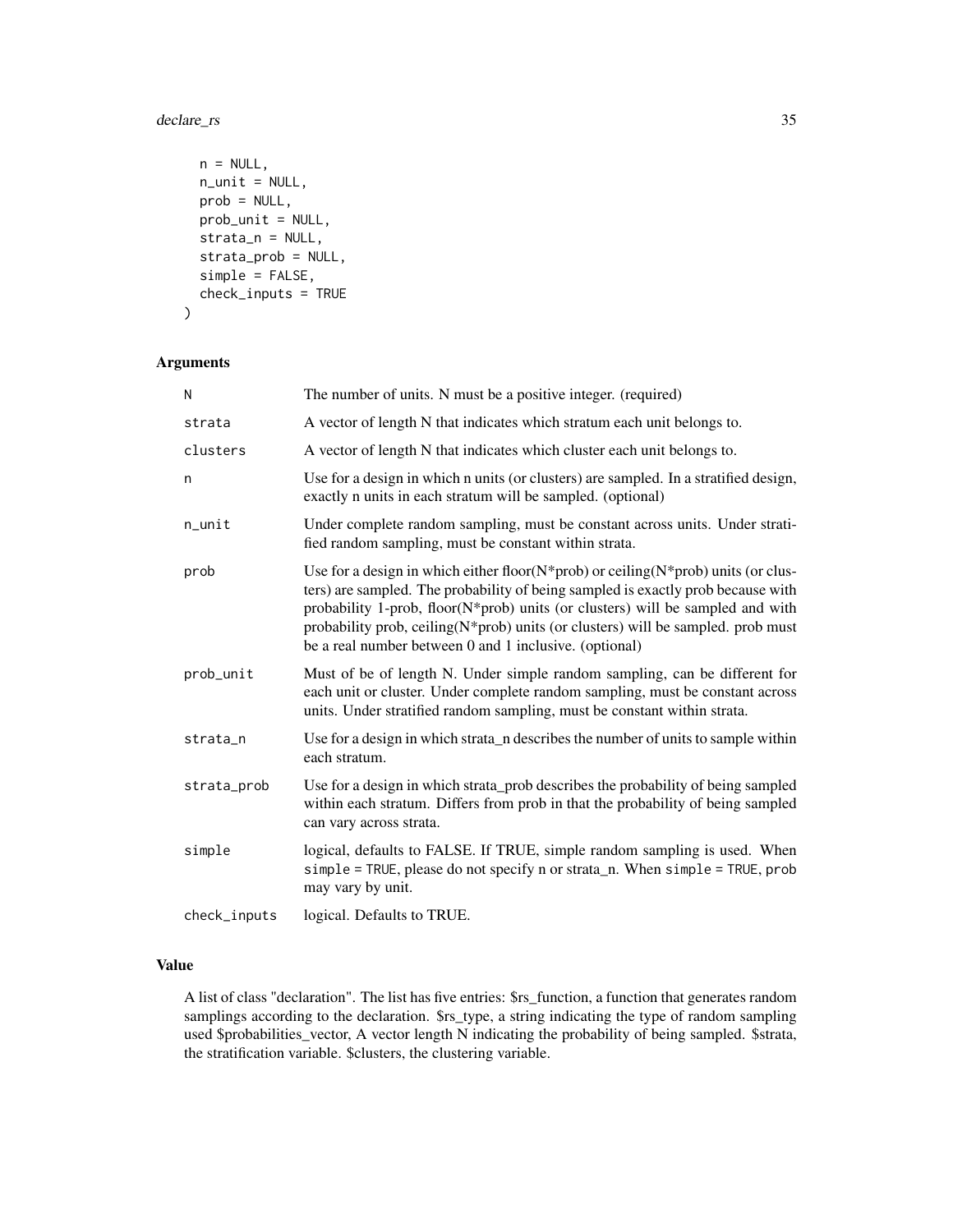```
  n = NULL,
  n_unit = NULL,
  prob = NULL,
  prob_unit = NULL,
  strata_n = NULL,
  strata_prob = NULL,
  simple = FALSE,
  check_inputs = TRUE
)
```

### Arguments

| | |
|---|---|
| N | The number of units. N must be a positive integer. (required) |
| strata | A vector of length N that indicates which stratum each unit belongs to. |
| clusters | A vector of length N that indicates which cluster each unit belongs to. |
| n | Use for a design in which n units (or clusters) are sampled. In a stratified design, exactly n units in each stratum will be sampled. (optional) |
| n_unit | Under complete random sampling, must be constant across units. Under stratified random sampling, must be constant within strata. |
| prob | Use for a design in which either floor(N*prob) or ceiling(N*prob) units (or clusters) are sampled. The probability of being sampled is exactly prob because with probability 1-prob, floor(N*prob) units (or clusters) will be sampled and with probability prob, ceiling(N*prob) units (or clusters) will be sampled. prob must be a real number between 0 and 1 inclusive. (optional) |
| prob_unit | Must of be of length N. Under simple random sampling, can be different for each unit or cluster. Under complete random sampling, must be constant across units. Under stratified random sampling, must be constant within strata. |
| strata_n | Use for a design in which strata_n describes the number of units to sample within each stratum. |
| strata_prob | Use for a design in which strata_prob describes the probability of being sampled within each stratum. Differs from prob in that the probability of being sampled can vary across strata. |
| simple | logical, defaults to FALSE. If TRUE, simple random sampling is used. When `simple = TRUE`, please do not specify n or strata_n. When `simple = TRUE`, `prob` may vary by unit. |
| check_inputs | logical. Defaults to TRUE. |

### Value

A list of class "declaration". The list has five entries: $rs_function, a function that generates random samplings according to the declaration. $rs_type, a string indicating the type of random sampling used $probabilities_vector, A vector length N indicating the probability of being sampled. $strata, the stratification variable. $clusters, the clustering variable.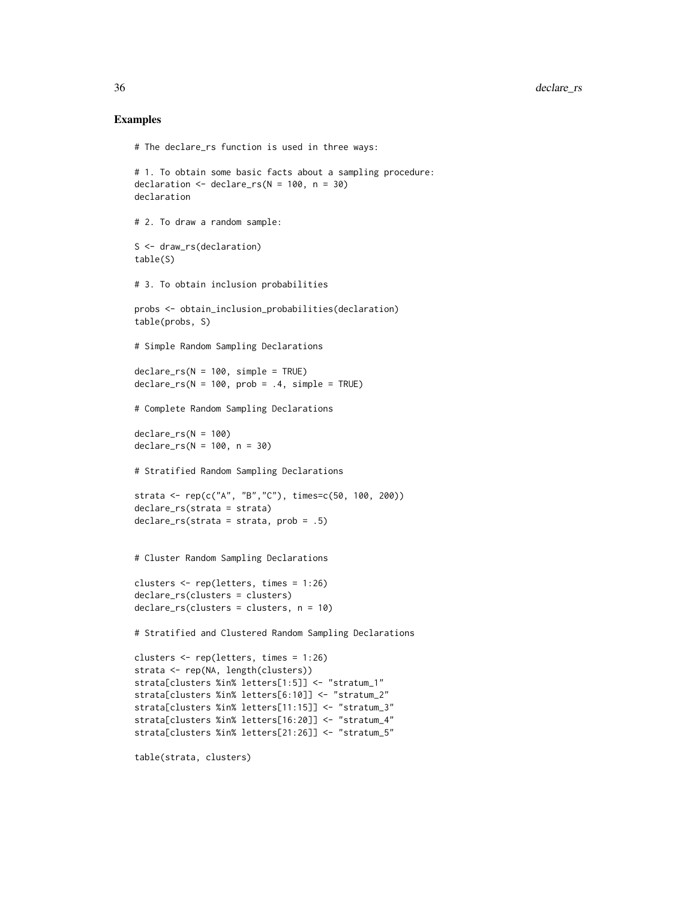## Examples

```
# The declare_rs function is used in three ways:

# 1. To obtain some basic facts about a sampling procedure:
declaration <- declare_rs(N = 100, n = 30)
declaration

# 2. To draw a random sample:

S <- draw_rs(declaration)
table(S)

# 3. To obtain inclusion probabilities

probs <- obtain_inclusion_probabilities(declaration)
table(probs, S)

# Simple Random Sampling Declarations

declare_rs(N = 100, simple = TRUE)
declare_rs(N = 100, prob = .4, simple = TRUE)

# Complete Random Sampling Declarations

declare_rs(N = 100)
declare_rs(N = 100, n = 30)

# Stratified Random Sampling Declarations

strata <- rep(c("A", "B","C"), times=c(50, 100, 200))
declare_rs(strata = strata)
declare_rs(strata = strata, prob = .5)


# Cluster Random Sampling Declarations

clusters <- rep(letters, times = 1:26)
declare_rs(clusters = clusters)
declare_rs(clusters = clusters, n = 10)

# Stratified and Clustered Random Sampling Declarations

clusters <- rep(letters, times = 1:26)
strata <- rep(NA, length(clusters))
strata[clusters %in% letters[1:5]] <- "stratum_1"
strata[clusters %in% letters[6:10]] <- "stratum_2"
strata[clusters %in% letters[11:15]] <- "stratum_3"
strata[clusters %in% letters[16:20]] <- "stratum_4"
strata[clusters %in% letters[21:26]] <- "stratum_5"

table(strata, clusters)
```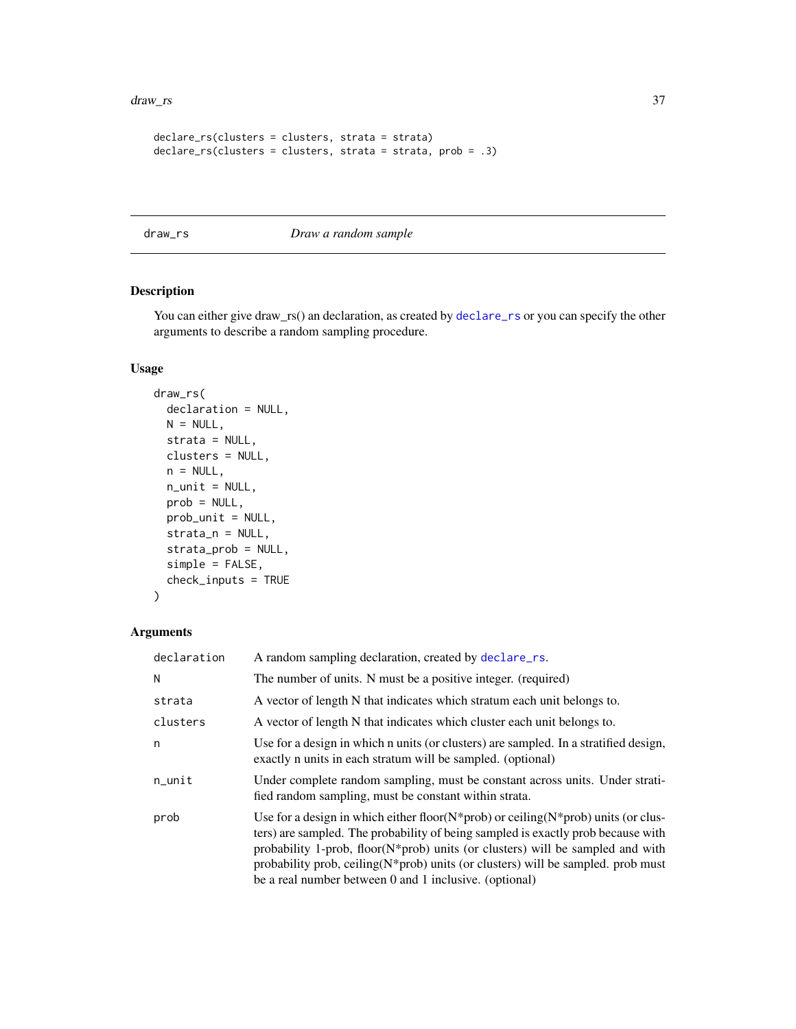```
declare_rs(clusters = clusters, strata = strata)
declare_rs(clusters = clusters, strata = strata, prob = .3)
```

---

## draw_rs    *Draw a random sample*

### Description

You can either give draw_rs() an declaration, as created by `declare_rs` or you can specify the other arguments to describe a random sampling procedure.

### Usage

```
draw_rs(
  declaration = NULL,
  N = NULL,
  strata = NULL,
  clusters = NULL,
  n = NULL,
  n_unit = NULL,
  prob = NULL,
  prob_unit = NULL,
  strata_n = NULL,
  strata_prob = NULL,
  simple = FALSE,
  check_inputs = TRUE
)
```

### Arguments

| | |
|---|---|
| `declaration` | A random sampling declaration, created by `declare_rs`. |
| `N` | The number of units. N must be a positive integer. (required) |
| `strata` | A vector of length N that indicates which stratum each unit belongs to. |
| `clusters` | A vector of length N that indicates which cluster each unit belongs to. |
| `n` | Use for a design in which n units (or clusters) are sampled. In a stratified design, exactly n units in each stratum will be sampled. (optional) |
| `n_unit` | Under complete random sampling, must be constant across units. Under stratified random sampling, must be constant within strata. |
| `prob` | Use for a design in which either floor(N*prob) or ceiling(N*prob) units (or clusters) are sampled. The probability of being sampled is exactly prob because with probability 1-prob, floor(N*prob) units (or clusters) will be sampled and with probability prob, ceiling(N*prob) units (or clusters) will be sampled. prob must be a real number between 0 and 1 inclusive. (optional) |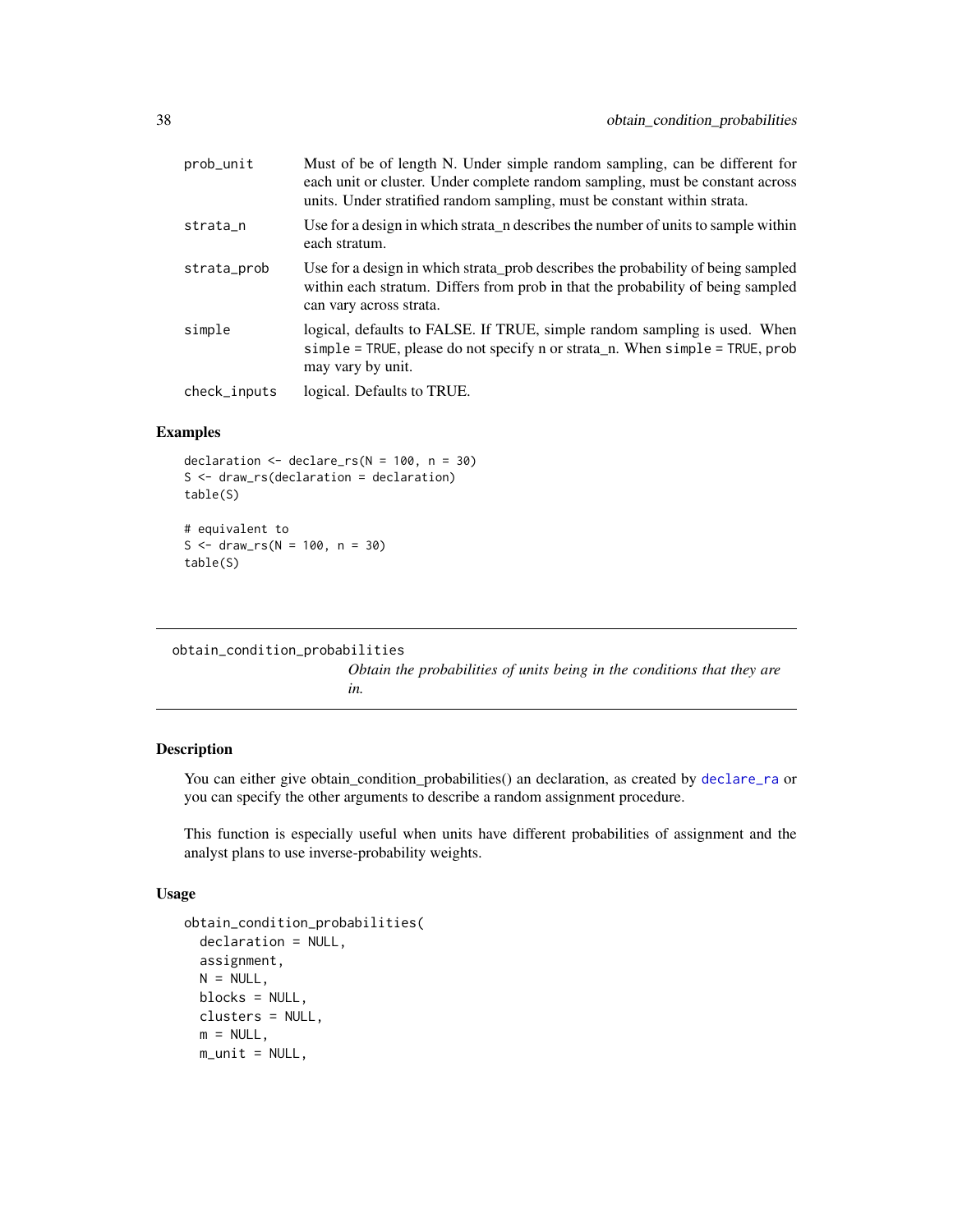| | |
|---|---|
| prob_unit | Must of be of length N. Under simple random sampling, can be different for each unit or cluster. Under complete random sampling, must be constant across units. Under stratified random sampling, must be constant within strata. |
| strata_n | Use for a design in which strata_n describes the number of units to sample within each stratum. |
| strata_prob | Use for a design in which strata_prob describes the probability of being sampled within each stratum. Differs from prob in that the probability of being sampled can vary across strata. |
| simple | logical, defaults to FALSE. If TRUE, simple random sampling is used. When simple = TRUE, please do not specify n or strata_n. When simple = TRUE, prob may vary by unit. |
| check_inputs | logical. Defaults to TRUE. |

### Examples

```
declaration <- declare_rs(N = 100, n = 30)
S <- draw_rs(declaration = declaration)
table(S)

# equivalent to
S <- draw_rs(N = 100, n = 30)
table(S)
```

---

## obtain_condition_probabilities

*Obtain the probabilities of units being in the conditions that they are in.*

---

### Description

You can either give obtain_condition_probabilities() an declaration, as created by declare_ra or you can specify the other arguments to describe a random assignment procedure.

This function is especially useful when units have different probabilities of assignment and the analyst plans to use inverse-probability weights.

### Usage

```
obtain_condition_probabilities(
  declaration = NULL,
  assignment,
  N = NULL,
  blocks = NULL,
  clusters = NULL,
  m = NULL,
  m_unit = NULL,
```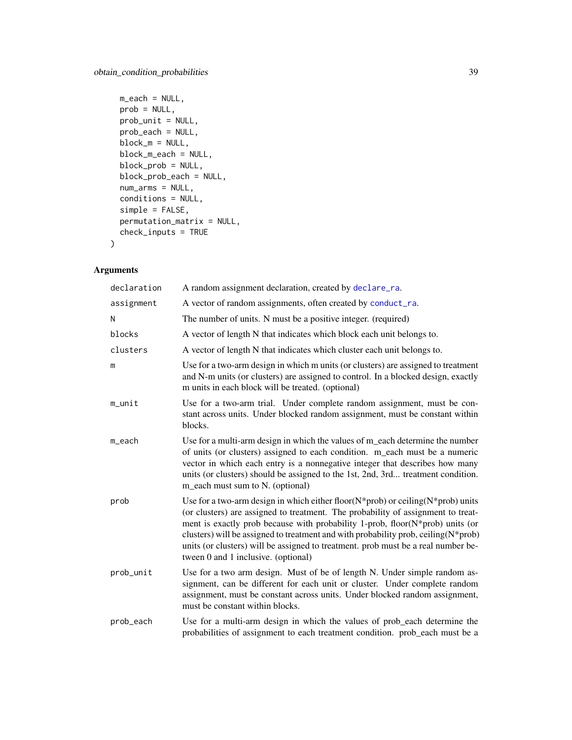```
  m_each = NULL,
  prob = NULL,
  prob_unit = NULL,
  prob_each = NULL,
  block_m = NULL,
  block_m_each = NULL,
  block_prob = NULL,
  block_prob_each = NULL,
  num_arms = NULL,
  conditions = NULL,
  simple = FALSE,
  permutation_matrix = NULL,
  check_inputs = TRUE
)
```

## Arguments

| | |
|---|---|
| declaration | A random assignment declaration, created by declare_ra. |
| assignment | A vector of random assignments, often created by conduct_ra. |
| N | The number of units. N must be a positive integer. (required) |
| blocks | A vector of length N that indicates which block each unit belongs to. |
| clusters | A vector of length N that indicates which cluster each unit belongs to. |
| m | Use for a two-arm design in which m units (or clusters) are assigned to treatment and N-m units (or clusters) are assigned to control. In a blocked design, exactly m units in each block will be treated. (optional) |
| m_unit | Use for a two-arm trial. Under complete random assignment, must be constant across units. Under blocked random assignment, must be constant within blocks. |
| m_each | Use for a multi-arm design in which the values of m_each determine the number of units (or clusters) assigned to each condition. m_each must be a numeric vector in which each entry is a nonnegative integer that describes how many units (or clusters) should be assigned to the 1st, 2nd, 3rd... treatment condition. m_each must sum to N. (optional) |
| prob | Use for a two-arm design in which either floor(N*prob) or ceiling(N*prob) units (or clusters) are assigned to treatment. The probability of assignment to treatment is exactly prob because with probability 1-prob, floor(N*prob) units (or clusters) will be assigned to treatment and with probability prob, ceiling(N*prob) units (or clusters) will be assigned to treatment. prob must be a real number between 0 and 1 inclusive. (optional) |
| prob_unit | Use for a two arm design. Must of be of length N. Under simple random assignment, can be different for each unit or cluster. Under complete random assignment, must be constant across units. Under blocked random assignment, must be constant within blocks. |
| prob_each | Use for a multi-arm design in which the values of prob_each determine the probabilities of assignment to each treatment condition. prob_each must be a |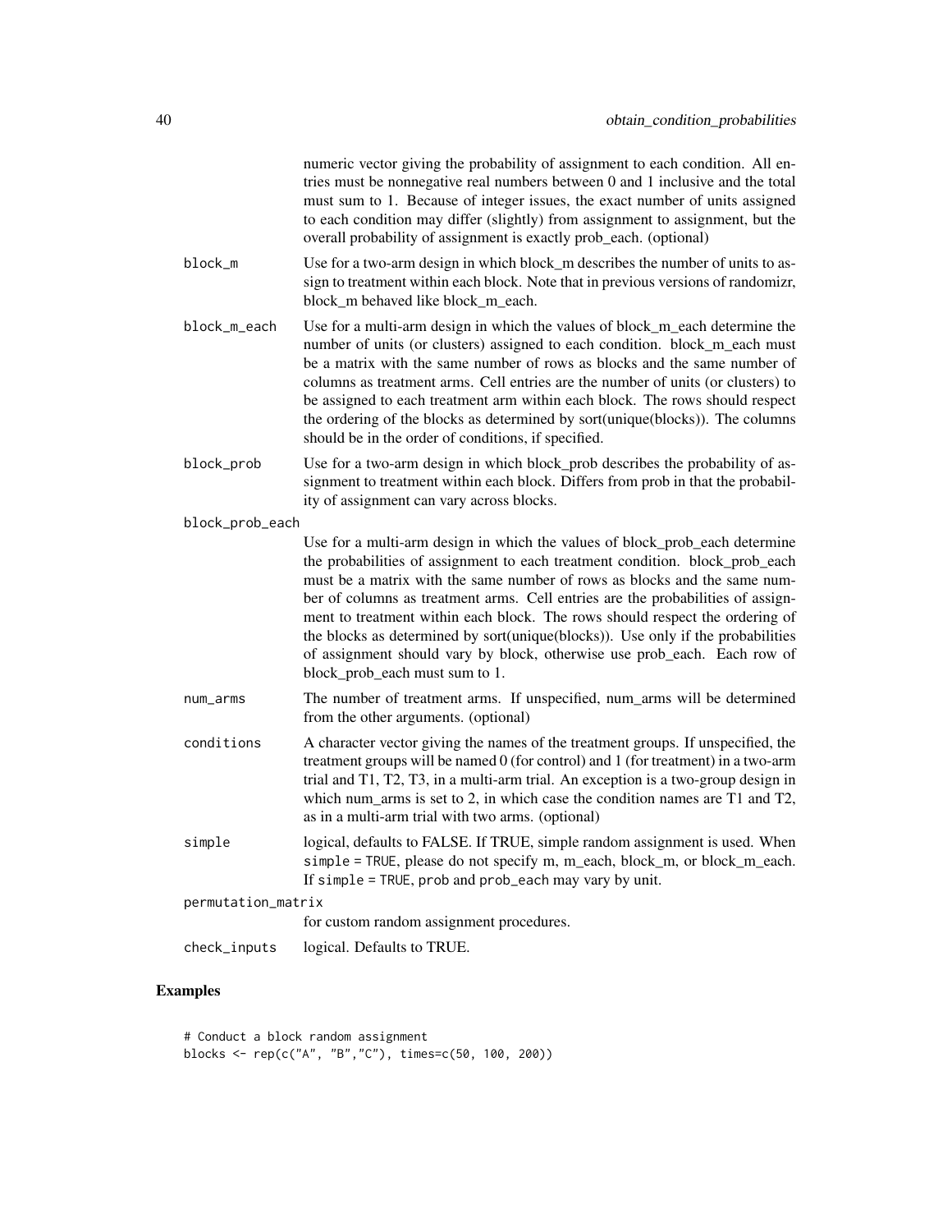numeric vector giving the probability of assignment to each condition. All entries must be nonnegative real numbers between 0 and 1 inclusive and the total must sum to 1. Because of integer issues, the exact number of units assigned to each condition may differ (slightly) from assignment to assignment, but the overall probability of assignment is exactly prob_each. (optional)

block_m
: Use for a two-arm design in which block_m describes the number of units to assign to treatment within each block. Note that in previous versions of randomizr, block_m behaved like block_m_each.

block_m_each
: Use for a multi-arm design in which the values of block_m_each determine the number of units (or clusters) assigned to each condition. block_m_each must be a matrix with the same number of rows as blocks and the same number of columns as treatment arms. Cell entries are the number of units (or clusters) to be assigned to each treatment arm within each block. The rows should respect the ordering of the blocks as determined by sort(unique(blocks)). The columns should be in the order of conditions, if specified.

block_prob
: Use for a two-arm design in which block_prob describes the probability of assignment to treatment within each block. Differs from prob in that the probability of assignment can vary across blocks.

block_prob_each
: Use for a multi-arm design in which the values of block_prob_each determine the probabilities of assignment to each treatment condition. block_prob_each must be a matrix with the same number of rows as blocks and the same number of columns as treatment arms. Cell entries are the probabilities of assignment to treatment within each block. The rows should respect the ordering of the blocks as determined by sort(unique(blocks)). Use only if the probabilities of assignment should vary by block, otherwise use prob_each. Each row of block_prob_each must sum to 1.

num_arms
: The number of treatment arms. If unspecified, num_arms will be determined from the other arguments. (optional)

conditions
: A character vector giving the names of the treatment groups. If unspecified, the treatment groups will be named 0 (for control) and 1 (for treatment) in a two-arm trial and T1, T2, T3, in a multi-arm trial. An exception is a two-group design in which num_arms is set to 2, in which case the condition names are T1 and T2, as in a multi-arm trial with two arms. (optional)

simple
: logical, defaults to FALSE. If TRUE, simple random assignment is used. When `simple = TRUE`, please do not specify m, m_each, block_m, or block_m_each. If `simple = TRUE`, `prob` and `prob_each` may vary by unit.

permutation_matrix
: for custom random assignment procedures.

check_inputs
: logical. Defaults to TRUE.

## Examples

```
# Conduct a block random assignment
blocks <- rep(c("A", "B","C"), times=c(50, 100, 200))
```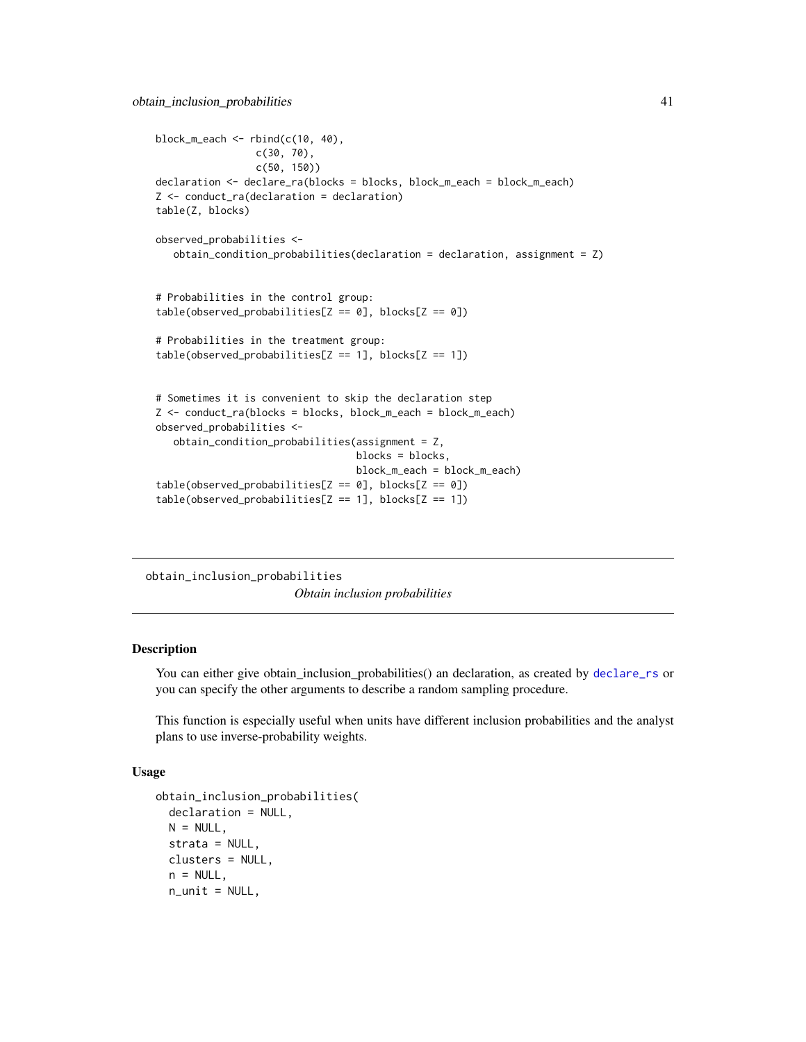```
block_m_each <- rbind(c(10, 40),
                 c(30, 70),
                 c(50, 150))
declaration <- declare_ra(blocks = blocks, block_m_each = block_m_each)
Z <- conduct_ra(declaration = declaration)
table(Z, blocks)

observed_probabilities <-
   obtain_condition_probabilities(declaration = declaration, assignment = Z)


# Probabilities in the control group:
table(observed_probabilities[Z == 0], blocks[Z == 0])

# Probabilities in the treatment group:
table(observed_probabilities[Z == 1], blocks[Z == 1])


# Sometimes it is convenient to skip the declaration step
Z <- conduct_ra(blocks = blocks, block_m_each = block_m_each)
observed_probabilities <-
   obtain_condition_probabilities(assignment = Z,
                                  blocks = blocks,
                                  block_m_each = block_m_each)
table(observed_probabilities[Z == 0], blocks[Z == 0])
table(observed_probabilities[Z == 1], blocks[Z == 1])
```

---

## obtain_inclusion_probabilities *Obtain inclusion probabilities*

---

### Description

You can either give obtain_inclusion_probabilities() an declaration, as created by declare_rs or you can specify the other arguments to describe a random sampling procedure.

This function is especially useful when units have different inclusion probabilities and the analyst plans to use inverse-probability weights.

### Usage

```
obtain_inclusion_probabilities(
  declaration = NULL,
  N = NULL,
  strata = NULL,
  clusters = NULL,
  n = NULL,
  n_unit = NULL,
```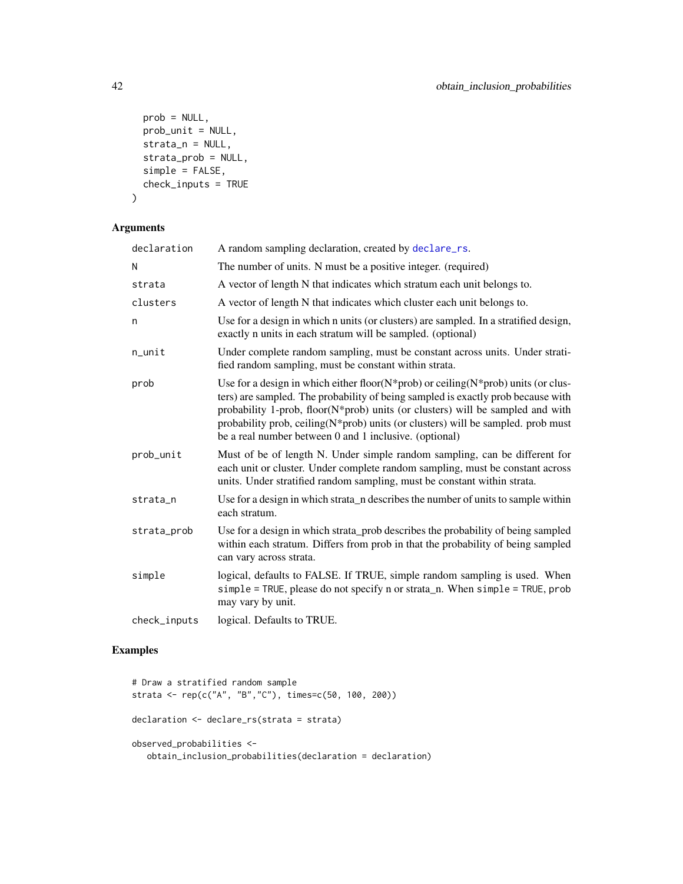```
  prob = NULL,
  prob_unit = NULL,
  strata_n = NULL,
  strata_prob = NULL,
  simple = FALSE,
  check_inputs = TRUE
)
```

## Arguments

| | |
|---|---|
| declaration | A random sampling declaration, created by declare_rs. |
| N | The number of units. N must be a positive integer. (required) |
| strata | A vector of length N that indicates which stratum each unit belongs to. |
| clusters | A vector of length N that indicates which cluster each unit belongs to. |
| n | Use for a design in which n units (or clusters) are sampled. In a stratified design, exactly n units in each stratum will be sampled. (optional) |
| n_unit | Under complete random sampling, must be constant across units. Under stratified random sampling, must be constant within strata. |
| prob | Use for a design in which either floor(N*prob) or ceiling(N*prob) units (or clusters) are sampled. The probability of being sampled is exactly prob because with probability 1-prob, floor(N*prob) units (or clusters) will be sampled and with probability prob, ceiling(N*prob) units (or clusters) will be sampled. prob must be a real number between 0 and 1 inclusive. (optional) |
| prob_unit | Must of be of length N. Under simple random sampling, can be different for each unit or cluster. Under complete random sampling, must be constant across units. Under stratified random sampling, must be constant within strata. |
| strata_n | Use for a design in which strata_n describes the number of units to sample within each stratum. |
| strata_prob | Use for a design in which strata_prob describes the probability of being sampled within each stratum. Differs from prob in that the probability of being sampled can vary across strata. |
| simple | logical, defaults to FALSE. If TRUE, simple random sampling is used. When simple = TRUE, please do not specify n or strata_n. When simple = TRUE, prob may vary by unit. |
| check_inputs | logical. Defaults to TRUE. |

## Examples

```
# Draw a stratified random sample
strata <- rep(c("A", "B","C"), times=c(50, 100, 200))

declaration <- declare_rs(strata = strata)

observed_probabilities <-
   obtain_inclusion_probabilities(declaration = declaration)
```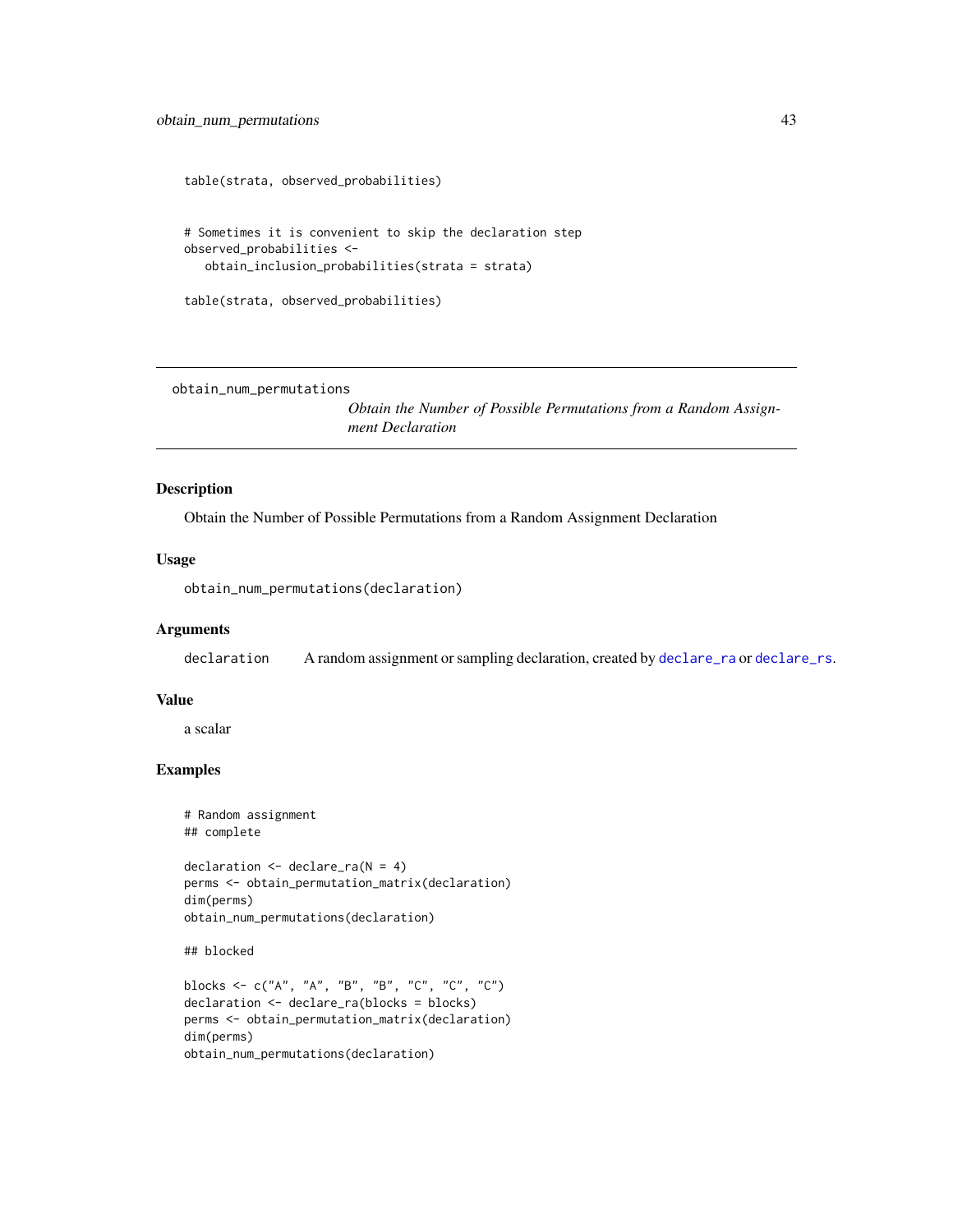```
table(strata, observed_probabilities)


# Sometimes it is convenient to skip the declaration step
observed_probabilities <-
   obtain_inclusion_probabilities(strata = strata)

table(strata, observed_probabilities)
```

---

## obtain_num_permutations

*Obtain the Number of Possible Permutations from a Random Assignment Declaration*

---

### Description

Obtain the Number of Possible Permutations from a Random Assignment Declaration

### Usage

```
obtain_num_permutations(declaration)
```

### Arguments

| | |
|---|---|
| declaration | A random assignment or sampling declaration, created by declare_ra or declare_rs. |

### Value

a scalar

### Examples

```
# Random assignment
## complete

declaration <- declare_ra(N = 4)
perms <- obtain_permutation_matrix(declaration)
dim(perms)
obtain_num_permutations(declaration)

## blocked

blocks <- c("A", "A", "B", "B", "C", "C", "C")
declaration <- declare_ra(blocks = blocks)
perms <- obtain_permutation_matrix(declaration)
dim(perms)
obtain_num_permutations(declaration)
```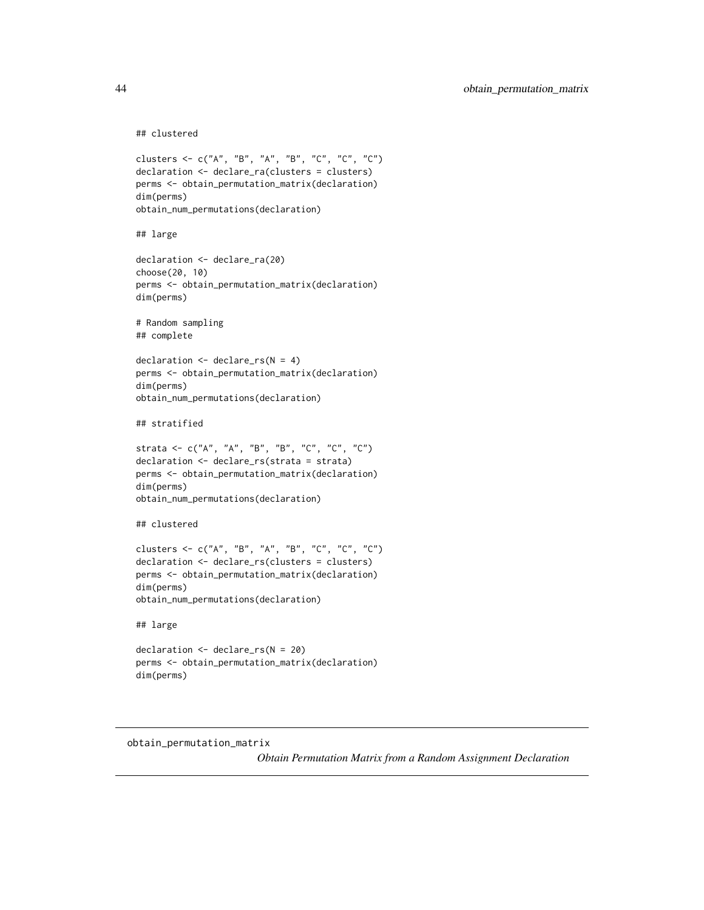```
## clustered

clusters <- c("A", "B", "A", "B", "C", "C", "C")
declaration <- declare_ra(clusters = clusters)
perms <- obtain_permutation_matrix(declaration)
dim(perms)
obtain_num_permutations(declaration)

## large

declaration <- declare_ra(20)
choose(20, 10)
perms <- obtain_permutation_matrix(declaration)
dim(perms)

# Random sampling
## complete

declaration <- declare_rs(N = 4)
perms <- obtain_permutation_matrix(declaration)
dim(perms)
obtain_num_permutations(declaration)

## stratified

strata <- c("A", "A", "B", "B", "C", "C", "C")
declaration <- declare_rs(strata = strata)
perms <- obtain_permutation_matrix(declaration)
dim(perms)
obtain_num_permutations(declaration)

## clustered

clusters <- c("A", "B", "A", "B", "C", "C", "C")
declaration <- declare_rs(clusters = clusters)
perms <- obtain_permutation_matrix(declaration)
dim(perms)
obtain_num_permutations(declaration)

## large

declaration <- declare_rs(N = 20)
perms <- obtain_permutation_matrix(declaration)
dim(perms)
```

---

obtain_permutation_matrix    *Obtain Permutation Matrix from a Random Assignment Declaration*

---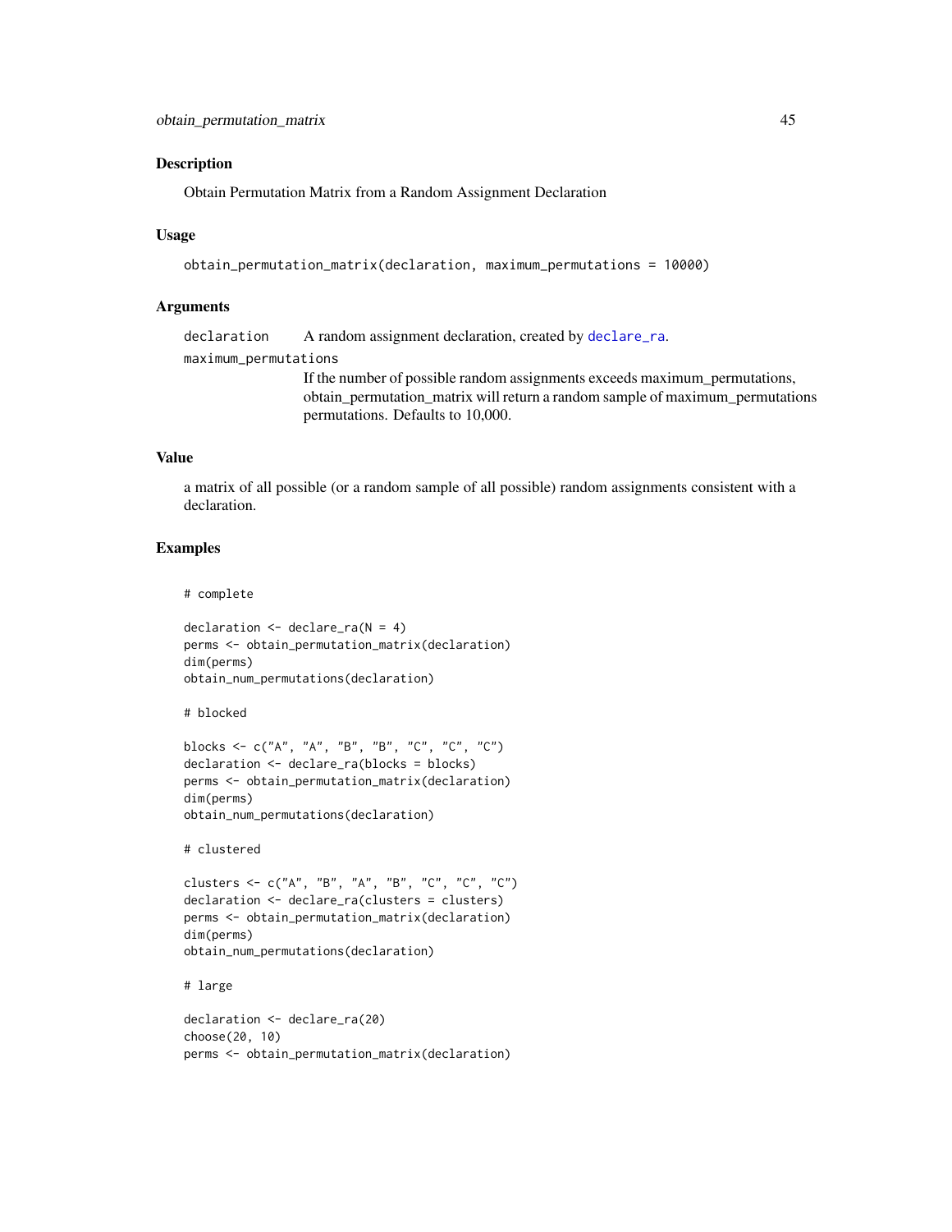## Description

Obtain Permutation Matrix from a Random Assignment Declaration

## Usage

```
obtain_permutation_matrix(declaration, maximum_permutations = 10000)
```

## Arguments

- `declaration` — A random assignment declaration, created by `declare_ra`.
- `maximum_permutations` — If the number of possible random assignments exceeds maximum_permutations, obtain_permutation_matrix will return a random sample of maximum_permutations permutations. Defaults to 10,000.

## Value

a matrix of all possible (or a random sample of all possible) random assignments consistent with a declaration.

## Examples

```
# complete

declaration <- declare_ra(N = 4)
perms <- obtain_permutation_matrix(declaration)
dim(perms)
obtain_num_permutations(declaration)

# blocked

blocks <- c("A", "A", "B", "B", "C", "C", "C")
declaration <- declare_ra(blocks = blocks)
perms <- obtain_permutation_matrix(declaration)
dim(perms)
obtain_num_permutations(declaration)

# clustered

clusters <- c("A", "B", "A", "B", "C", "C", "C")
declaration <- declare_ra(clusters = clusters)
perms <- obtain_permutation_matrix(declaration)
dim(perms)
obtain_num_permutations(declaration)

# large

declaration <- declare_ra(20)
choose(20, 10)
perms <- obtain_permutation_matrix(declaration)
```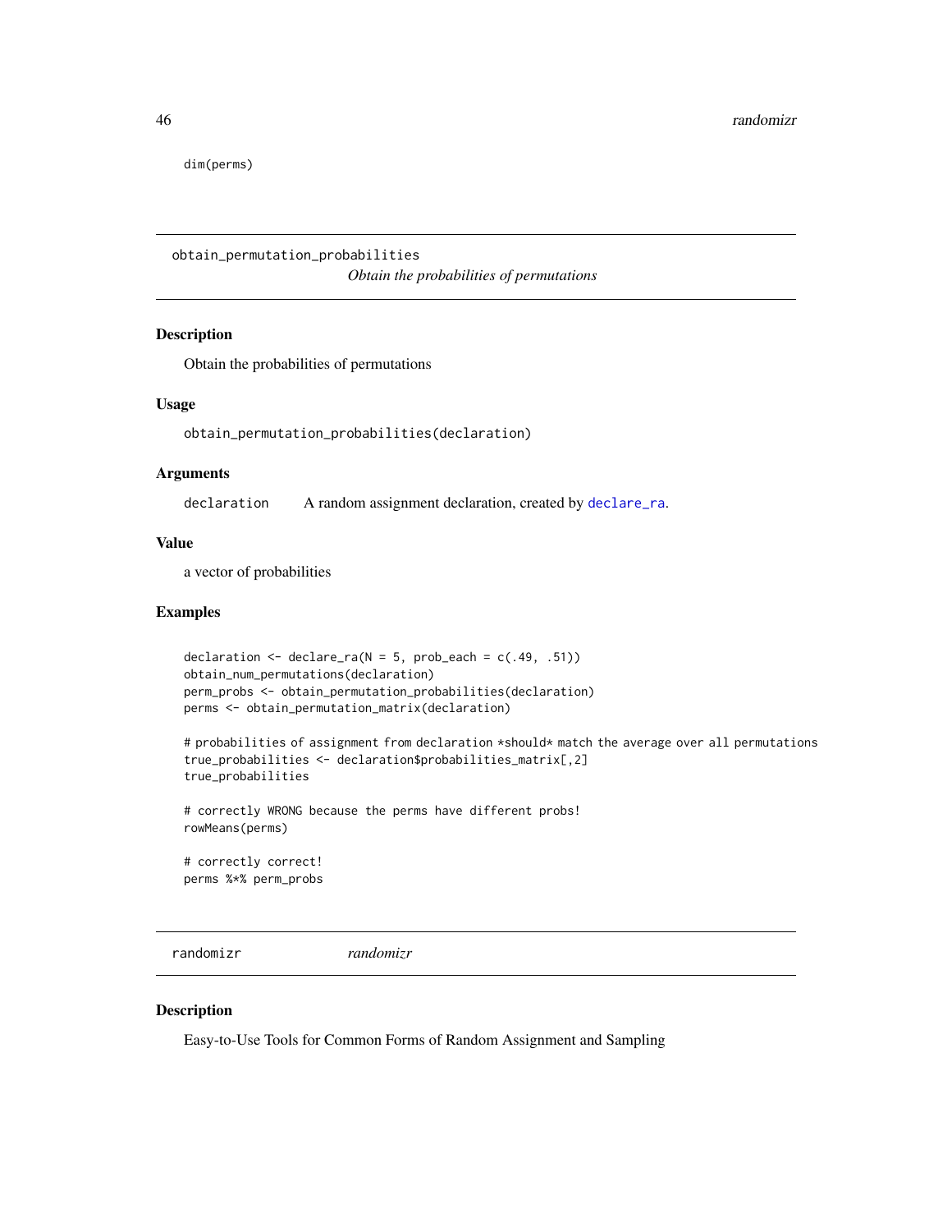```
dim(perms)
```

---

obtain_permutation_probabilities    *Obtain the probabilities of permutations*

---

### Description

Obtain the probabilities of permutations

### Usage

```
obtain_permutation_probabilities(declaration)
```

### Arguments

| | |
|---|---|
| declaration | A random assignment declaration, created by declare_ra. |

### Value

a vector of probabilities

### Examples

```
declaration <- declare_ra(N = 5, prob_each = c(.49, .51))
obtain_num_permutations(declaration)
perm_probs <- obtain_permutation_probabilities(declaration)
perms <- obtain_permutation_matrix(declaration)

# probabilities of assignment from declaration *should* match the average over all permutations
true_probabilities <- declaration$probabilities_matrix[,2]
true_probabilities

# correctly WRONG because the perms have different probs!
rowMeans(perms)

# correctly correct!
perms %*% perm_probs
```

---

randomizr    *randomizr*

---

### Description

Easy-to-Use Tools for Common Forms of Random Assignment and Sampling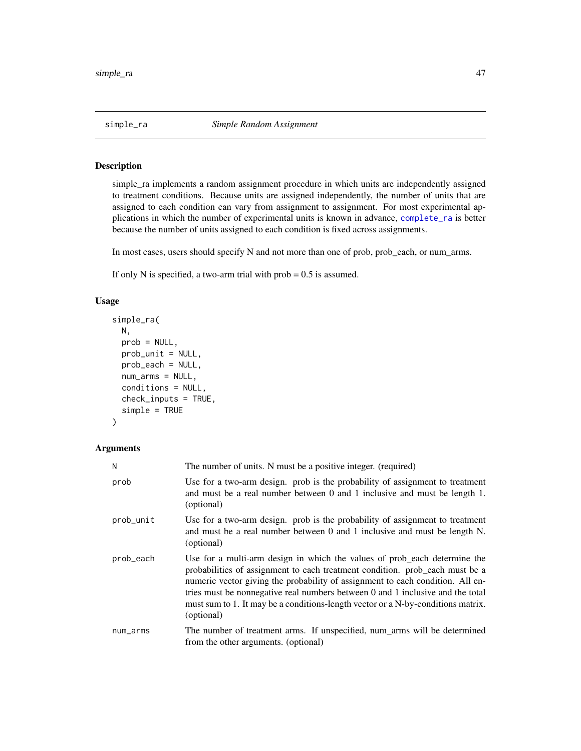## simple_ra — *Simple Random Assignment*

### Description

simple_ra implements a random assignment procedure in which units are independently assigned to treatment conditions. Because units are assigned independently, the number of units that are assigned to each condition can vary from assignment to assignment. For most experimental applications in which the number of experimental units is known in advance, complete_ra is better because the number of units assigned to each condition is fixed across assignments.

In most cases, users should specify N and not more than one of prob, prob_each, or num_arms.

If only N is specified, a two-arm trial with prob = 0.5 is assumed.

### Usage

```
simple_ra(
  N,
  prob = NULL,
  prob_unit = NULL,
  prob_each = NULL,
  num_arms = NULL,
  conditions = NULL,
  check_inputs = TRUE,
  simple = TRUE
)
```

### Arguments

| Argument | Description |
| --- | --- |
| N | The number of units. N must be a positive integer. (required) |
| prob | Use for a two-arm design. prob is the probability of assignment to treatment and must be a real number between 0 and 1 inclusive and must be length 1. (optional) |
| prob_unit | Use for a two-arm design. prob is the probability of assignment to treatment and must be a real number between 0 and 1 inclusive and must be length N. (optional) |
| prob_each | Use for a multi-arm design in which the values of prob_each determine the probabilities of assignment to each treatment condition. prob_each must be a numeric vector giving the probability of assignment to each condition. All entries must be nonnegative real numbers between 0 and 1 inclusive and the total must sum to 1. It may be a conditions-length vector or a N-by-conditions matrix. (optional) |
| num_arms | The number of treatment arms. If unspecified, num_arms will be determined from the other arguments. (optional) |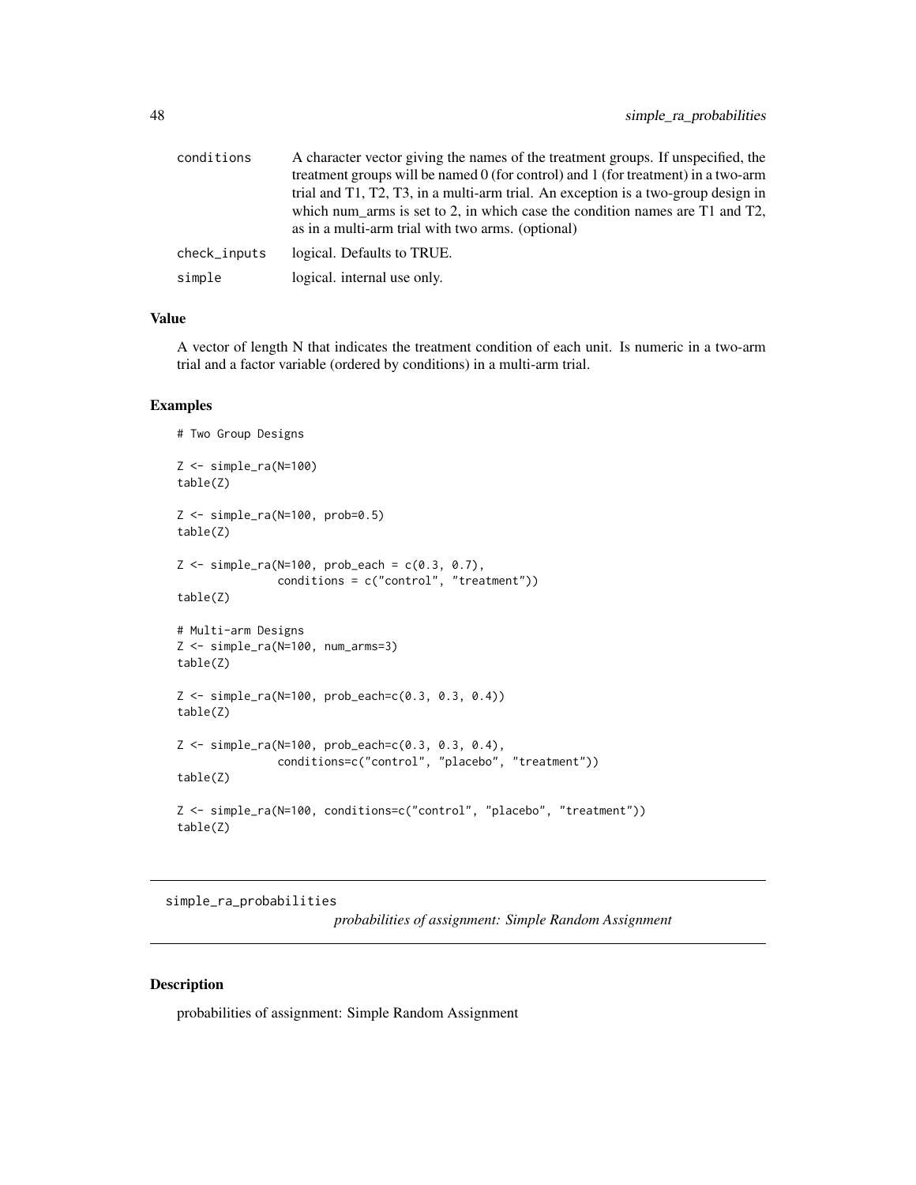| | |
|---|---|
| conditions | A character vector giving the names of the treatment groups. If unspecified, the treatment groups will be named 0 (for control) and 1 (for treatment) in a two-arm trial and T1, T2, T3, in a multi-arm trial. An exception is a two-group design in which num_arms is set to 2, in which case the condition names are T1 and T2, as in a multi-arm trial with two arms. (optional) |
| check_inputs | logical. Defaults to TRUE. |
| simple | logical. internal use only. |

### Value

A vector of length N that indicates the treatment condition of each unit. Is numeric in a two-arm trial and a factor variable (ordered by conditions) in a multi-arm trial.

### Examples

```
# Two Group Designs

Z <- simple_ra(N=100)
table(Z)

Z <- simple_ra(N=100, prob=0.5)
table(Z)

Z <- simple_ra(N=100, prob_each = c(0.3, 0.7),
               conditions = c("control", "treatment"))
table(Z)

# Multi-arm Designs
Z <- simple_ra(N=100, num_arms=3)
table(Z)

Z <- simple_ra(N=100, prob_each=c(0.3, 0.3, 0.4))
table(Z)

Z <- simple_ra(N=100, prob_each=c(0.3, 0.3, 0.4),
               conditions=c("control", "placebo", "treatment"))
table(Z)

Z <- simple_ra(N=100, conditions=c("control", "placebo", "treatment"))
table(Z)
```

---

## simple_ra_probabilities

*probabilities of assignment: Simple Random Assignment*

---

### Description

probabilities of assignment: Simple Random Assignment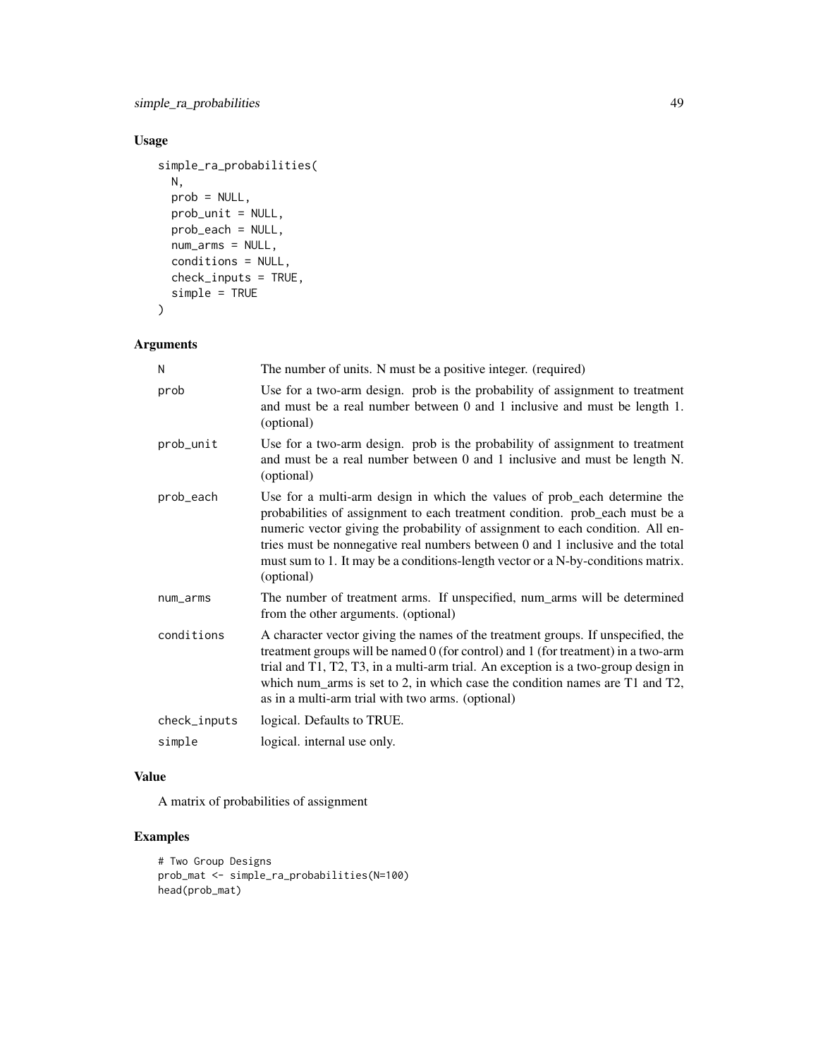## Usage

```
simple_ra_probabilities(
  N,
  prob = NULL,
  prob_unit = NULL,
  prob_each = NULL,
  num_arms = NULL,
  conditions = NULL,
  check_inputs = TRUE,
  simple = TRUE
)
```

## Arguments

| | |
|---|---|
| N | The number of units. N must be a positive integer. (required) |
| prob | Use for a two-arm design. prob is the probability of assignment to treatment and must be a real number between 0 and 1 inclusive and must be length 1. (optional) |
| prob_unit | Use for a two-arm design. prob is the probability of assignment to treatment and must be a real number between 0 and 1 inclusive and must be length N. (optional) |
| prob_each | Use for a multi-arm design in which the values of prob_each determine the probabilities of assignment to each treatment condition. prob_each must be a numeric vector giving the probability of assignment to each condition. All entries must be nonnegative real numbers between 0 and 1 inclusive and the total must sum to 1. It may be a conditions-length vector or a N-by-conditions matrix. (optional) |
| num_arms | The number of treatment arms. If unspecified, num_arms will be determined from the other arguments. (optional) |
| conditions | A character vector giving the names of the treatment groups. If unspecified, the treatment groups will be named 0 (for control) and 1 (for treatment) in a two-arm trial and T1, T2, T3, in a multi-arm trial. An exception is a two-group design in which num_arms is set to 2, in which case the condition names are T1 and T2, as in a multi-arm trial with two arms. (optional) |
| check_inputs | logical. Defaults to TRUE. |
| simple | logical. internal use only. |

## Value

A matrix of probabilities of assignment

## Examples

```
# Two Group Designs
prob_mat <- simple_ra_probabilities(N=100)
head(prob_mat)
```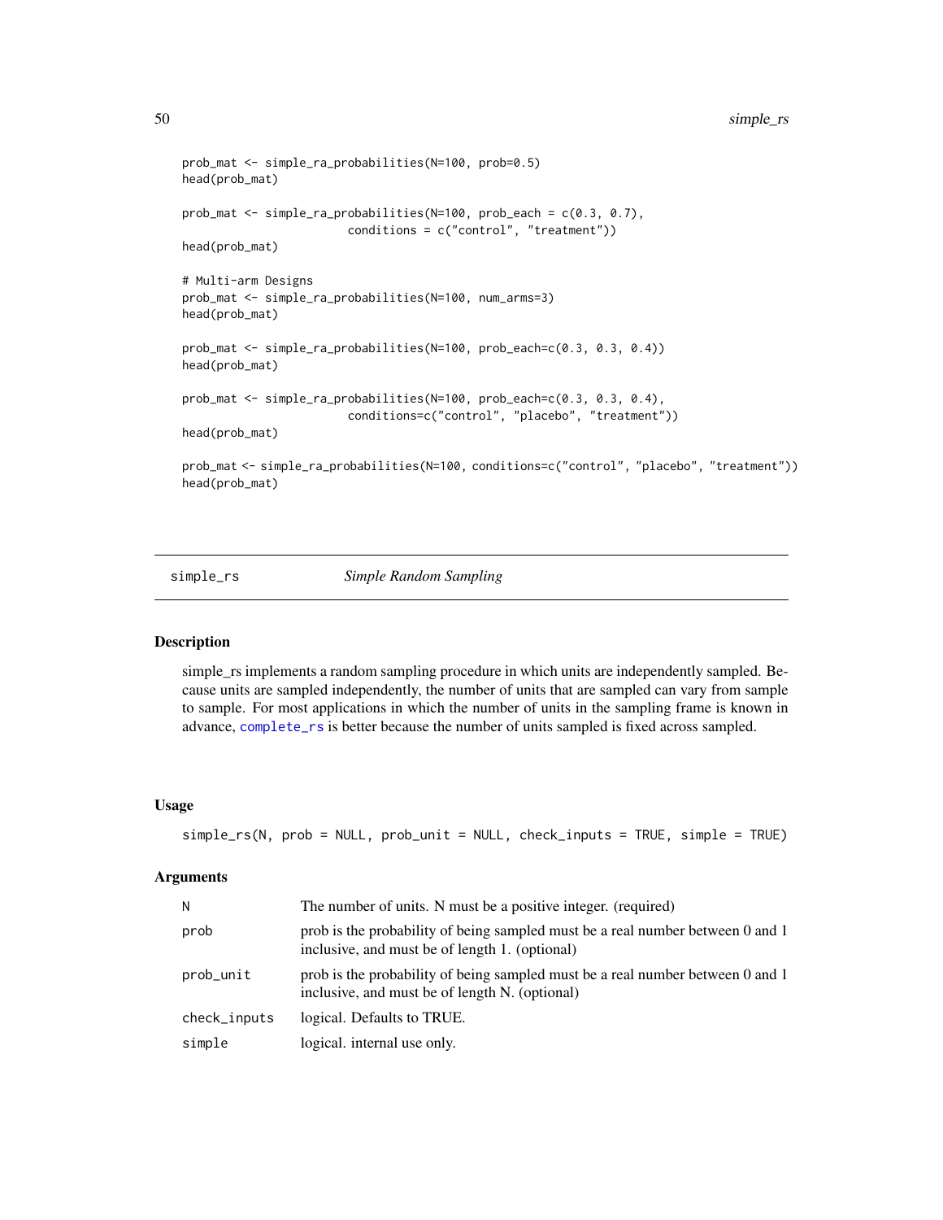```
prob_mat <- simple_ra_probabilities(N=100, prob=0.5)
head(prob_mat)

prob_mat <- simple_ra_probabilities(N=100, prob_each = c(0.3, 0.7),
                        conditions = c("control", "treatment"))
head(prob_mat)

# Multi-arm Designs
prob_mat <- simple_ra_probabilities(N=100, num_arms=3)
head(prob_mat)

prob_mat <- simple_ra_probabilities(N=100, prob_each=c(0.3, 0.3, 0.4))
head(prob_mat)

prob_mat <- simple_ra_probabilities(N=100, prob_each=c(0.3, 0.3, 0.4),
                        conditions=c("control", "placebo", "treatment"))
head(prob_mat)

prob_mat <- simple_ra_probabilities(N=100, conditions=c("control", "placebo", "treatment"))
head(prob_mat)
```

## simple_rs — *Simple Random Sampling*

### Description

simple_rs implements a random sampling procedure in which units are independently sampled. Because units are sampled independently, the number of units that are sampled can vary from sample to sample. For most applications in which the number of units in the sampling frame is known in advance, complete_rs is better because the number of units sampled is fixed across sampled.

### Usage

```
simple_rs(N, prob = NULL, prob_unit = NULL, check_inputs = TRUE, simple = TRUE)
```

### Arguments

| | |
|---|---|
| `N` | The number of units. N must be a positive integer. (required) |
| `prob` | prob is the probability of being sampled must be a real number between 0 and 1 inclusive, and must be of length 1. (optional) |
| `prob_unit` | prob is the probability of being sampled must be a real number between 0 and 1 inclusive, and must be of length N. (optional) |
| `check_inputs` | logical. Defaults to TRUE. |
| `simple` | logical. internal use only. |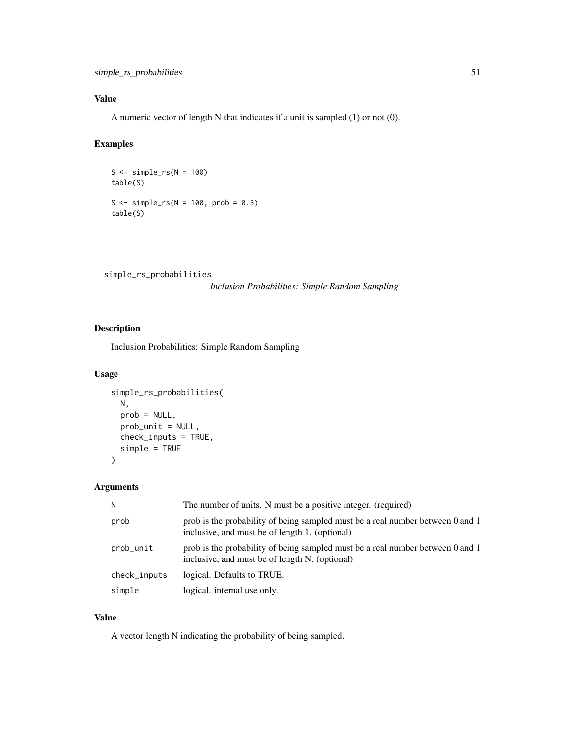### Value

A numeric vector of length N that indicates if a unit is sampled (1) or not (0).

### Examples

```
S <- simple_rs(N = 100)
table(S)

S <- simple_rs(N = 100, prob = 0.3)
table(S)
```

---

## simple_rs_probabilities *Inclusion Probabilities: Simple Random Sampling*

---

### Description

Inclusion Probabilities: Simple Random Sampling

### Usage

```
simple_rs_probabilities(
  N,
  prob = NULL,
  prob_unit = NULL,
  check_inputs = TRUE,
  simple = TRUE
)
```

### Arguments

| | |
|---|---|
| N | The number of units. N must be a positive integer. (required) |
| prob | prob is the probability of being sampled must be a real number between 0 and 1 inclusive, and must be of length 1. (optional) |
| prob_unit | prob is the probability of being sampled must be a real number between 0 and 1 inclusive, and must be of length N. (optional) |
| check_inputs | logical. Defaults to TRUE. |
| simple | logical. internal use only. |

### Value

A vector length N indicating the probability of being sampled.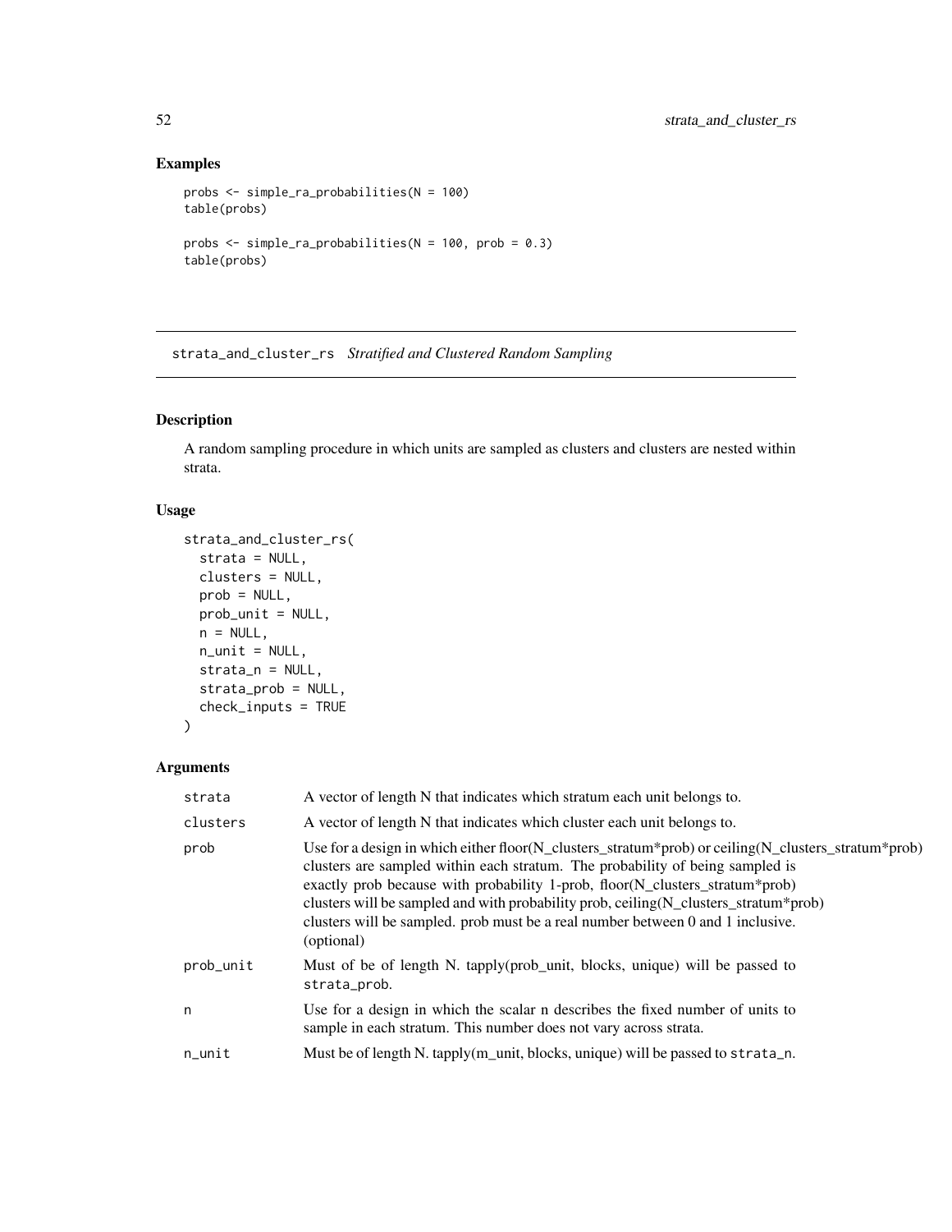## Examples

```
probs <- simple_ra_probabilities(N = 100)
table(probs)

probs <- simple_ra_probabilities(N = 100, prob = 0.3)
table(probs)
```

---

# strata_and_cluster_rs *Stratified and Clustered Random Sampling*

---

## Description

A random sampling procedure in which units are sampled as clusters and clusters are nested within strata.

## Usage

```
strata_and_cluster_rs(
  strata = NULL,
  clusters = NULL,
  prob = NULL,
  prob_unit = NULL,
  n = NULL,
  n_unit = NULL,
  strata_n = NULL,
  strata_prob = NULL,
  check_inputs = TRUE
)
```

## Arguments

| | |
|---|---|
| strata | A vector of length N that indicates which stratum each unit belongs to. |
| clusters | A vector of length N that indicates which cluster each unit belongs to. |
| prob | Use for a design in which either floor(N_clusters_stratum*prob) or ceiling(N_clusters_stratum*prob) clusters are sampled within each stratum. The probability of being sampled is exactly prob because with probability 1-prob, floor(N_clusters_stratum*prob) clusters will be sampled and with probability prob, ceiling(N_clusters_stratum*prob) clusters will be sampled. prob must be a real number between 0 and 1 inclusive. (optional) |
| prob_unit | Must of be of length N. tapply(prob_unit, blocks, unique) will be passed to `strata_prob`. |
| n | Use for a design in which the scalar n describes the fixed number of units to sample in each stratum. This number does not vary across strata. |
| n_unit | Must be of length N. tapply(m_unit, blocks, unique) will be passed to `strata_n`. |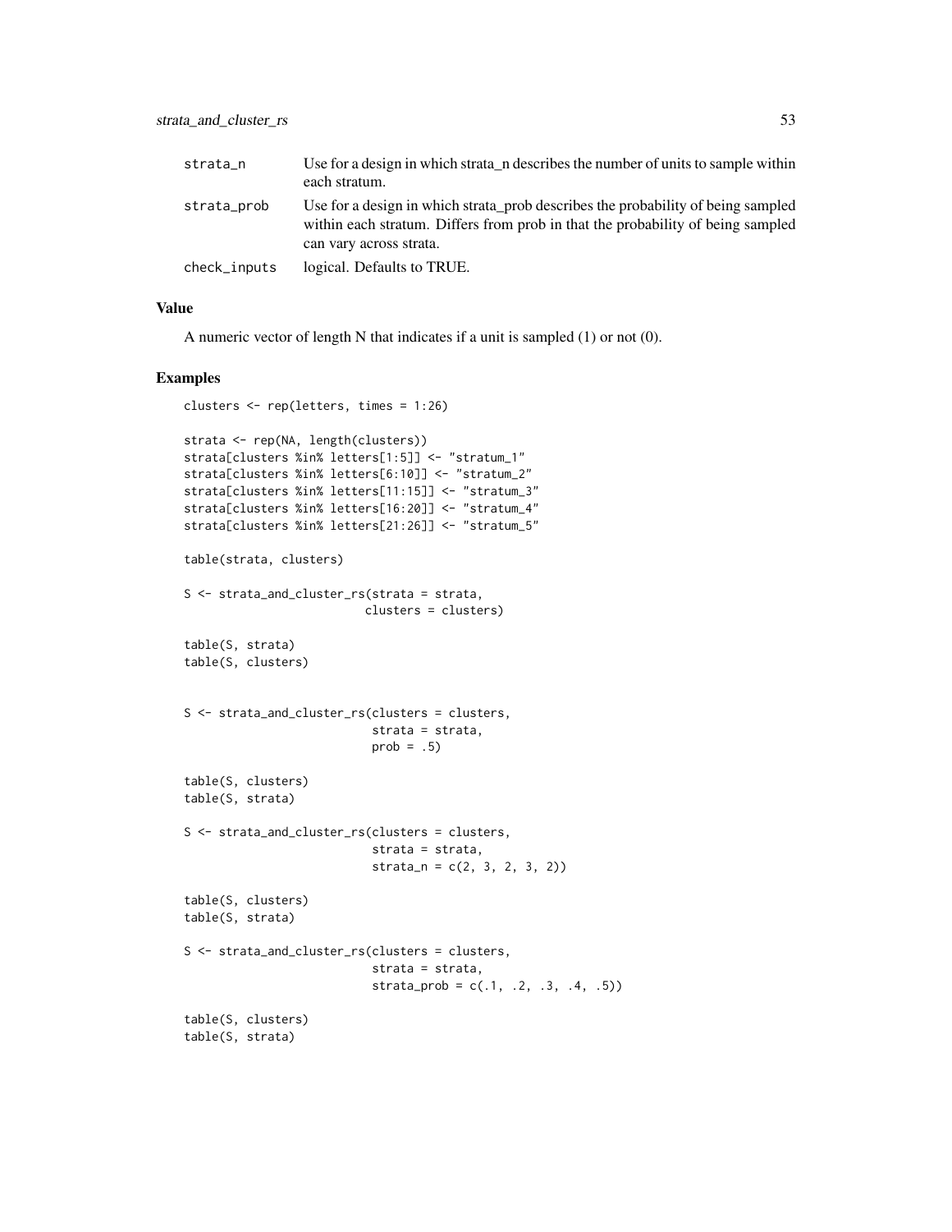| | |
|---|---|
| strata_n | Use for a design in which strata_n describes the number of units to sample within each stratum. |
| strata_prob | Use for a design in which strata_prob describes the probability of being sampled within each stratum. Differs from prob in that the probability of being sampled can vary across strata. |
| check_inputs | logical. Defaults to TRUE. |

## Value

A numeric vector of length N that indicates if a unit is sampled (1) or not (0).

## Examples

```
clusters <- rep(letters, times = 1:26)

strata <- rep(NA, length(clusters))
strata[clusters %in% letters[1:5]] <- "stratum_1"
strata[clusters %in% letters[6:10]] <- "stratum_2"
strata[clusters %in% letters[11:15]] <- "stratum_3"
strata[clusters %in% letters[16:20]] <- "stratum_4"
strata[clusters %in% letters[21:26]] <- "stratum_5"

table(strata, clusters)

S <- strata_and_cluster_rs(strata = strata,
                          clusters = clusters)

table(S, strata)
table(S, clusters)


S <- strata_and_cluster_rs(clusters = clusters,
                           strata = strata,
                           prob = .5)

table(S, clusters)
table(S, strata)

S <- strata_and_cluster_rs(clusters = clusters,
                           strata = strata,
                           strata_n = c(2, 3, 2, 3, 2))

table(S, clusters)
table(S, strata)

S <- strata_and_cluster_rs(clusters = clusters,
                           strata = strata,
                           strata_prob = c(.1, .2, .3, .4, .5))

table(S, clusters)
table(S, strata)
```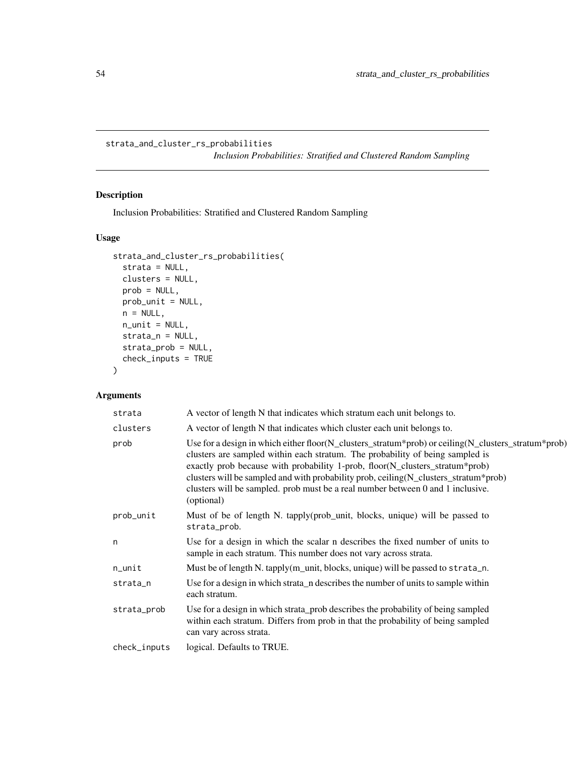`strata_and_cluster_rs_probabilities`

*Inclusion Probabilities: Stratified and Clustered Random Sampling*

## Description

Inclusion Probabilities: Stratified and Clustered Random Sampling

## Usage

```
strata_and_cluster_rs_probabilities(
  strata = NULL,
  clusters = NULL,
  prob = NULL,
  prob_unit = NULL,
  n = NULL,
  n_unit = NULL,
  strata_n = NULL,
  strata_prob = NULL,
  check_inputs = TRUE
)
```

## Arguments

| Argument | Description |
|---|---|
| `strata` | A vector of length N that indicates which stratum each unit belongs to. |
| `clusters` | A vector of length N that indicates which cluster each unit belongs to. |
| `prob` | Use for a design in which either floor(N_clusters_stratum*prob) or ceiling(N_clusters_stratum*prob) clusters are sampled within each stratum. The probability of being sampled is exactly prob because with probability 1-prob, floor(N_clusters_stratum*prob) clusters will be sampled and with probability prob, ceiling(N_clusters_stratum*prob) clusters will be sampled. prob must be a real number between 0 and 1 inclusive. (optional) |
| `prob_unit` | Must of be of length N. tapply(prob_unit, blocks, unique) will be passed to `strata_prob`. |
| `n` | Use for a design in which the scalar n describes the fixed number of units to sample in each stratum. This number does not vary across strata. |
| `n_unit` | Must be of length N. tapply(m_unit, blocks, unique) will be passed to `strata_n`. |
| `strata_n` | Use for a design in which strata_n describes the number of units to sample within each stratum. |
| `strata_prob` | Use for a design in which strata_prob describes the probability of being sampled within each stratum. Differs from prob in that the probability of being sampled can vary across strata. |
| `check_inputs` | logical. Defaults to TRUE. |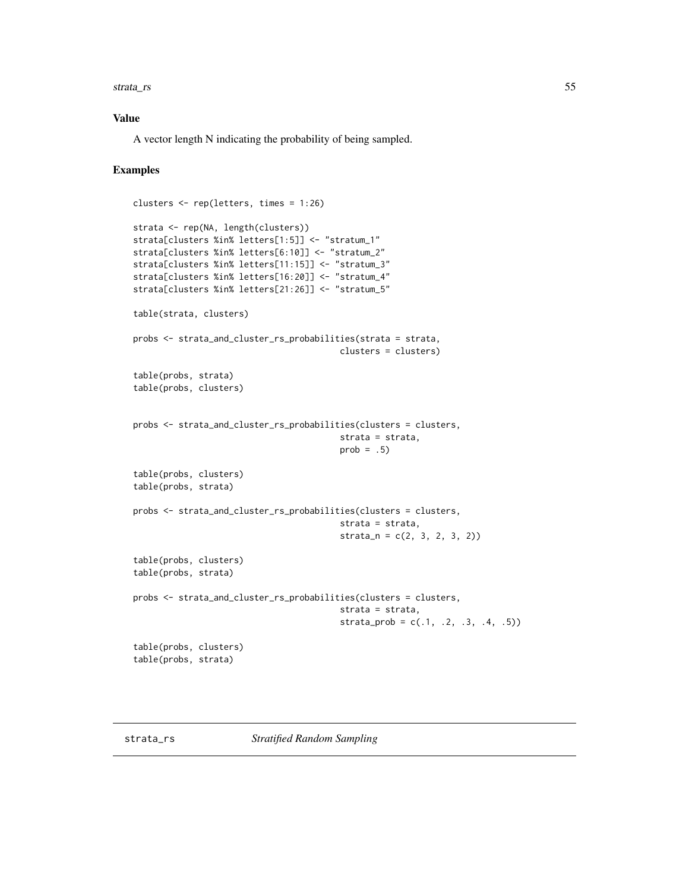### Value

A vector length N indicating the probability of being sampled.

### Examples

```
clusters <- rep(letters, times = 1:26)

strata <- rep(NA, length(clusters))
strata[clusters %in% letters[1:5]] <- "stratum_1"
strata[clusters %in% letters[6:10]] <- "stratum_2"
strata[clusters %in% letters[11:15]] <- "stratum_3"
strata[clusters %in% letters[16:20]] <- "stratum_4"
strata[clusters %in% letters[21:26]] <- "stratum_5"

table(strata, clusters)

probs <- strata_and_cluster_rs_probabilities(strata = strata,
                                             clusters = clusters)

table(probs, strata)
table(probs, clusters)


probs <- strata_and_cluster_rs_probabilities(clusters = clusters,
                                             strata = strata,
                                             prob = .5)

table(probs, clusters)
table(probs, strata)

probs <- strata_and_cluster_rs_probabilities(clusters = clusters,
                                             strata = strata,
                                             strata_n = c(2, 3, 2, 3, 2))

table(probs, clusters)
table(probs, strata)

probs <- strata_and_cluster_rs_probabilities(clusters = clusters,
                                             strata = strata,
                                             strata_prob = c(.1, .2, .3, .4, .5))

table(probs, clusters)
table(probs, strata)
```

## strata_rs &nbsp;&nbsp;&nbsp; *Stratified Random Sampling*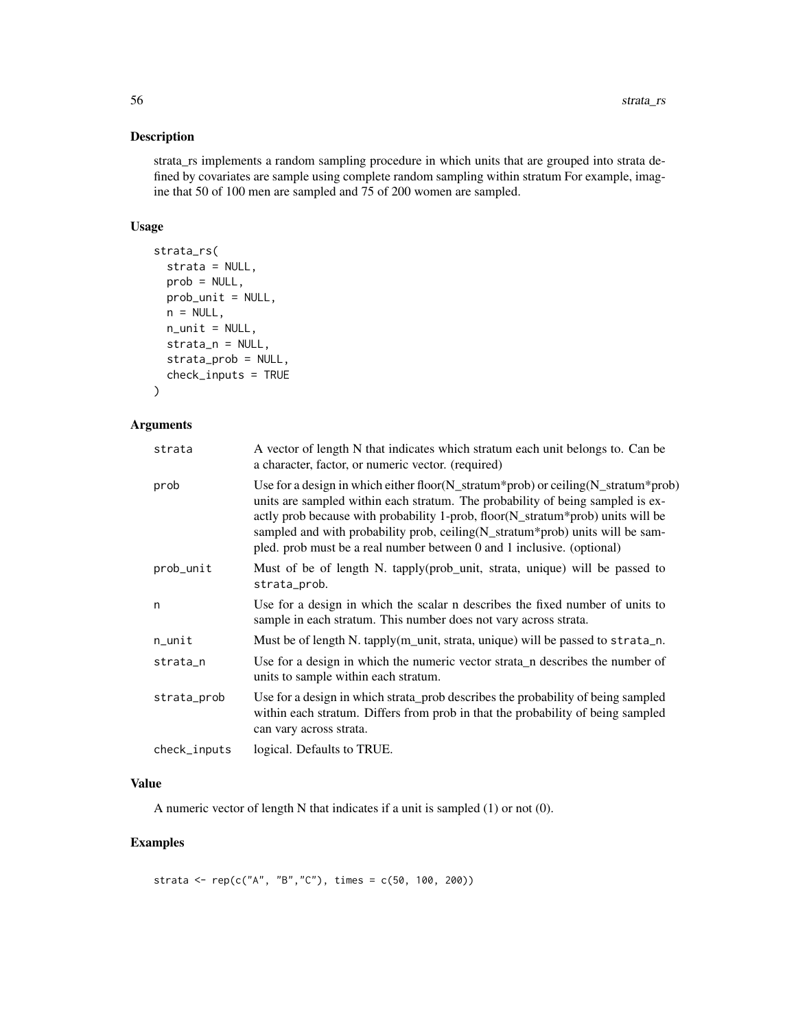### Description

strata_rs implements a random sampling procedure in which units that are grouped into strata defined by covariates are sample using complete random sampling within stratum For example, imagine that 50 of 100 men are sampled and 75 of 200 women are sampled.

### Usage

```
strata_rs(
  strata = NULL,
  prob = NULL,
  prob_unit = NULL,
  n = NULL,
  n_unit = NULL,
  strata_n = NULL,
  strata_prob = NULL,
  check_inputs = TRUE
)
```

### Arguments

| | |
|---|---|
| strata | A vector of length N that indicates which stratum each unit belongs to. Can be a character, factor, or numeric vector. (required) |
| prob | Use for a design in which either floor(N_stratum*prob) or ceiling(N_stratum*prob) units are sampled within each stratum. The probability of being sampled is exactly prob because with probability 1-prob, floor(N_stratum*prob) units will be sampled and with probability prob, ceiling(N_stratum*prob) units will be sampled. prob must be a real number between 0 and 1 inclusive. (optional) |
| prob_unit | Must of be of length N. tapply(prob_unit, strata, unique) will be passed to strata_prob. |
| n | Use for a design in which the scalar n describes the fixed number of units to sample in each stratum. This number does not vary across strata. |
| n_unit | Must be of length N. tapply(m_unit, strata, unique) will be passed to strata_n. |
| strata_n | Use for a design in which the numeric vector strata_n describes the number of units to sample within each stratum. |
| strata_prob | Use for a design in which strata_prob describes the probability of being sampled within each stratum. Differs from prob in that the probability of being sampled can vary across strata. |
| check_inputs | logical. Defaults to TRUE. |

### Value

A numeric vector of length N that indicates if a unit is sampled (1) or not (0).

### Examples

```
strata <- rep(c("A", "B","C"), times = c(50, 100, 200))
```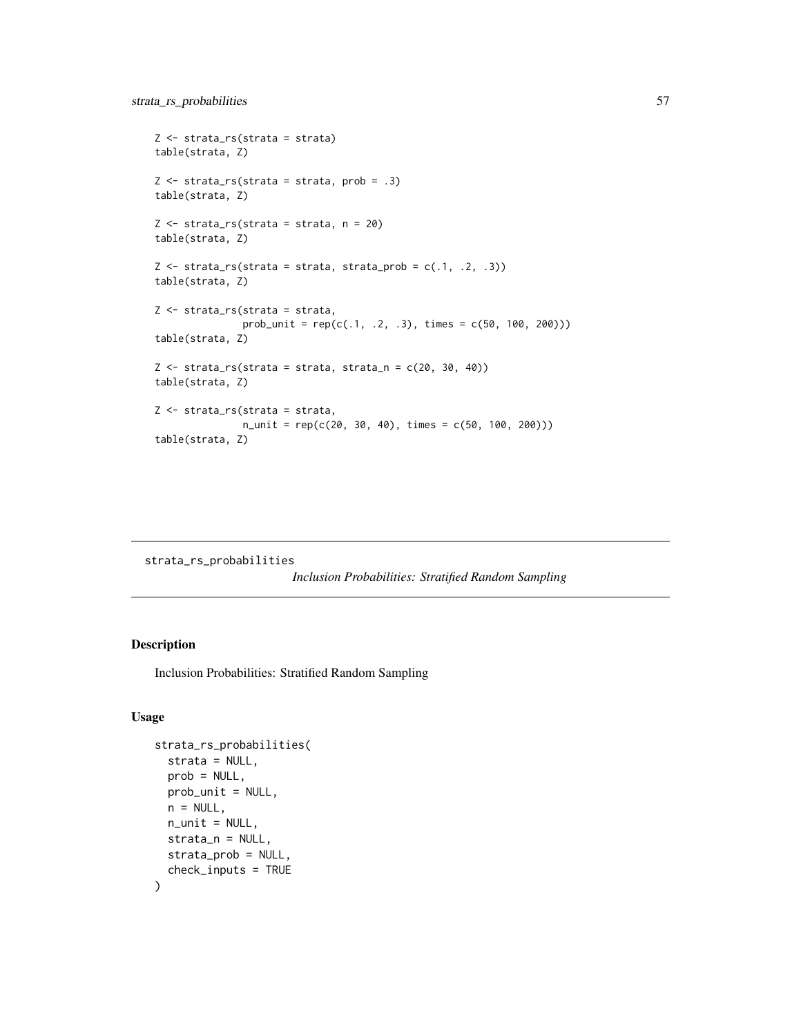```
Z <- strata_rs(strata = strata)
table(strata, Z)

Z <- strata_rs(strata = strata, prob = .3)
table(strata, Z)

Z <- strata_rs(strata = strata, n = 20)
table(strata, Z)

Z <- strata_rs(strata = strata, strata_prob = c(.1, .2, .3))
table(strata, Z)

Z <- strata_rs(strata = strata,
               prob_unit = rep(c(.1, .2, .3), times = c(50, 100, 200)))
table(strata, Z)

Z <- strata_rs(strata = strata, strata_n = c(20, 30, 40))
table(strata, Z)

Z <- strata_rs(strata = strata,
               n_unit = rep(c(20, 30, 40), times = c(50, 100, 200)))
table(strata, Z)
```

---

## strata_rs_probabilities

*Inclusion Probabilities: Stratified Random Sampling*

---

### Description

Inclusion Probabilities: Stratified Random Sampling

### Usage

```
strata_rs_probabilities(
  strata = NULL,
  prob = NULL,
  prob_unit = NULL,
  n = NULL,
  n_unit = NULL,
  strata_n = NULL,
  strata_prob = NULL,
  check_inputs = TRUE
)
```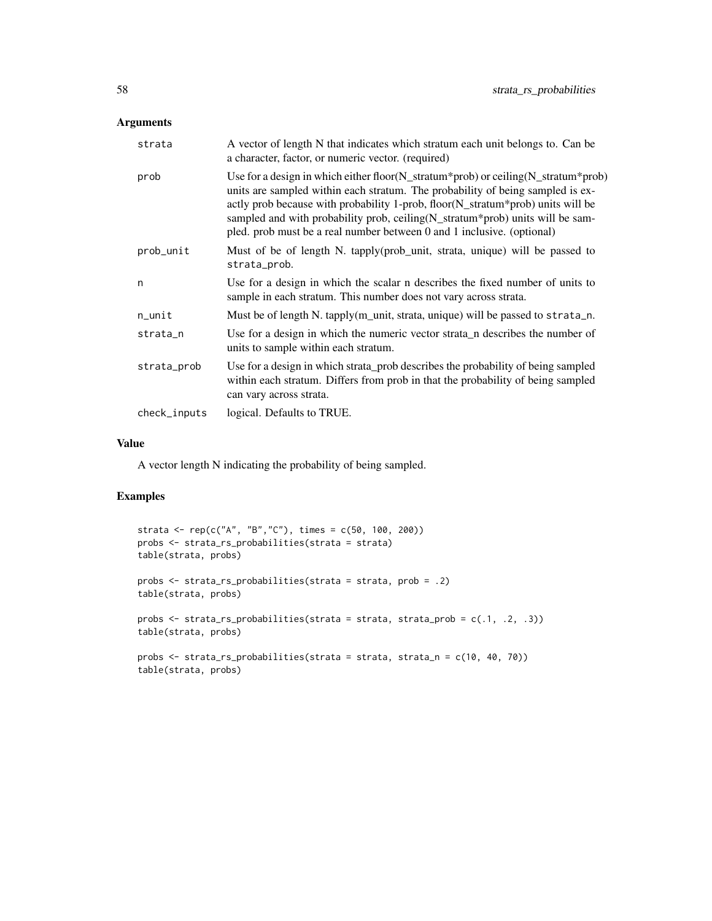### Arguments

| | |
|---|---|
| `strata` | A vector of length N that indicates which stratum each unit belongs to. Can be a character, factor, or numeric vector. (required) |
| `prob` | Use for a design in which either floor(N_stratum*prob) or ceiling(N_stratum*prob) units are sampled within each stratum. The probability of being sampled is exactly prob because with probability 1-prob, floor(N_stratum*prob) units will be sampled and with probability prob, ceiling(N_stratum*prob) units will be sampled. prob must be a real number between 0 and 1 inclusive. (optional) |
| `prob_unit` | Must of be of length N. tapply(prob_unit, strata, unique) will be passed to `strata_prob`. |
| `n` | Use for a design in which the scalar n describes the fixed number of units to sample in each stratum. This number does not vary across strata. |
| `n_unit` | Must be of length N. tapply(m_unit, strata, unique) will be passed to `strata_n`. |
| `strata_n` | Use for a design in which the numeric vector strata_n describes the number of units to sample within each stratum. |
| `strata_prob` | Use for a design in which strata_prob describes the probability of being sampled within each stratum. Differs from prob in that the probability of being sampled can vary across strata. |
| `check_inputs` | logical. Defaults to TRUE. |

### Value

A vector length N indicating the probability of being sampled.

### Examples

```
strata <- rep(c("A", "B","C"), times = c(50, 100, 200))
probs <- strata_rs_probabilities(strata = strata)
table(strata, probs)

probs <- strata_rs_probabilities(strata = strata, prob = .2)
table(strata, probs)

probs <- strata_rs_probabilities(strata = strata, strata_prob = c(.1, .2, .3))
table(strata, probs)

probs <- strata_rs_probabilities(strata = strata, strata_n = c(10, 40, 70))
table(strata, probs)
```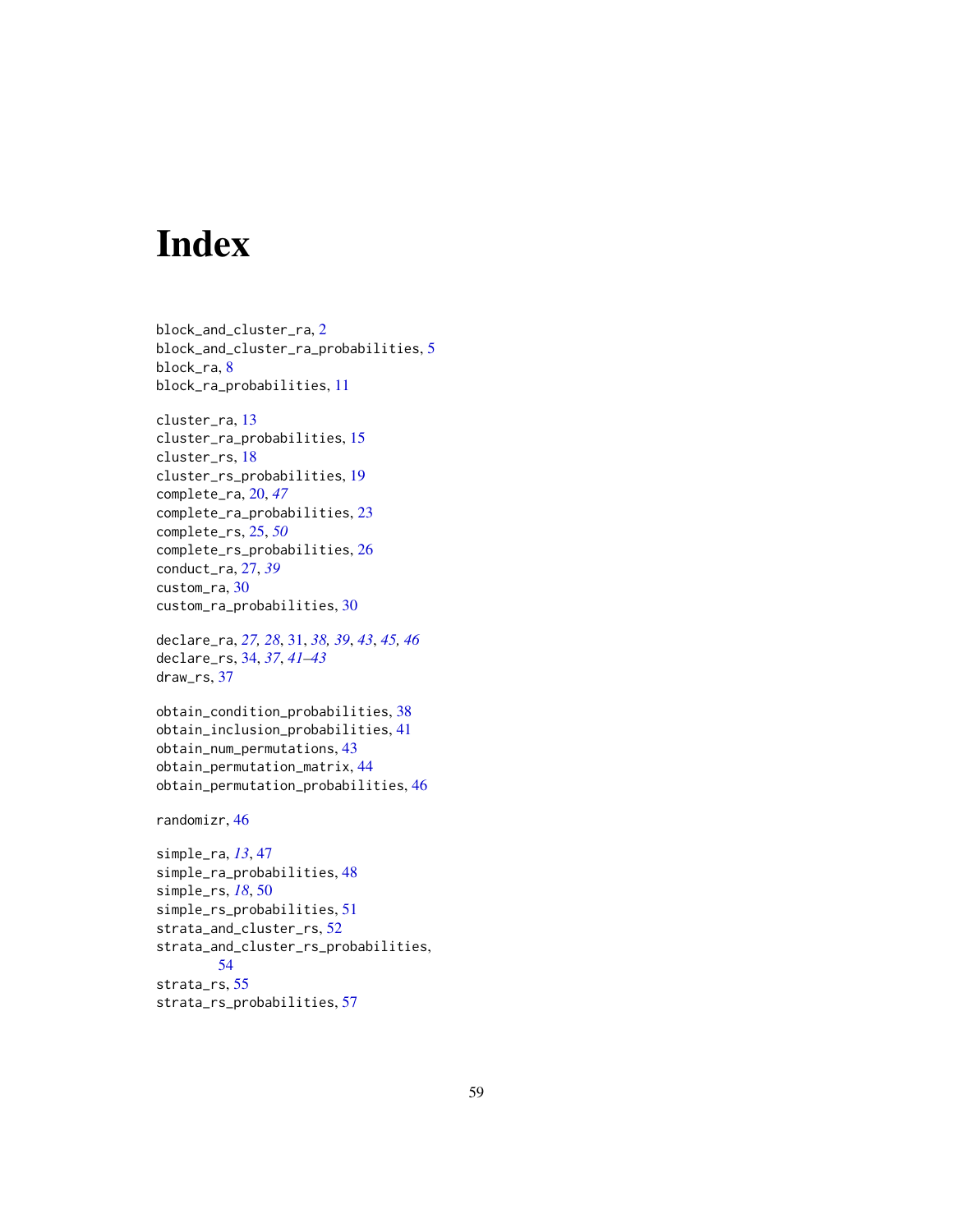# Index

block_and_cluster_ra, 2
block_and_cluster_ra_probabilities, 5
block_ra, 8
block_ra_probabilities, 11

cluster_ra, 13
cluster_ra_probabilities, 15
cluster_rs, 18
cluster_rs_probabilities, 19
complete_ra, 20, *47*
complete_ra_probabilities, 23
complete_rs, 25, *50*
complete_rs_probabilities, 26
conduct_ra, 27, *39*
custom_ra, 30
custom_ra_probabilities, 30

declare_ra, *27, 28*, 31, *38, 39*, *43*, *45, 46*
declare_rs, 34, *37*, *41–43*
draw_rs, 37

obtain_condition_probabilities, 38
obtain_inclusion_probabilities, 41
obtain_num_permutations, 43
obtain_permutation_matrix, 44
obtain_permutation_probabilities, 46

randomizr, 46

simple_ra, *13*, 47
simple_ra_probabilities, 48
simple_rs, *18*, 50
simple_rs_probabilities, 51
strata_and_cluster_rs, 52
strata_and_cluster_rs_probabilities, 54
strata_rs, 55
strata_rs_probabilities, 57